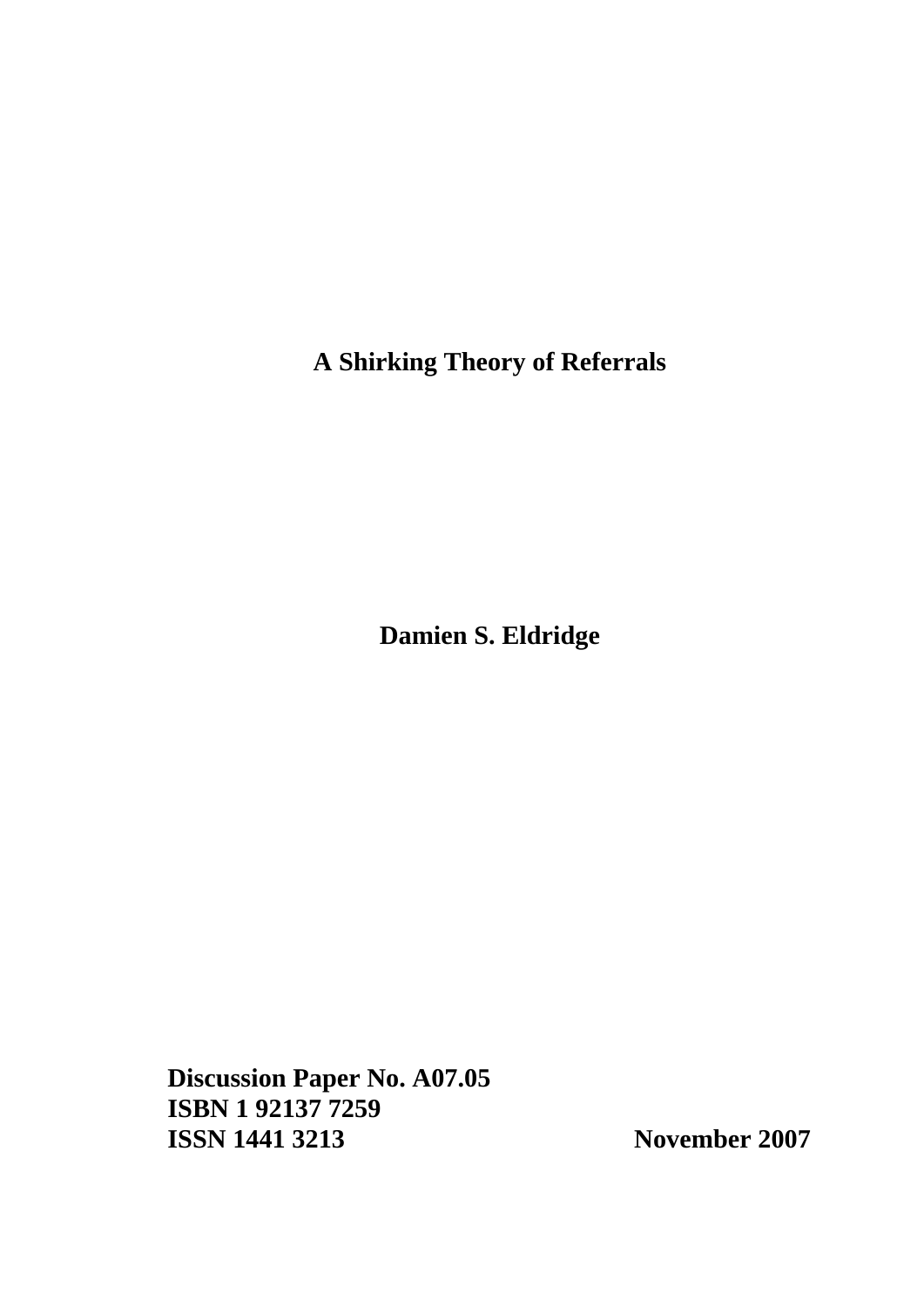# A Shirking Theory of Referrals

**Damien S. Eldridge**

**Discussion Paper No. A07.05**
**ISBN 1 92137 7259**
**ISSN 1441 3213**

**November 2007**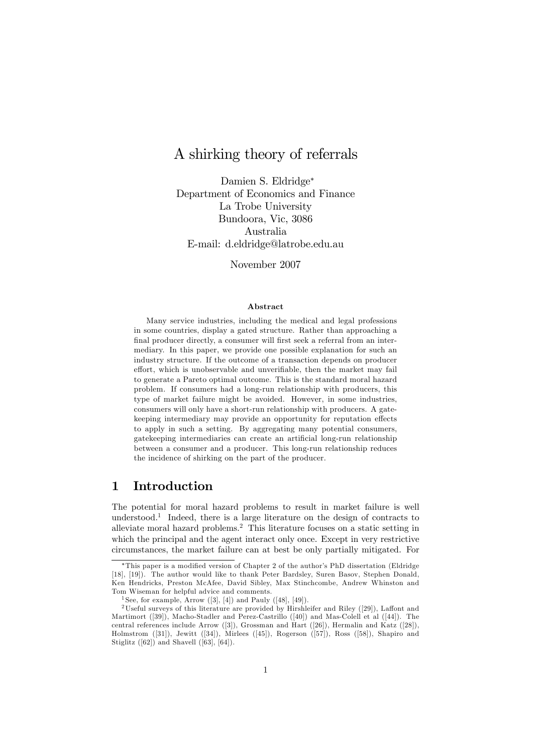# A shirking theory of referrals

Damien S. Eldridge*
Department of Economics and Finance
La Trobe University
Bundoora, Vic, 3086
Australia
E-mail: d.eldridge@latrobe.edu.au

November 2007

### Abstract

Many service industries, including the medical and legal professions in some countries, display a gated structure. Rather than approaching a final producer directly, a consumer will first seek a referral from an intermediary. In this paper, we provide one possible explanation for such an industry structure. If the outcome of a transaction depends on producer effort, which is unobservable and unverifiable, then the market may fail to generate a Pareto optimal outcome. This is the standard moral hazard problem. If consumers had a long-run relationship with producers, this type of market failure might be avoided. However, in some industries, consumers will only have a short-run relationship with producers. A gatekeeping intermediary may provide an opportunity for reputation effects to apply in such a setting. By aggregating many potential consumers, gatekeeping intermediaries can create an artificial long-run relationship between a consumer and a producer. This long-run relationship reduces the incidence of shirking on the part of the producer.

## 1 Introduction

The potential for moral hazard problems to result in market failure is well understood.[1] Indeed, there is a large literature on the design of contracts to alleviate moral hazard problems.[2] This literature focuses on a static setting in which the principal and the agent interact only once. Except in very restrictive circumstances, the market failure can at best be only partially mitigated. For

*This paper is a modified version of Chapter 2 of the author's PhD dissertation (Eldridge [18], [19]). The author would like to thank Peter Bardsley, Suren Basov, Stephen Donald, Ken Hendricks, Preston McAfee, David Sibley, Max Stinchcombe, Andrew Whinston and Tom Wiseman for helpful advice and comments.

[1] See, for example, Arrow ([3], [4]) and Pauly ([48], [49]).

[2] Useful surveys of this literature are provided by Hirshleifer and Riley ([29]), Laffont and Martimort ([39]), Macho-Stadler and Perez-Castrillo ([40]) and Mas-Colell et al ([44]). The central references include Arrow ([3]), Grossman and Hart ([26]), Hermalin and Katz ([28]), Holmstrom ([31]), Jewitt ([34]), Mirlees ([45]), Rogerson ([57]), Ross ([58]), Shapiro and Stiglitz ([62]) and Shavell ([63], [64]).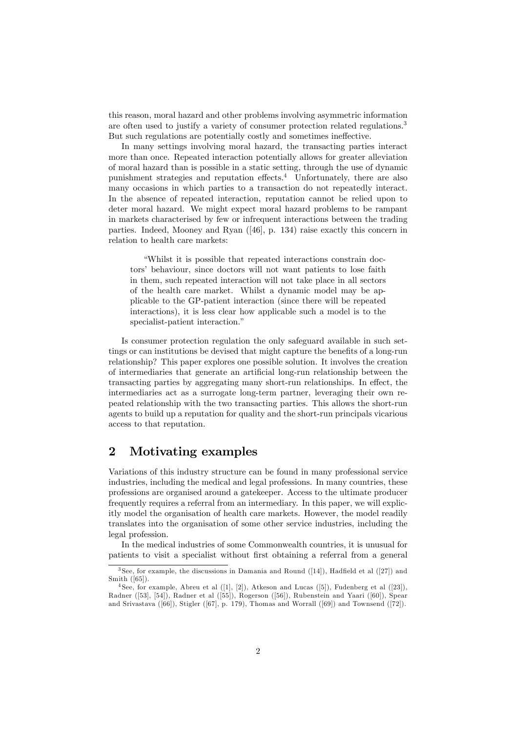this reason, moral hazard and other problems involving asymmetric information are often used to justify a variety of consumer protection related regulations.[3] But such regulations are potentially costly and sometimes ineffective.

In many settings involving moral hazard, the transacting parties interact more than once. Repeated interaction potentially allows for greater alleviation of moral hazard than is possible in a static setting, through the use of dynamic punishment strategies and reputation effects.[4] Unfortunately, there are also many occasions in which parties to a transaction do not repeatedly interact. In the absence of repeated interaction, reputation cannot be relied upon to deter moral hazard. We might expect moral hazard problems to be rampant in markets characterised by few or infrequent interactions between the trading parties. Indeed, Mooney and Ryan ([46], p. 134) raise exactly this concern in relation to health care markets:

> "Whilst it is possible that repeated interactions constrain doctors' behaviour, since doctors will not want patients to lose faith in them, such repeated interaction will not take place in all sectors of the health care market. Whilst a dynamic model may be applicable to the GP-patient interaction (since there will be repeated interactions), it is less clear how applicable such a model is to the specialist-patient interaction."

Is consumer protection regulation the only safeguard available in such settings or can institutions be devised that might capture the benefits of a long-run relationship? This paper explores one possible solution. It involves the creation of intermediaries that generate an artificial long-run relationship between the transacting parties by aggregating many short-run relationships. In effect, the intermediaries act as a surrogate long-term partner, leveraging their own repeated relationship with the two transacting parties. This allows the short-run agents to build up a reputation for quality and the short-run principals vicarious access to that reputation.

## 2 Motivating examples

Variations of this industry structure can be found in many professional service industries, including the medical and legal professions. In many countries, these professions are organised around a gatekeeper. Access to the ultimate producer frequently requires a referral from an intermediary. In this paper, we will explicitly model the organisation of health care markets. However, the model readily translates into the organisation of some other service industries, including the legal profession.

In the medical industries of some Commonwealth countries, it is unusual for patients to visit a specialist without first obtaining a referral from a general

[3] See, for example, the discussions in Damania and Round ([14]), Hadfield et al ([27]) and Smith ([65]).

[4] See, for example, Abreu et al ([1], [2]), Atkeson and Lucas ([5]), Fudenberg et al ([23]), Radner ([53], [54]), Radner et al ([55]), Rogerson ([56]), Rubenstein and Yaari ([60]), Spear and Srivastava ([66]), Stigler ([67], p. 179), Thomas and Worrall ([69]) and Townsend ([72]).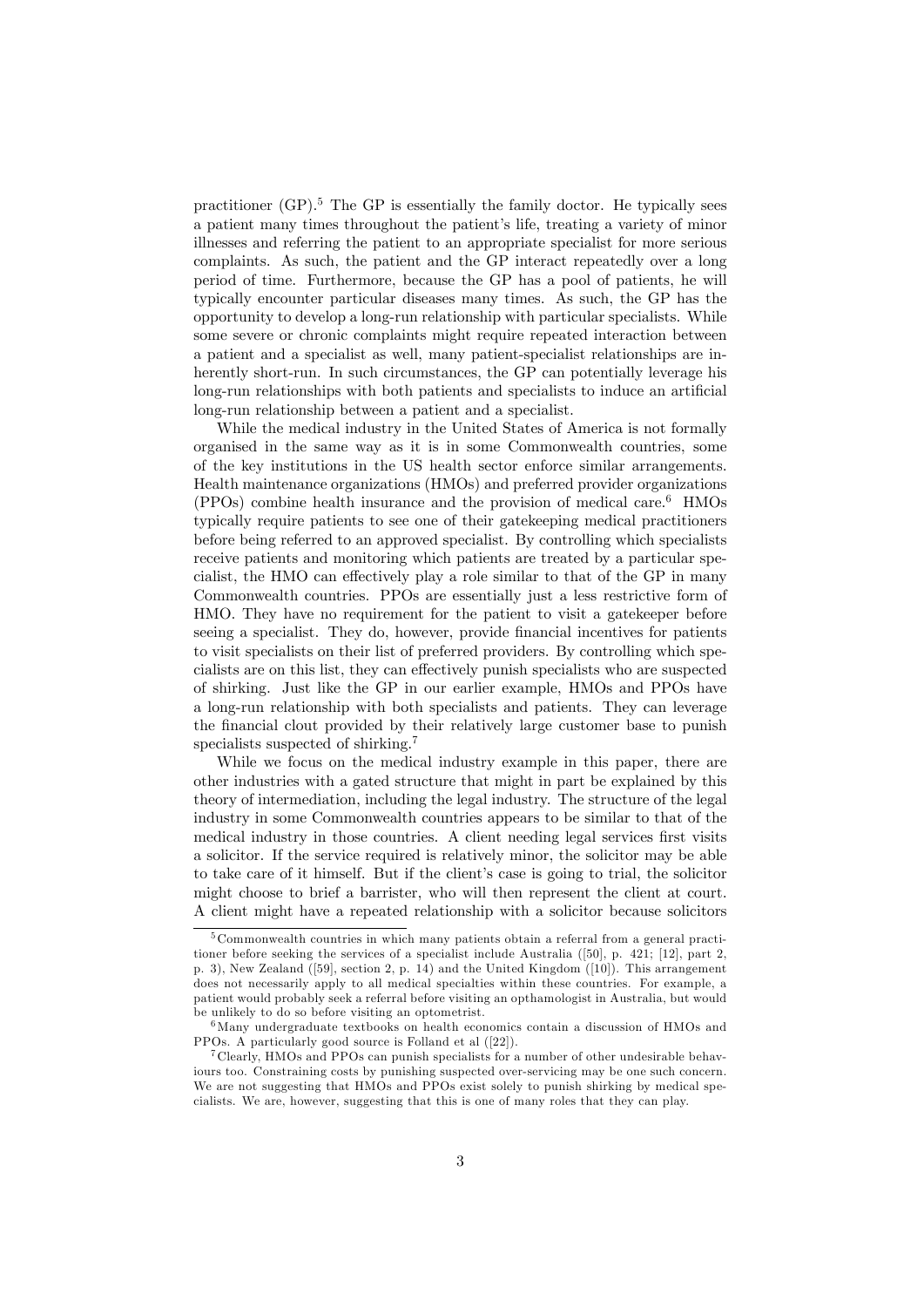practitioner (GP).[5] The GP is essentially the family doctor. He typically sees a patient many times throughout the patient's life, treating a variety of minor illnesses and referring the patient to an appropriate specialist for more serious complaints. As such, the patient and the GP interact repeatedly over a long period of time. Furthermore, because the GP has a pool of patients, he will typically encounter particular diseases many times. As such, the GP has the opportunity to develop a long-run relationship with particular specialists. While some severe or chronic complaints might require repeated interaction between a patient and a specialist as well, many patient-specialist relationships are inherently short-run. In such circumstances, the GP can potentially leverage his long-run relationships with both patients and specialists to induce an artificial long-run relationship between a patient and a specialist.

While the medical industry in the United States of America is not formally organised in the same way as it is in some Commonwealth countries, some of the key institutions in the US health sector enforce similar arrangements. Health maintenance organizations (HMOs) and preferred provider organizations (PPOs) combine health insurance and the provision of medical care.[6] HMOs typically require patients to see one of their gatekeeping medical practitioners before being referred to an approved specialist. By controlling which specialists receive patients and monitoring which patients are treated by a particular specialist, the HMO can effectively play a role similar to that of the GP in many Commonwealth countries. PPOs are essentially just a less restrictive form of HMO. They have no requirement for the patient to visit a gatekeeper before seeing a specialist. They do, however, provide financial incentives for patients to visit specialists on their list of preferred providers. By controlling which specialists are on this list, they can effectively punish specialists who are suspected of shirking. Just like the GP in our earlier example, HMOs and PPOs have a long-run relationship with both specialists and patients. They can leverage the financial clout provided by their relatively large customer base to punish specialists suspected of shirking.[7]

While we focus on the medical industry example in this paper, there are other industries with a gated structure that might in part be explained by this theory of intermediation, including the legal industry. The structure of the legal industry in some Commonwealth countries appears to be similar to that of the medical industry in those countries. A client needing legal services first visits a solicitor. If the service required is relatively minor, the solicitor may be able to take care of it himself. But if the client's case is going to trial, the solicitor might choose to brief a barrister, who will then represent the client at court. A client might have a repeated relationship with a solicitor because solicitors

---

[5] Commonwealth countries in which many patients obtain a referral from a general practitioner before seeking the services of a specialist include Australia ([50], p. 421; [12], part 2, p. 3), New Zealand ([59], section 2, p. 14) and the United Kingdom ([10]). This arrangement does not necessarily apply to all medical specialties within these countries. For example, a patient would probably seek a referral before visiting an opthamologist in Australia, but would be unlikely to do so before visiting an optometrist.

[6] Many undergraduate textbooks on health economics contain a discussion of HMOs and PPOs. A particularly good source is Folland et al ([22]).

[7] Clearly, HMOs and PPOs can punish specialists for a number of other undesirable behaviours too. Constraining costs by punishing suspected over-servicing may be one such concern. We are not suggesting that HMOs and PPOs exist solely to punish shirking by medical specialists. We are, however, suggesting that this is one of many roles that they can play.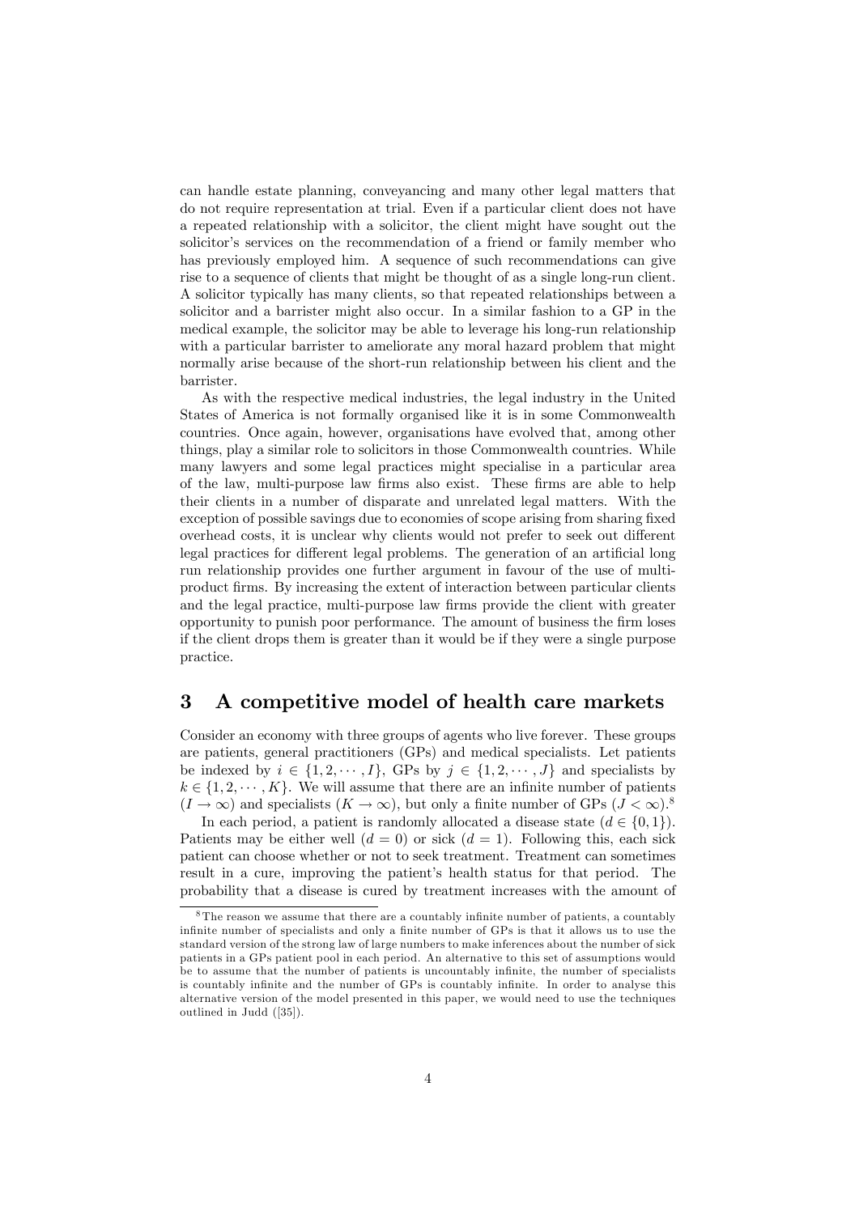can handle estate planning, conveyancing and many other legal matters that do not require representation at trial. Even if a particular client does not have a repeated relationship with a solicitor, the client might have sought out the solicitor's services on the recommendation of a friend or family member who has previously employed him. A sequence of such recommendations can give rise to a sequence of clients that might be thought of as a single long-run client. A solicitor typically has many clients, so that repeated relationships between a solicitor and a barrister might also occur. In a similar fashion to a GP in the medical example, the solicitor may be able to leverage his long-run relationship with a particular barrister to ameliorate any moral hazard problem that might normally arise because of the short-run relationship between his client and the barrister.

As with the respective medical industries, the legal industry in the United States of America is not formally organised like it is in some Commonwealth countries. Once again, however, organisations have evolved that, among other things, play a similar role to solicitors in those Commonwealth countries. While many lawyers and some legal practices might specialise in a particular area of the law, multi-purpose law firms also exist. These firms are able to help their clients in a number of disparate and unrelated legal matters. With the exception of possible savings due to economies of scope arising from sharing fixed overhead costs, it is unclear why clients would not prefer to seek out different legal practices for different legal problems. The generation of an artificial long run relationship provides one further argument in favour of the use of multi-product firms. By increasing the extent of interaction between particular clients and the legal practice, multi-purpose law firms provide the client with greater opportunity to punish poor performance. The amount of business the firm loses if the client drops them is greater than it would be if they were a single purpose practice.

## 3 A competitive model of health care markets

Consider an economy with three groups of agents who live forever. These groups are patients, general practitioners (GPs) and medical specialists. Let patients be indexed by $i \in \{1, 2, \cdots, I\}$, GPs by $j \in \{1, 2, \cdots, J\}$ and specialists by $k \in \{1, 2, \cdots, K\}$. We will assume that there are an infinite number of patients ($I \rightarrow \infty$) and specialists ($K \rightarrow \infty$), but only a finite number of GPs ($J < \infty$).[8]

In each period, a patient is randomly allocated a disease state ($d \in \{0, 1\}$). Patients may be either well ($d = 0$) or sick ($d = 1$). Following this, each sick patient can choose whether or not to seek treatment. Treatment can sometimes result in a cure, improving the patient's health status for that period. The probability that a disease is cured by treatment increases with the amount of

[8] The reason we assume that there are a countably infinite number of patients, a countably infinite number of specialists and only a finite number of GPs is that it allows us to use the standard version of the strong law of large numbers to make inferences about the number of sick patients in a GPs patient pool in each period. An alternative to this set of assumptions would be to assume that the number of patients is uncountably infinite, the number of specialists is countably infinite and the number of GPs is countably infinite. In order to analyse this alternative version of the model presented in this paper, we would need to use the techniques outlined in Judd ([35]).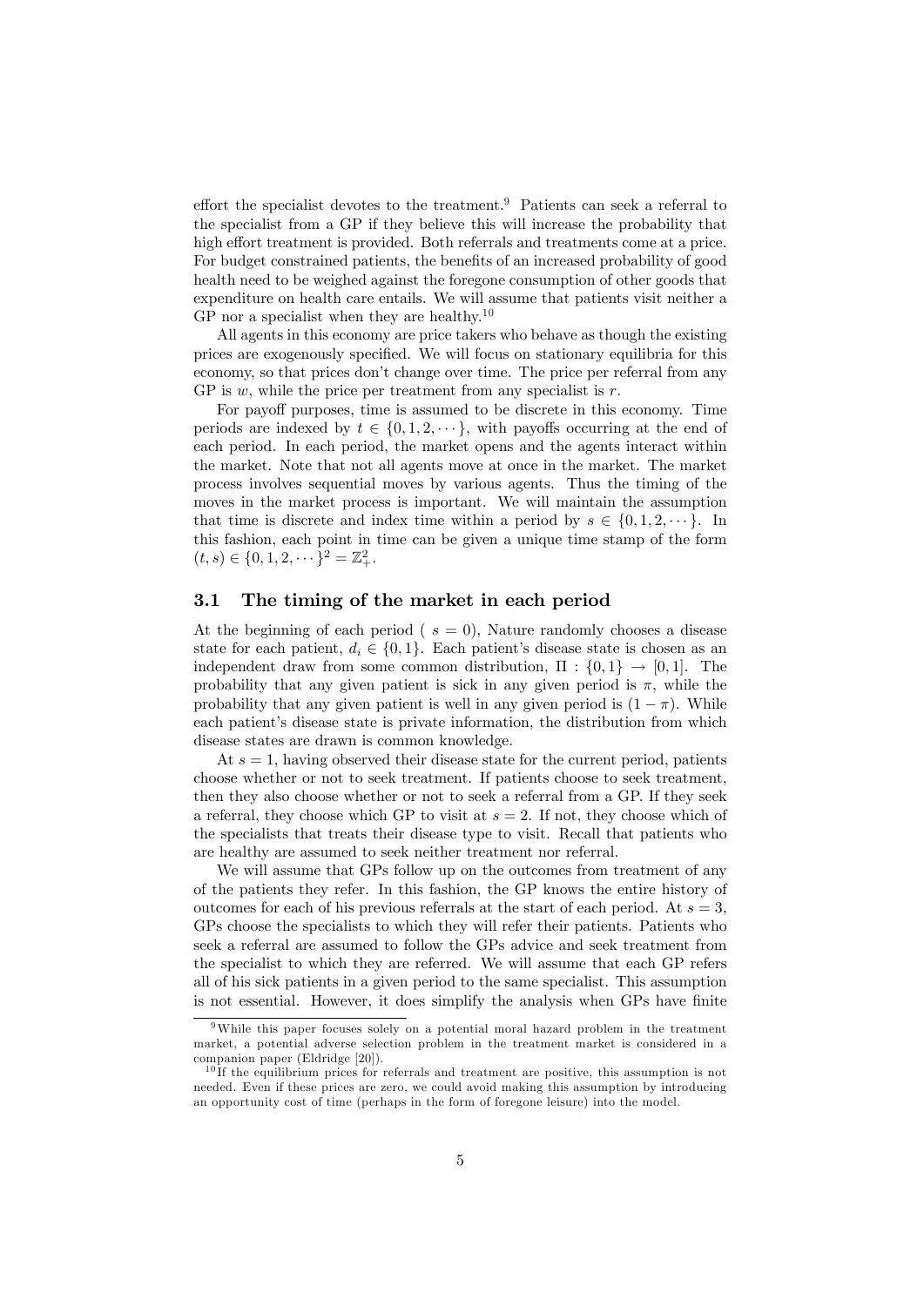effort the specialist devotes to the treatment.[9] Patients can seek a referral to the specialist from a GP if they believe this will increase the probability that high effort treatment is provided. Both referrals and treatments come at a price. For budget constrained patients, the benefits of an increased probability of good health need to be weighed against the foregone consumption of other goods that expenditure on health care entails. We will assume that patients visit neither a GP nor a specialist when they are healthy.[10]

All agents in this economy are price takers who behave as though the existing prices are exogenously specified. We will focus on stationary equilibria for this economy, so that prices don't change over time. The price per referral from any GP is $w$, while the price per treatment from any specialist is $r$.

For payoff purposes, time is assumed to be discrete in this economy. Time periods are indexed by $t \in \{0, 1, 2, \cdots\}$, with payoffs occurring at the end of each period. In each period, the market opens and the agents interact within the market. Note that not all agents move at once in the market. The market process involves sequential moves by various agents. Thus the timing of the moves in the market process is important. We will maintain the assumption that time is discrete and index time within a period by $s \in \{0, 1, 2, \cdots\}$. In this fashion, each point in time can be given a unique time stamp of the form $(t, s) \in \{0, 1, 2, \cdots\}^2 = \mathbb{Z}_+^2$.

### 3.1 The timing of the market in each period

At the beginning of each period ( $s = 0$), Nature randomly chooses a disease state for each patient, $d_i \in \{0, 1\}$. Each patient's disease state is chosen as an independent draw from some common distribution, $\Pi : \{0, 1\} \to [0, 1]$. The probability that any given patient is sick in any given period is $\pi$, while the probability that any given patient is well in any given period is $(1 - \pi)$. While each patient's disease state is private information, the distribution from which disease states are drawn is common knowledge.

At $s = 1$, having observed their disease state for the current period, patients choose whether or not to seek treatment. If patients choose to seek treatment, then they also choose whether or not to seek a referral from a GP. If they seek a referral, they choose which GP to visit at $s = 2$. If not, they choose which of the specialists that treats their disease type to visit. Recall that patients who are healthy are assumed to seek neither treatment nor referral.

We will assume that GPs follow up on the outcomes from treatment of any of the patients they refer. In this fashion, the GP knows the entire history of outcomes for each of his previous referrals at the start of each period. At $s = 3$, GPs choose the specialists to which they will refer their patients. Patients who seek a referral are assumed to follow the GPs advice and seek treatment from the specialist to which they are referred. We will assume that each GP refers all of his sick patients in a given period to the same specialist. This assumption is not essential. However, it does simplify the analysis when GPs have finite

[9] While this paper focuses solely on a potential moral hazard problem in the treatment market, a potential adverse selection problem in the treatment market is considered in a companion paper (Eldridge [20]).

[10] If the equilibrium prices for referrals and treatment are positive, this assumption is not needed. Even if these prices are zero, we could avoid making this assumption by introducing an opportunity cost of time (perhaps in the form of foregone leisure) into the model.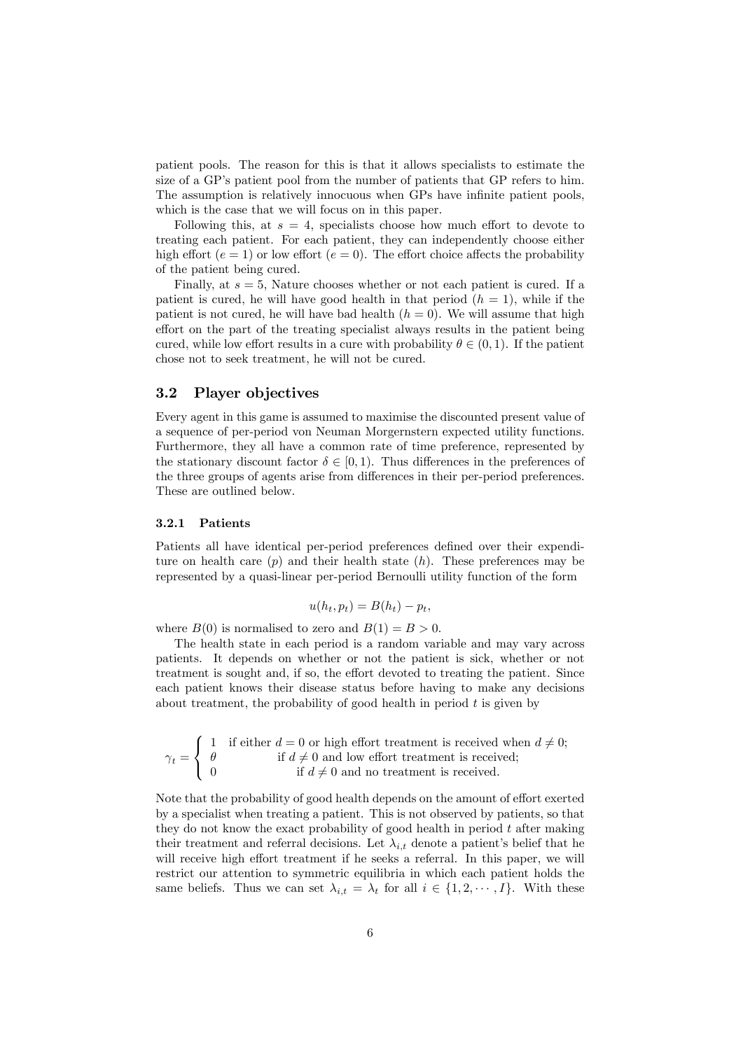patient pools. The reason for this is that it allows specialists to estimate the size of a GP's patient pool from the number of patients that GP refers to him. The assumption is relatively innocuous when GPs have infinite patient pools, which is the case that we will focus on in this paper.

Following this, at $s = 4$, specialists choose how much effort to devote to treating each patient. For each patient, they can independently choose either high effort ($e = 1$) or low effort ($e = 0$). The effort choice affects the probability of the patient being cured.

Finally, at $s = 5$, Nature chooses whether or not each patient is cured. If a patient is cured, he will have good health in that period ($h = 1$), while if the patient is not cured, he will have bad health ($h = 0$). We will assume that high effort on the part of the treating specialist always results in the patient being cured, while low effort results in a cure with probability $\theta \in (0, 1)$. If the patient chose not to seek treatment, he will not be cured.

## 3.2 Player objectives

Every agent in this game is assumed to maximise the discounted present value of a sequence of per-period von Neuman Morgernstern expected utility functions. Furthermore, they all have a common rate of time preference, represented by the stationary discount factor $\delta \in [0, 1)$. Thus differences in the preferences of the three groups of agents arise from differences in their per-period preferences. These are outlined below.

### 3.2.1 Patients

Patients all have identical per-period preferences defined over their expenditure on health care ($p$) and their health state ($h$). These preferences may be represented by a quasi-linear per-period Bernoulli utility function of the form

$$u(h_t, p_t) = B(h_t) - p_t,$$

where $B(0)$ is normalised to zero and $B(1) = B > 0$.

The health state in each period is a random variable and may vary across patients. It depends on whether or not the patient is sick, whether or not treatment is sought and, if so, the effort devoted to treating the patient. Since each patient knows their disease status before having to make any decisions about treatment, the probability of good health in period $t$ is given by

$$\gamma_t = \begin{cases} 1 & \text{if either } d = 0 \text{ or high effort treatment is received when } d \neq 0; \\ \theta & \text{if } d \neq 0 \text{ and low effort treatment is received;} \\ 0 & \text{if } d \neq 0 \text{ and no treatment is received.} \end{cases}$$

Note that the probability of good health depends on the amount of effort exerted by a specialist when treating a patient. This is not observed by patients, so that they do not know the exact probability of good health in period $t$ after making their treatment and referral decisions. Let $\lambda_{i,t}$ denote a patient's belief that he will receive high effort treatment if he seeks a referral. In this paper, we will restrict our attention to symmetric equilibria in which each patient holds the same beliefs. Thus we can set $\lambda_{i,t} = \lambda_t$ for all $i \in \{1, 2, \cdots, I\}$. With these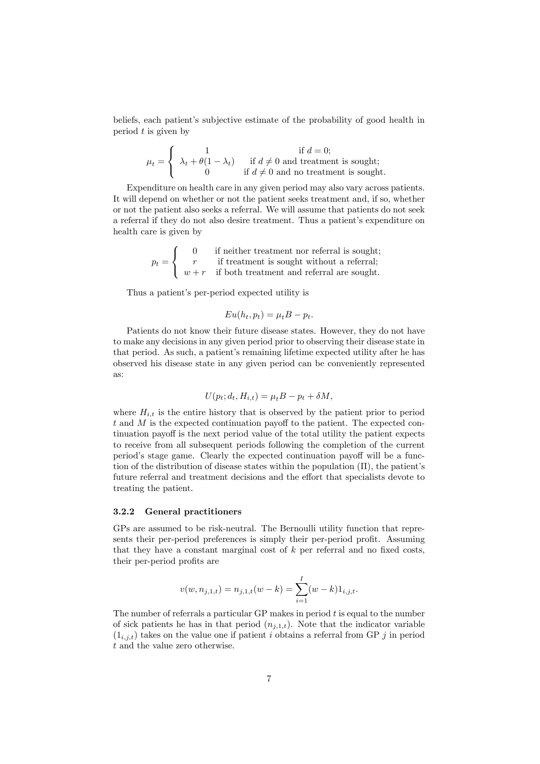beliefs, each patient's subjective estimate of the probability of good health in period $t$ is given by

$$\mu_t = \begin{cases} 1 & \text{if } d = 0; \\ \lambda_t + \theta(1 - \lambda_t) & \text{if } d \neq 0 \text{ and treatment is sought;} \\ 0 & \text{if } d \neq 0 \text{ and no treatment is sought.} \end{cases}$$

Expenditure on health care in any given period may also vary across patients. It will depend on whether or not the patient seeks treatment and, if so, whether or not the patient also seeks a referral. We will assume that patients do not seek a referral if they do not also desire treatment. Thus a patient's expenditure on health care is given by

$$p_t = \begin{cases} 0 & \text{if neither treatment nor referral is sought;} \\ r & \text{if treatment is sought without a referral;} \\ w + r & \text{if both treatment and referral are sought.} \end{cases}$$

Thus a patient's per-period expected utility is

$$Eu(h_t, p_t) = \mu_t B - p_t.$$

Patients do not know their future disease states. However, they do not have to make any decisions in any given period prior to observing their disease state in that period. As such, a patient's remaining lifetime expected utility after he has observed his disease state in any given period can be conveniently represented as:

$$U(p_t; d_t, H_{i,t}) = \mu_t B - p_t + \delta M,$$

where $H_{i,t}$ is the entire history that is observed by the patient prior to period $t$ and $M$ is the expected continuation payoff to the patient. The expected continuation payoff is the next period value of the total utility the patient expects to receive from all subsequent periods following the completion of the current period's stage game. Clearly the expected continuation payoff will be a function of the distribution of disease states within the population ($\Pi$), the patient's future referral and treatment decisions and the effort that specialists devote to treating the patient.

### 3.2.2 General practitioners

GPs are assumed to be risk-neutral. The Bernoulli utility function that represents their per-period preferences is simply their per-period profit. Assuming that they have a constant marginal cost of $k$ per referral and no fixed costs, their per-period profits are

$$v(w, n_{j,1,t}) = n_{j,1,t}(w - k) = \sum_{i=1}^{I} (w - k) 1_{i,j,t}.$$

The number of referrals a particular GP makes in period $t$ is equal to the number of sick patients he has in that period ($n_{j,1,t}$). Note that the indicator variable ($1_{i,j,t}$) takes on the value one if patient $i$ obtains a referral from GP $j$ in period $t$ and the value zero otherwise.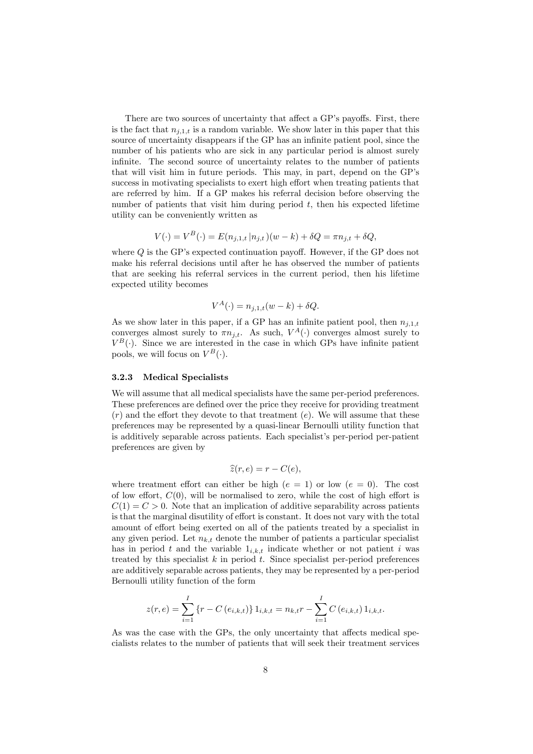There are two sources of uncertainty that affect a GP's payoffs. First, there is the fact that $n_{j,1,t}$ is a random variable. We show later in this paper that this source of uncertainty disappears if the GP has an infinite patient pool, since the number of his patients who are sick in any particular period is almost surely infinite. The second source of uncertainty relates to the number of patients that will visit him in future periods. This may, in part, depend on the GP's success in motivating specialists to exert high effort when treating patients that are referred by him. If a GP makes his referral decision before observing the number of patients that visit him during period $t$, then his expected lifetime utility can be conveniently written as

$$V(\cdot) = V^B(\cdot) = E(n_{j,1,t}\,|n_{j,t})(w-k) + \delta Q = \pi n_{j,t} + \delta Q,$$

where $Q$ is the GP's expected continuation payoff. However, if the GP does not make his referral decisions until after he has observed the number of patients that are seeking his referral services in the current period, then his lifetime expected utility becomes

$$V^A(\cdot) = n_{j,1,t}(w-k) + \delta Q.$$

As we show later in this paper, if a GP has an infinite patient pool, then $n_{j,1,t}$ converges almost surely to $\pi n_{j,t}$. As such, $V^A(\cdot)$ converges almost surely to $V^B(\cdot)$. Since we are interested in the case in which GPs have infinite patient pools, we will focus on $V^B(\cdot)$.

### 3.2.3 Medical Specialists

We will assume that all medical specialists have the same per-period preferences. These preferences are defined over the price they receive for providing treatment ($r$) and the effort they devote to that treatment ($e$). We will assume that these preferences may be represented by a quasi-linear Bernoulli utility function that is additively separable across patients. Each specialist's per-period per-patient preferences are given by

$$\widehat{z}(r,e) = r - C(e),$$

where treatment effort can either be high ($e = 1$) or low ($e = 0$). The cost of low effort, $C(0)$, will be normalised to zero, while the cost of high effort is $C(1) = C > 0$. Note that an implication of additive separability across patients is that the marginal disutility of effort is constant. It does not vary with the total amount of effort being exerted on all of the patients treated by a specialist in any given period. Let $n_{k,t}$ denote the number of patients a particular specialist has in period $t$ and the variable $1_{i,k,t}$ indicate whether or not patient $i$ was treated by this specialist $k$ in period $t$. Since specialist per-period preferences are additively separable across patients, they may be represented by a per-period Bernoulli utility function of the form

$$z(r,e) = \sum_{i=1}^{I} \{r - C\left(e_{i,k,t}\right)\} 1_{i,k,t} = n_{k,t}r - \sum_{i=1}^{I} C\left(e_{i,k,t}\right) 1_{i,k,t}.$$

As was the case with the GPs, the only uncertainty that affects medical specialists relates to the number of patients that will seek their treatment services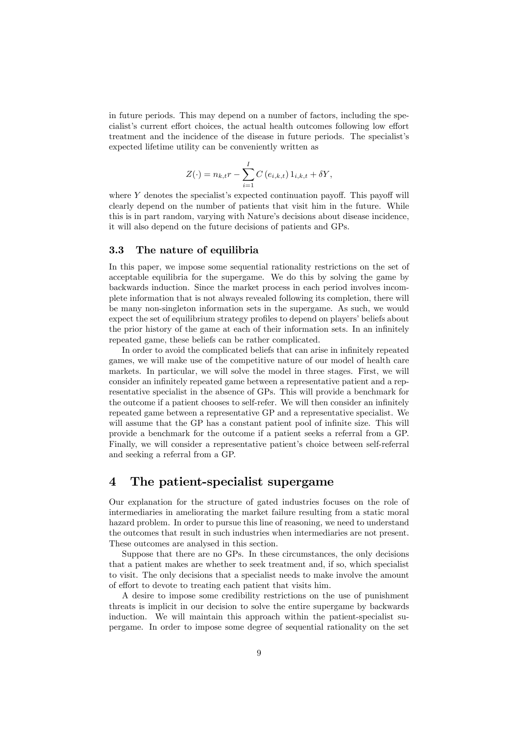in future periods. This may depend on a number of factors, including the specialist's current effort choices, the actual health outcomes following low effort treatment and the incidence of the disease in future periods. The specialist's expected lifetime utility can be conveniently written as

$$Z(\cdot) = n_{k,t}r - \sum_{i=1}^{I} C\left(e_{i,k,t}\right) 1_{i,k,t} + \delta Y,$$

where $Y$ denotes the specialist's expected continuation payoff. This payoff will clearly depend on the number of patients that visit him in the future. While this is in part random, varying with Nature's decisions about disease incidence, it will also depend on the future decisions of patients and GPs.

### 3.3 The nature of equilibria

In this paper, we impose some sequential rationality restrictions on the set of acceptable equilibria for the supergame. We do this by solving the game by backwards induction. Since the market process in each period involves incomplete information that is not always revealed following its completion, there will be many non-singleton information sets in the supergame. As such, we would expect the set of equilibrium strategy profiles to depend on players' beliefs about the prior history of the game at each of their information sets. In an infinitely repeated game, these beliefs can be rather complicated.

In order to avoid the complicated beliefs that can arise in infinitely repeated games, we will make use of the competitive nature of our model of health care markets. In particular, we will solve the model in three stages. First, we will consider an infinitely repeated game between a representative patient and a representative specialist in the absence of GPs. This will provide a benchmark for the outcome if a patient chooses to self-refer. We will then consider an infinitely repeated game between a representative GP and a representative specialist. We will assume that the GP has a constant patient pool of infinite size. This will provide a benchmark for the outcome if a patient seeks a referral from a GP. Finally, we will consider a representative patient's choice between self-referral and seeking a referral from a GP.

## 4 The patient-specialist supergame

Our explanation for the structure of gated industries focuses on the role of intermediaries in ameliorating the market failure resulting from a static moral hazard problem. In order to pursue this line of reasoning, we need to understand the outcomes that result in such industries when intermediaries are not present. These outcomes are analysed in this section.

Suppose that there are no GPs. In these circumstances, the only decisions that a patient makes are whether to seek treatment and, if so, which specialist to visit. The only decisions that a specialist needs to make involve the amount of effort to devote to treating each patient that visits him.

A desire to impose some credibility restrictions on the use of punishment threats is implicit in our decision to solve the entire supergame by backwards induction. We will maintain this approach within the patient-specialist supergame. In order to impose some degree of sequential rationality on the set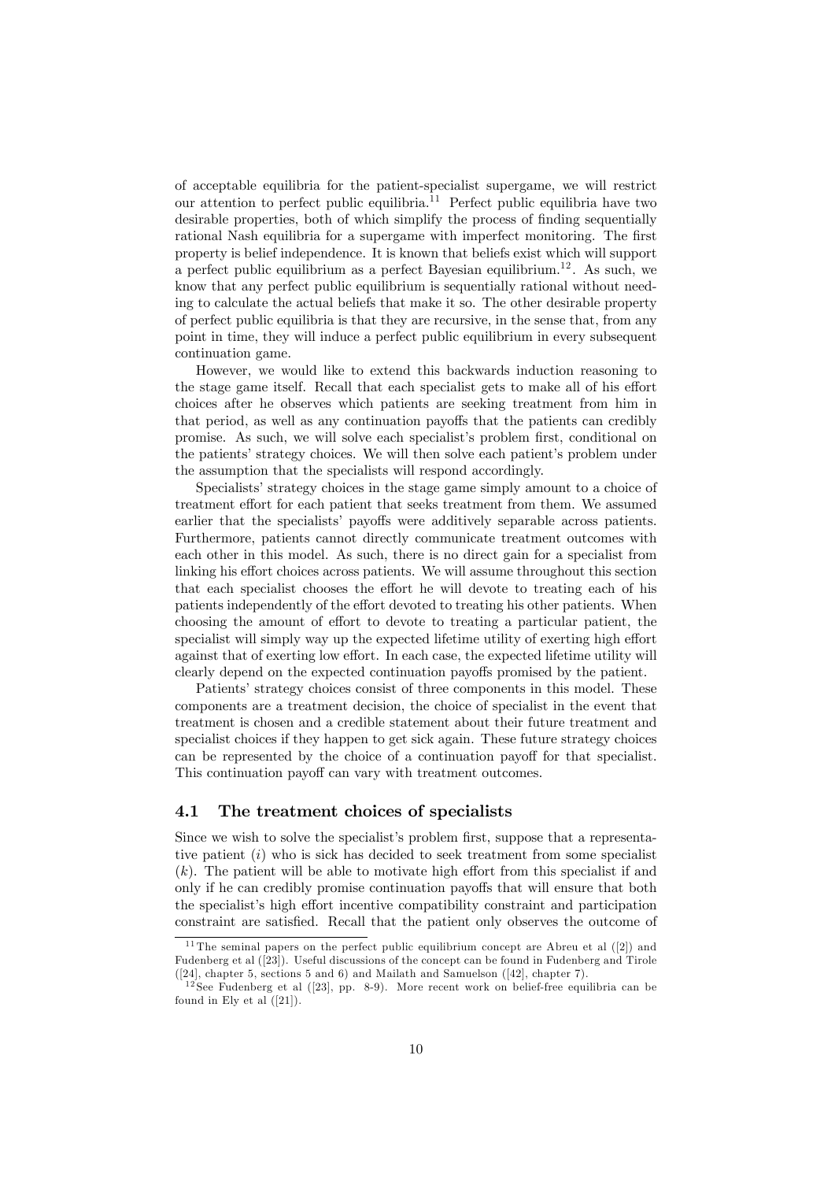of acceptable equilibria for the patient-specialist supergame, we will restrict our attention to perfect public equilibria.[11] Perfect public equilibria have two desirable properties, both of which simplify the process of finding sequentially rational Nash equilibria for a supergame with imperfect monitoring. The first property is belief independence. It is known that beliefs exist which will support a perfect public equilibrium as a perfect Bayesian equilibrium.[12]. As such, we know that any perfect public equilibrium is sequentially rational without needing to calculate the actual beliefs that make it so. The other desirable property of perfect public equilibria is that they are recursive, in the sense that, from any point in time, they will induce a perfect public equilibrium in every subsequent continuation game.

However, we would like to extend this backwards induction reasoning to the stage game itself. Recall that each specialist gets to make all of his effort choices after he observes which patients are seeking treatment from him in that period, as well as any continuation payoffs that the patients can credibly promise. As such, we will solve each specialist's problem first, conditional on the patients' strategy choices. We will then solve each patient's problem under the assumption that the specialists will respond accordingly.

Specialists' strategy choices in the stage game simply amount to a choice of treatment effort for each patient that seeks treatment from them. We assumed earlier that the specialists' payoffs were additively separable across patients. Furthermore, patients cannot directly communicate treatment outcomes with each other in this model. As such, there is no direct gain for a specialist from linking his effort choices across patients. We will assume throughout this section that each specialist chooses the effort he will devote to treating each of his patients independently of the effort devoted to treating his other patients. When choosing the amount of effort to devote to treating a particular patient, the specialist will simply way up the expected lifetime utility of exerting high effort against that of exerting low effort. In each case, the expected lifetime utility will clearly depend on the expected continuation payoffs promised by the patient.

Patients' strategy choices consist of three components in this model. These components are a treatment decision, the choice of specialist in the event that treatment is chosen and a credible statement about their future treatment and specialist choices if they happen to get sick again. These future strategy choices can be represented by the choice of a continuation payoff for that specialist. This continuation payoff can vary with treatment outcomes.

## 4.1 The treatment choices of specialists

Since we wish to solve the specialist's problem first, suppose that a representative patient $(i)$ who is sick has decided to seek treatment from some specialist $(k)$. The patient will be able to motivate high effort from this specialist if and only if he can credibly promise continuation payoffs that will ensure that both the specialist's high effort incentive compatibility constraint and participation constraint are satisfied. Recall that the patient only observes the outcome of

[11] The seminal papers on the perfect public equilibrium concept are Abreu et al ([2]) and Fudenberg et al ([23]). Useful discussions of the concept can be found in Fudenberg and Tirole ([24], chapter 5, sections 5 and 6) and Mailath and Samuelson ([42], chapter 7).

[12] See Fudenberg et al ([23], pp. 8-9). More recent work on belief-free equilibria can be found in Ely et al ([21]).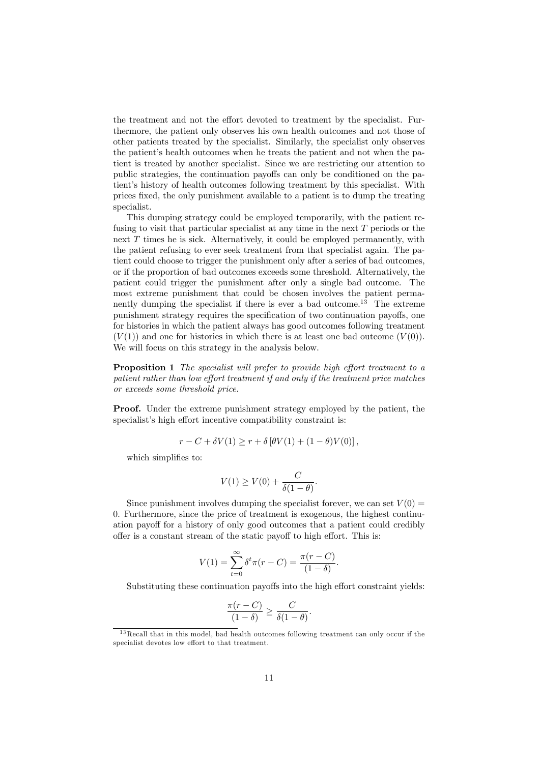the treatment and not the effort devoted to treatment by the specialist. Furthermore, the patient only observes his own health outcomes and not those of other patients treated by the specialist. Similarly, the specialist only observes the patient's health outcomes when he treats the patient and not when the patient is treated by another specialist. Since we are restricting our attention to public strategies, the continuation payoffs can only be conditioned on the patient's history of health outcomes following treatment by this specialist. With prices fixed, the only punishment available to a patient is to dump the treating specialist.

This dumping strategy could be employed temporarily, with the patient refusing to visit that particular specialist at any time in the next $T$ periods or the next $T$ times he is sick. Alternatively, it could be employed permanently, with the patient refusing to ever seek treatment from that specialist again. The patient could choose to trigger the punishment only after a series of bad outcomes, or if the proportion of bad outcomes exceeds some threshold. Alternatively, the patient could trigger the punishment after only a single bad outcome. The most extreme punishment that could be chosen involves the patient permanently dumping the specialist if there is ever a bad outcome.[13] The extreme punishment strategy requires the specification of two continuation payoffs, one for histories in which the patient always has good outcomes following treatment ($V(1)$) and one for histories in which there is at least one bad outcome ($V(0)$). We will focus on this strategy in the analysis below.

**Proposition 1** *The specialist will prefer to provide high effort treatment to a patient rather than low effort treatment if and only if the treatment price matches or exceeds some threshold price.*

**Proof.** Under the extreme punishment strategy employed by the patient, the specialist's high effort incentive compatibility constraint is:

$$r - C + \delta V(1) \geq r + \delta \left[ \theta V(1) + (1 - \theta) V(0) \right],$$

which simplifies to:

$$V(1) \geq V(0) + \frac{C}{\delta(1 - \theta)}.$$

Since punishment involves dumping the specialist forever, we can set $V(0) = 0$. Furthermore, since the price of treatment is exogenous, the highest continuation payoff for a history of only good outcomes that a patient could credibly offer is a constant stream of the static payoff to high effort. This is:

$$V(1) = \sum_{t=0}^{\infty} \delta^t \pi(r - C) = \frac{\pi(r - C)}{(1 - \delta)}.$$

Substituting these continuation payoffs into the high effort constraint yields:

$$\frac{\pi(r - C)}{(1 - \delta)} \geq \frac{C}{\delta(1 - \theta)}.$$

[13] Recall that in this model, bad health outcomes following treatment can only occur if the specialist devotes low effort to that treatment.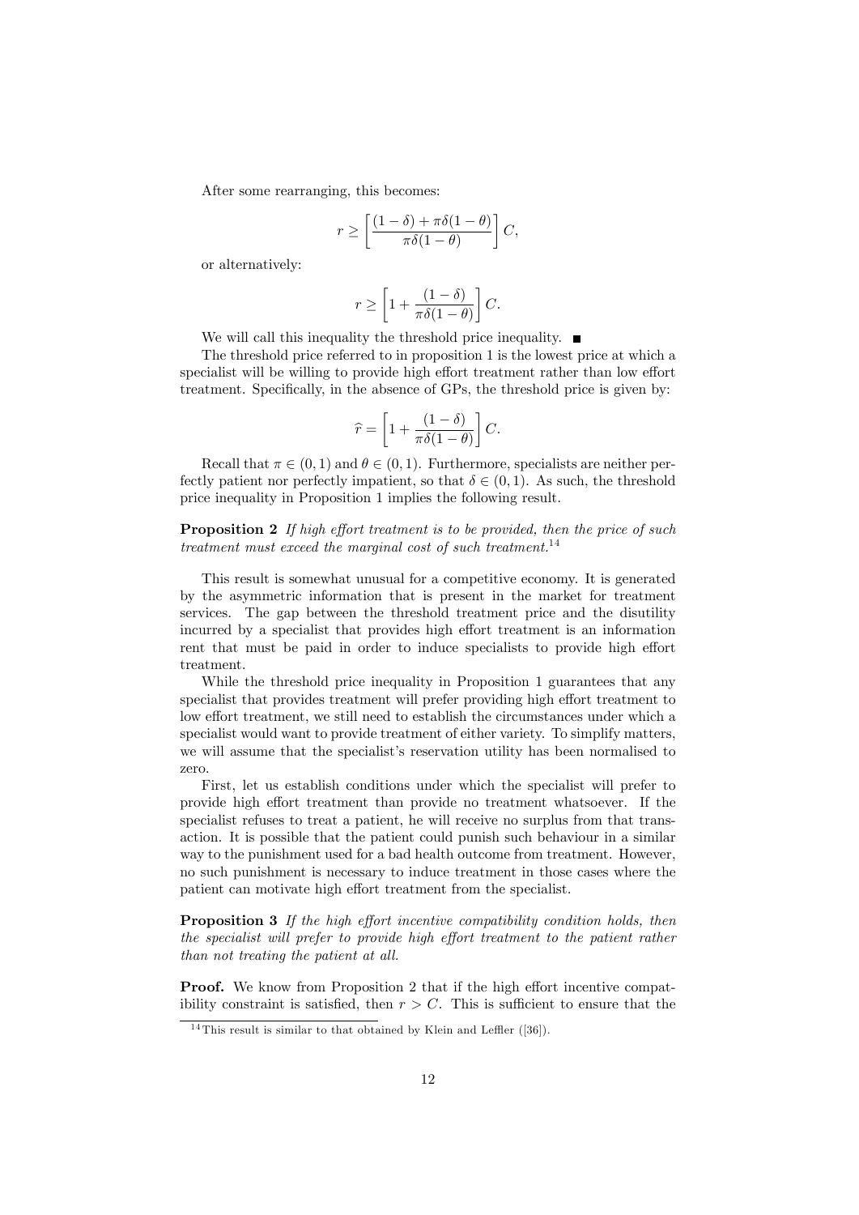After some rearranging, this becomes:

$$r \geq \left[ \frac{(1-\delta) + \pi\delta(1-\theta)}{\pi\delta(1-\theta)} \right] C,$$

or alternatively:

$$r \geq \left[ 1 + \frac{(1-\delta)}{\pi\delta(1-\theta)} \right] C.$$

We will call this inequality the threshold price inequality. ■

The threshold price referred to in proposition 1 is the lowest price at which a specialist will be willing to provide high effort treatment rather than low effort treatment. Specifically, in the absence of GPs, the threshold price is given by:

$$\widehat{r} = \left[ 1 + \frac{(1-\delta)}{\pi\delta(1-\theta)} \right] C.$$

Recall that $\pi \in (0, 1)$ and $\theta \in (0, 1)$. Furthermore, specialists are neither perfectly patient nor perfectly impatient, so that $\delta \in (0, 1)$. As such, the threshold price inequality in Proposition 1 implies the following result.

**Proposition 2** *If high effort treatment is to be provided, then the price of such treatment must exceed the marginal cost of such treatment.*[14]

This result is somewhat unusual for a competitive economy. It is generated by the asymmetric information that is present in the market for treatment services. The gap between the threshold treatment price and the disutility incurred by a specialist that provides high effort treatment is an information rent that must be paid in order to induce specialists to provide high effort treatment.

While the threshold price inequality in Proposition 1 guarantees that any specialist that provides treatment will prefer providing high effort treatment to low effort treatment, we still need to establish the circumstances under which a specialist would want to provide treatment of either variety. To simplify matters, we will assume that the specialist's reservation utility has been normalised to zero.

First, let us establish conditions under which the specialist will prefer to provide high effort treatment than provide no treatment whatsoever. If the specialist refuses to treat a patient, he will receive no surplus from that transaction. It is possible that the patient could punish such behaviour in a similar way to the punishment used for a bad health outcome from treatment. However, no such punishment is necessary to induce treatment in those cases where the patient can motivate high effort treatment from the specialist.

**Proposition 3** *If the high effort incentive compatibility condition holds, then the specialist will prefer to provide high effort treatment to the patient rather than not treating the patient at all.*

**Proof.** We know from Proposition 2 that if the high effort incentive compatibility constraint is satisfied, then $r > C$. This is sufficient to ensure that the

[14] This result is similar to that obtained by Klein and Leffler ([36]).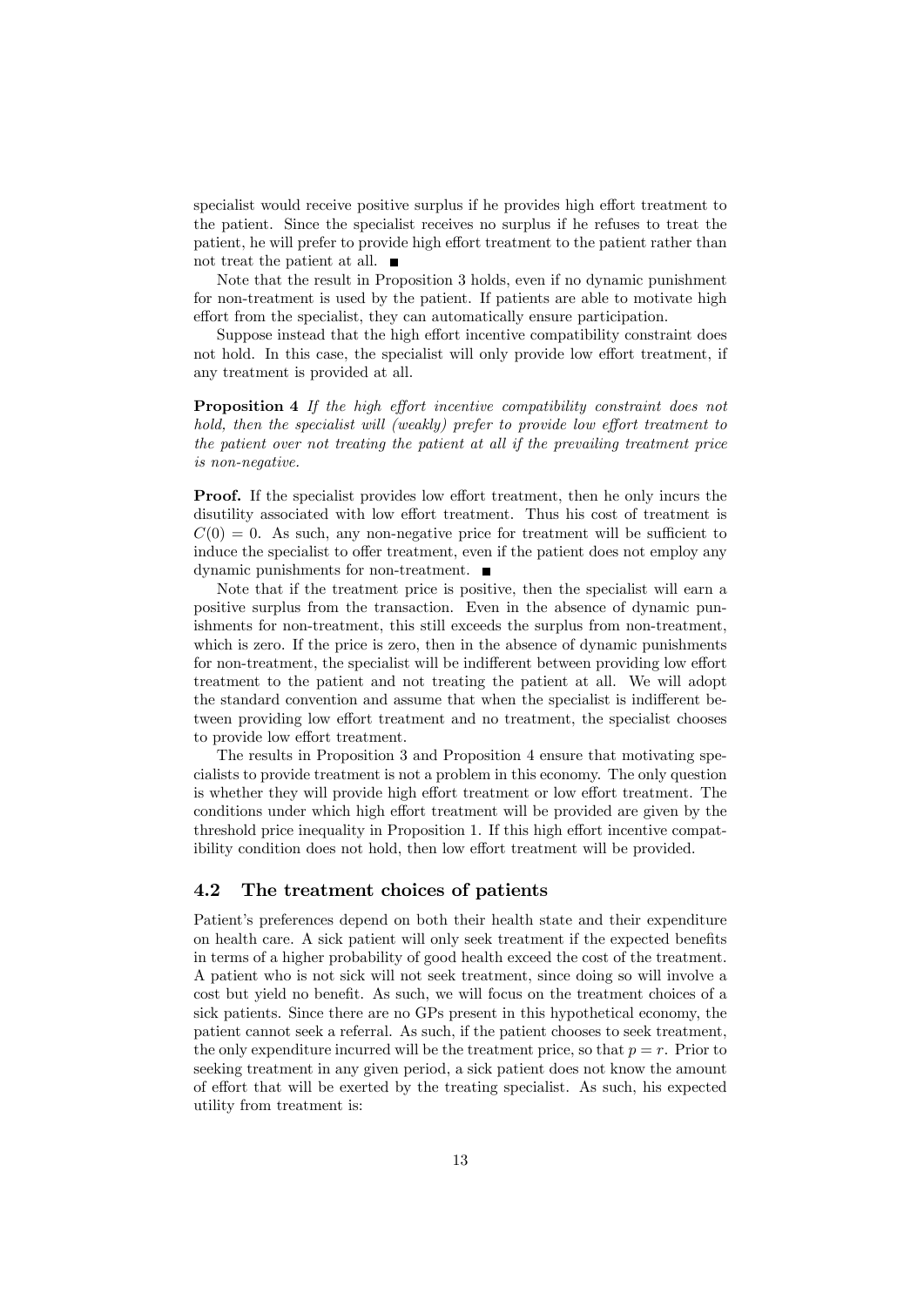specialist would receive positive surplus if he provides high effort treatment to the patient. Since the specialist receives no surplus if he refuses to treat the patient, he will prefer to provide high effort treatment to the patient rather than not treat the patient at all. ■

Note that the result in Proposition 3 holds, even if no dynamic punishment for non-treatment is used by the patient. If patients are able to motivate high effort from the specialist, they can automatically ensure participation.

Suppose instead that the high effort incentive compatibility constraint does not hold. In this case, the specialist will only provide low effort treatment, if any treatment is provided at all.

**Proposition 4** *If the high effort incentive compatibility constraint does not hold, then the specialist will (weakly) prefer to provide low effort treatment to the patient over not treating the patient at all if the prevailing treatment price is non-negative.*

**Proof.** If the specialist provides low effort treatment, then he only incurs the disutility associated with low effort treatment. Thus his cost of treatment is $C(0) = 0$. As such, any non-negative price for treatment will be sufficient to induce the specialist to offer treatment, even if the patient does not employ any dynamic punishments for non-treatment. ■

Note that if the treatment price is positive, then the specialist will earn a positive surplus from the transaction. Even in the absence of dynamic punishments for non-treatment, this still exceeds the surplus from non-treatment, which is zero. If the price is zero, then in the absence of dynamic punishments for non-treatment, the specialist will be indifferent between providing low effort treatment to the patient and not treating the patient at all. We will adopt the standard convention and assume that when the specialist is indifferent between providing low effort treatment and no treatment, the specialist chooses to provide low effort treatment.

The results in Proposition 3 and Proposition 4 ensure that motivating specialists to provide treatment is not a problem in this economy. The only question is whether they will provide high effort treatment or low effort treatment. The conditions under which high effort treatment will be provided are given by the threshold price inequality in Proposition 1. If this high effort incentive compatibility condition does not hold, then low effort treatment will be provided.

## 4.2 The treatment choices of patients

Patient's preferences depend on both their health state and their expenditure on health care. A sick patient will only seek treatment if the expected benefits in terms of a higher probability of good health exceed the cost of the treatment. A patient who is not sick will not seek treatment, since doing so will involve a cost but yield no benefit. As such, we will focus on the treatment choices of a sick patients. Since there are no GPs present in this hypothetical economy, the patient cannot seek a referral. As such, if the patient chooses to seek treatment, the only expenditure incurred will be the treatment price, so that $p = r$. Prior to seeking treatment in any given period, a sick patient does not know the amount of effort that will be exerted by the treating specialist. As such, his expected utility from treatment is: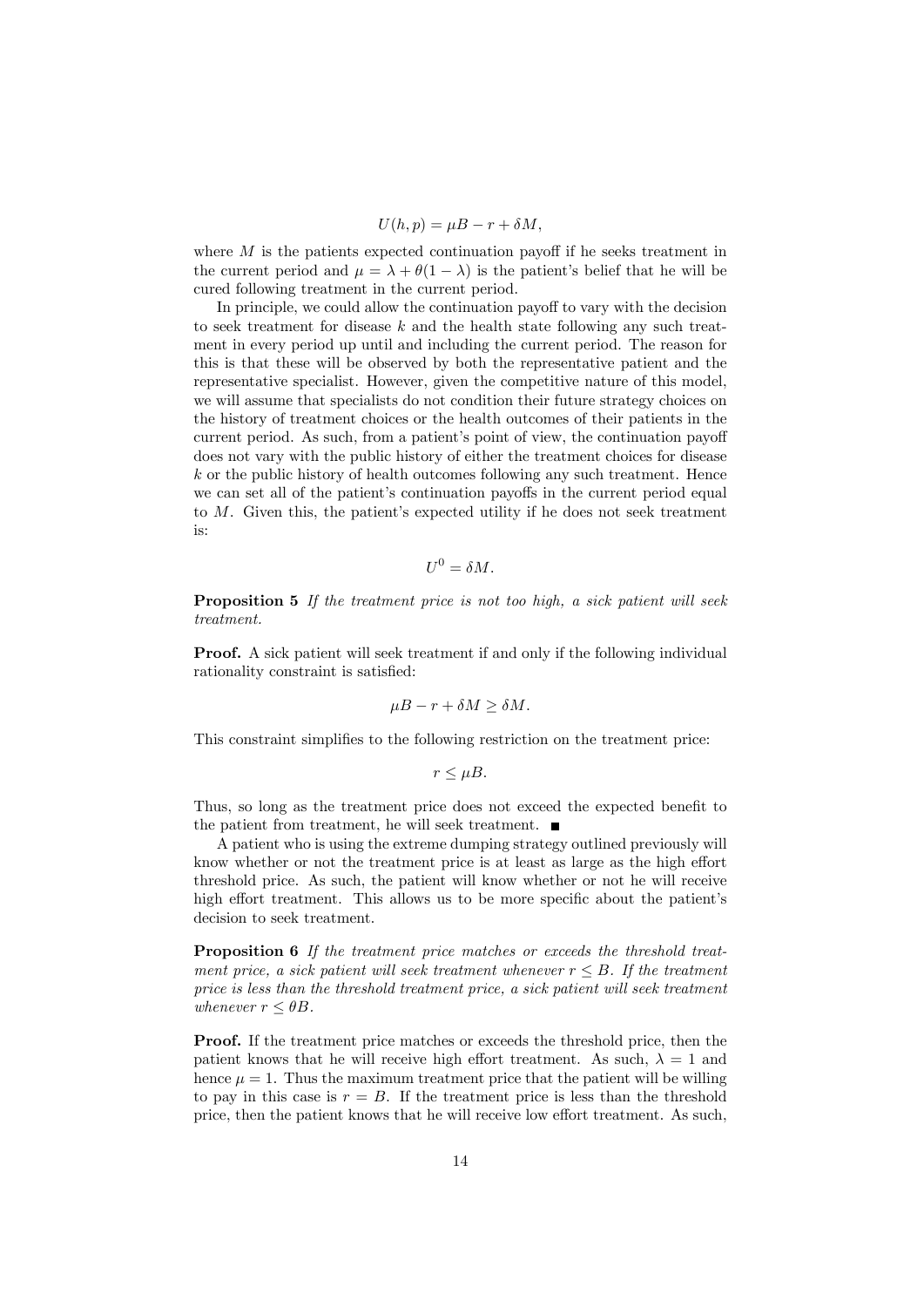$$U(h, p) = \mu B - r + \delta M,$$

where $M$ is the patients expected continuation payoff if he seeks treatment in the current period and $\mu = \lambda + \theta(1 - \lambda)$ is the patient's belief that he will be cured following treatment in the current period.

In principle, we could allow the continuation payoff to vary with the decision to seek treatment for disease $k$ and the health state following any such treatment in every period up until and including the current period. The reason for this is that these will be observed by both the representative patient and the representative specialist. However, given the competitive nature of this model, we will assume that specialists do not condition their future strategy choices on the history of treatment choices or the health outcomes of their patients in the current period. As such, from a patient's point of view, the continuation payoff does not vary with the public history of either the treatment choices for disease $k$ or the public history of health outcomes following any such treatment. Hence we can set all of the patient's continuation payoffs in the current period equal to $M$. Given this, the patient's expected utility if he does not seek treatment is:

$$U^0 = \delta M.$$

**Proposition 5** *If the treatment price is not too high, a sick patient will seek treatment.*

**Proof.** A sick patient will seek treatment if and only if the following individual rationality constraint is satisfied:

$$\mu B - r + \delta M \geq \delta M.$$

This constraint simplifies to the following restriction on the treatment price:

$$r \leq \mu B.$$

Thus, so long as the treatment price does not exceed the expected benefit to the patient from treatment, he will seek treatment. ■

A patient who is using the extreme dumping strategy outlined previously will know whether or not the treatment price is at least as large as the high effort threshold price. As such, the patient will know whether or not he will receive high effort treatment. This allows us to be more specific about the patient's decision to seek treatment.

**Proposition 6** *If the treatment price matches or exceeds the threshold treatment price, a sick patient will seek treatment whenever $r \leq B$. If the treatment price is less than the threshold treatment price, a sick patient will seek treatment whenever $r \leq \theta B$.*

**Proof.** If the treatment price matches or exceeds the threshold price, then the patient knows that he will receive high effort treatment. As such, $\lambda = 1$ and hence $\mu = 1$. Thus the maximum treatment price that the patient will be willing to pay in this case is $r = B$. If the treatment price is less than the threshold price, then the patient knows that he will receive low effort treatment. As such,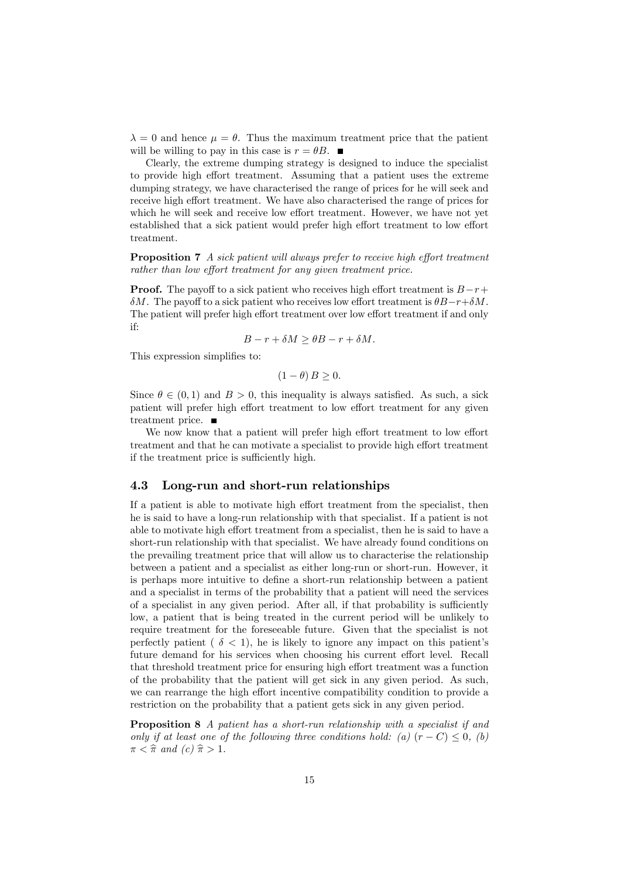$\lambda = 0$ and hence $\mu = \theta$. Thus the maximum treatment price that the patient will be willing to pay in this case is $r = \theta B$. ■

Clearly, the extreme dumping strategy is designed to induce the specialist to provide high effort treatment. Assuming that a patient uses the extreme dumping strategy, we have characterised the range of prices for he will seek and receive high effort treatment. We have also characterised the range of prices for which he will seek and receive low effort treatment. However, we have not yet established that a sick patient would prefer high effort treatment to low effort treatment.

**Proposition 7** *A sick patient will always prefer to receive high effort treatment rather than low effort treatment for any given treatment price.*

**Proof.** The payoff to a sick patient who receives high effort treatment is $B - r + \delta M$. The payoff to a sick patient who receives low effort treatment is $\theta B - r + \delta M$. The patient will prefer high effort treatment over low effort treatment if and only if:

$$B - r + \delta M \geq \theta B - r + \delta M.$$

This expression simplifies to:

$$(1 - \theta) B \geq 0.$$

Since $\theta \in (0, 1)$ and $B > 0$, this inequality is always satisfied. As such, a sick patient will prefer high effort treatment to low effort treatment for any given treatment price. ■

We now know that a patient will prefer high effort treatment to low effort treatment and that he can motivate a specialist to provide high effort treatment if the treatment price is sufficiently high.

### 4.3 Long-run and short-run relationships

If a patient is able to motivate high effort treatment from the specialist, then he is said to have a long-run relationship with that specialist. If a patient is not able to motivate high effort treatment from a specialist, then he is said to have a short-run relationship with that specialist. We have already found conditions on the prevailing treatment price that will allow us to characterise the relationship between a patient and a specialist as either long-run or short-run. However, it is perhaps more intuitive to define a short-run relationship between a patient and a specialist in terms of the probability that a patient will need the services of a specialist in any given period. After all, if that probability is sufficiently low, a patient that is being treated in the current period will be unlikely to require treatment for the foreseeable future. Given that the specialist is not perfectly patient ( $\delta < 1$), he is likely to ignore any impact on this patient's future demand for his services when choosing his current effort level. Recall that threshold treatment price for ensuring high effort treatment was a function of the probability that the patient will get sick in any given period. As such, we can rearrange the high effort incentive compatibility condition to provide a restriction on the probability that a patient gets sick in any given period.

**Proposition 8** *A patient has a short-run relationship with a specialist if and only if at least one of the following three conditions hold: (a) $(r - C) \leq 0$, (b) $\pi < \widehat{\pi}$ and (c) $\widehat{\pi} > 1$.*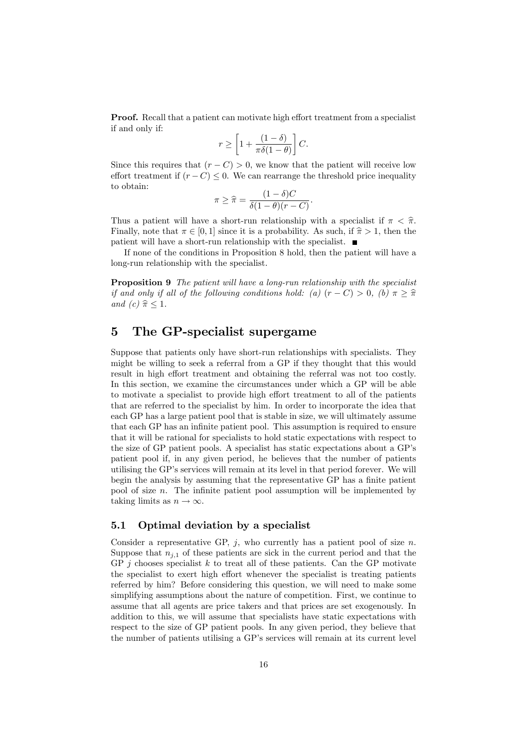**Proof.** Recall that a patient can motivate high effort treatment from a specialist if and only if:

$$r \geq \left[1 + \frac{(1-\delta)}{\pi\delta(1-\theta)}\right] C.$$

Since this requires that $(r - C) > 0$, we know that the patient will receive low effort treatment if $(r - C) \leq 0$. We can rearrange the threshold price inequality to obtain:

$$\pi \geq \widehat{\pi} = \frac{(1-\delta)C}{\delta(1-\theta)(r-C)}.$$

Thus a patient will have a short-run relationship with a specialist if $\pi < \widehat{\pi}$. Finally, note that $\pi \in [0, 1]$ since it is a probability. As such, if $\widehat{\pi} > 1$, then the patient will have a short-run relationship with the specialist. ■

If none of the conditions in Proposition 8 hold, then the patient will have a long-run relationship with the specialist.

**Proposition 9** *The patient will have a long-run relationship with the specialist if and only if all of the following conditions hold: (a)* $(r - C) > 0$*, (b)* $\pi \geq \widehat{\pi}$ *and (c)* $\widehat{\pi} \leq 1$.

# 5 The GP-specialist supergame

Suppose that patients only have short-run relationships with specialists. They might be willing to seek a referral from a GP if they thought that this would result in high effort treatment and obtaining the referral was not too costly. In this section, we examine the circumstances under which a GP will be able to motivate a specialist to provide high effort treatment to all of the patients that are referred to the specialist by him. In order to incorporate the idea that each GP has a large patient pool that is stable in size, we will ultimately assume that each GP has an infinite patient pool. This assumption is required to ensure that it will be rational for specialists to hold static expectations with respect to the size of GP patient pools. A specialist has static expectations about a GP's patient pool if, in any given period, he believes that the number of patients utilising the GP's services will remain at its level in that period forever. We will begin the analysis by assuming that the representative GP has a finite patient pool of size $n$. The infinite patient pool assumption will be implemented by taking limits as $n \to \infty$.

## 5.1 Optimal deviation by a specialist

Consider a representative GP, $j$, who currently has a patient pool of size $n$. Suppose that $n_{j,1}$ of these patients are sick in the current period and that the GP $j$ chooses specialist $k$ to treat all of these patients. Can the GP motivate the specialist to exert high effort whenever the specialist is treating patients referred by him? Before considering this question, we will need to make some simplifying assumptions about the nature of competition. First, we continue to assume that all agents are price takers and that prices are set exogenously. In addition to this, we will assume that specialists have static expectations with respect to the size of GP patient pools. In any given period, they believe that the number of patients utilising a GP's services will remain at its current level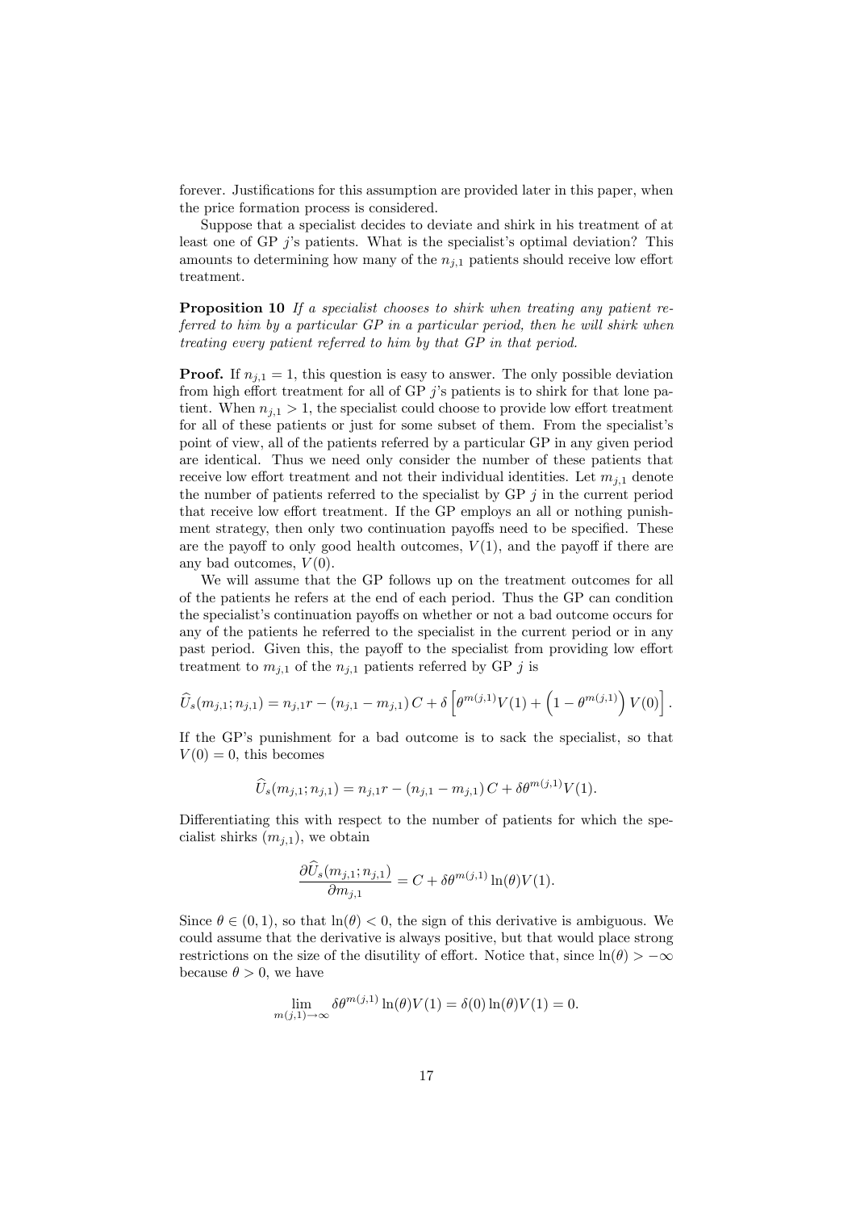forever. Justifications for this assumption are provided later in this paper, when the price formation process is considered.

Suppose that a specialist decides to deviate and shirk in his treatment of at least one of GP $j$'s patients. What is the specialist's optimal deviation? This amounts to determining how many of the $n_{j,1}$ patients should receive low effort treatment.

**Proposition 10** *If a specialist chooses to shirk when treating any patient referred to him by a particular GP in a particular period, then he will shirk when treating every patient referred to him by that GP in that period.*

**Proof.** If $n_{j,1} = 1$, this question is easy to answer. The only possible deviation from high effort treatment for all of GP $j$'s patients is to shirk for that lone patient. When $n_{j,1} > 1$, the specialist could choose to provide low effort treatment for all of these patients or just for some subset of them. From the specialist's point of view, all of the patients referred by a particular GP in any given period are identical. Thus we need only consider the number of these patients that receive low effort treatment and not their individual identities. Let $m_{j,1}$ denote the number of patients referred to the specialist by GP $j$ in the current period that receive low effort treatment. If the GP employs an all or nothing punishment strategy, then only two continuation payoffs need to be specified. These are the payoff to only good health outcomes, $V(1)$, and the payoff if there are any bad outcomes, $V(0)$.

We will assume that the GP follows up on the treatment outcomes for all of the patients he refers at the end of each period. Thus the GP can condition the specialist's continuation payoffs on whether or not a bad outcome occurs for any of the patients he referred to the specialist in the current period or in any past period. Given this, the payoff to the specialist from providing low effort treatment to $m_{j,1}$ of the $n_{j,1}$ patients referred by GP $j$ is

$$\widehat{U}_s(m_{j,1}; n_{j,1}) = n_{j,1}r - (n_{j,1} - m_{j,1})\, C + \delta \left[\theta^{m(j,1)}V(1) + \left(1 - \theta^{m(j,1)}\right) V(0)\right].$$

If the GP's punishment for a bad outcome is to sack the specialist, so that $V(0) = 0$, this becomes

$$\widehat{U}_s(m_{j,1}; n_{j,1}) = n_{j,1}r - (n_{j,1} - m_{j,1})\, C + \delta\theta^{m(j,1)}V(1).$$

Differentiating this with respect to the number of patients for which the specialist shirks ($m_{j,1}$), we obtain

$$\frac{\partial \widehat{U}_s(m_{j,1}; n_{j,1})}{\partial m_{j,1}} = C + \delta\theta^{m(j,1)} \ln(\theta) V(1).$$

Since $\theta \in (0, 1)$, so that $\ln(\theta) < 0$, the sign of this derivative is ambiguous. We could assume that the derivative is always positive, but that would place strong restrictions on the size of the disutility of effort. Notice that, since $\ln(\theta) > -\infty$ because $\theta > 0$, we have

$$\lim_{m(j,1)\to\infty} \delta\theta^{m(j,1)} \ln(\theta) V(1) = \delta(0) \ln(\theta) V(1) = 0.$$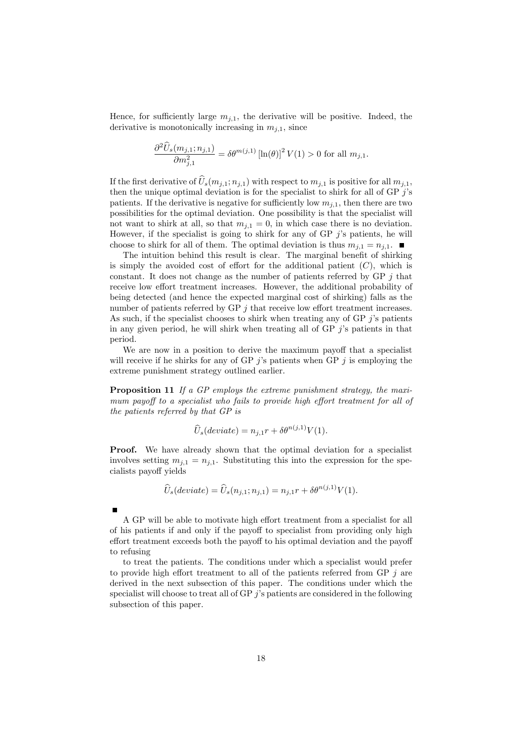Hence, for sufficiently large $m_{j,1}$, the derivative will be positive. Indeed, the derivative is monotonically increasing in $m_{j,1}$, since

$$\frac{\partial^2 \widehat{U}_s(m_{j,1}; n_{j,1})}{\partial m_{j,1}^2} = \delta\theta^{m(j,1)} [\ln(\theta)]^2 V(1) > 0 \text{ for all } m_{j,1}.$$

If the first derivative of $\widehat{U}_s(m_{j,1}; n_{j,1})$ with respect to $m_{j,1}$ is positive for all $m_{j,1}$, then the unique optimal deviation is for the specialist to shirk for all of GP $j$'s patients. If the derivative is negative for sufficiently low $m_{j,1}$, then there are two possibilities for the optimal deviation. One possibility is that the specialist will not want to shirk at all, so that $m_{j,1} = 0$, in which case there is no deviation. However, if the specialist is going to shirk for any of GP $j$'s patients, he will choose to shirk for all of them. The optimal deviation is thus $m_{j,1} = n_{j,1}$. ■

The intuition behind this result is clear. The marginal benefit of shirking is simply the avoided cost of effort for the additional patient ($C$), which is constant. It does not change as the number of patients referred by GP $j$ that receive low effort treatment increases. However, the additional probability of being detected (and hence the expected marginal cost of shirking) falls as the number of patients referred by GP $j$ that receive low effort treatment increases. As such, if the specialist chooses to shirk when treating any of GP $j$'s patients in any given period, he will shirk when treating all of GP $j$'s patients in that period.

We are now in a position to derive the maximum payoff that a specialist will receive if he shirks for any of GP $j$'s patients when GP $j$ is employing the extreme punishment strategy outlined earlier.

**Proposition 11** *If a GP employs the extreme punishment strategy, the maximum payoff to a specialist who fails to provide high effort treatment for all of the patients referred by that GP is*

$$\widehat{U}_s(deviate) = n_{j,1}r + \delta\theta^{n(j,1)}V(1).$$

**Proof.** We have already shown that the optimal deviation for a specialist involves setting $m_{j,1} = n_{j,1}$. Substituting this into the expression for the specialists payoff yields

$$\widehat{U}_s(deviate) = \widehat{U}_s(n_{j,1}; n_{j,1}) = n_{j,1}r + \delta\theta^{n(j,1)}V(1).$$

■

A GP will be able to motivate high effort treatment from a specialist for all of his patients if and only if the payoff to specialist from providing only high effort treatment exceeds both the payoff to his optimal deviation and the payoff to refusing

to treat the patients. The conditions under which a specialist would prefer to provide high effort treatment to all of the patients referred from GP $j$ are derived in the next subsection of this paper. The conditions under which the specialist will choose to treat all of GP $j$'s patients are considered in the following subsection of this paper.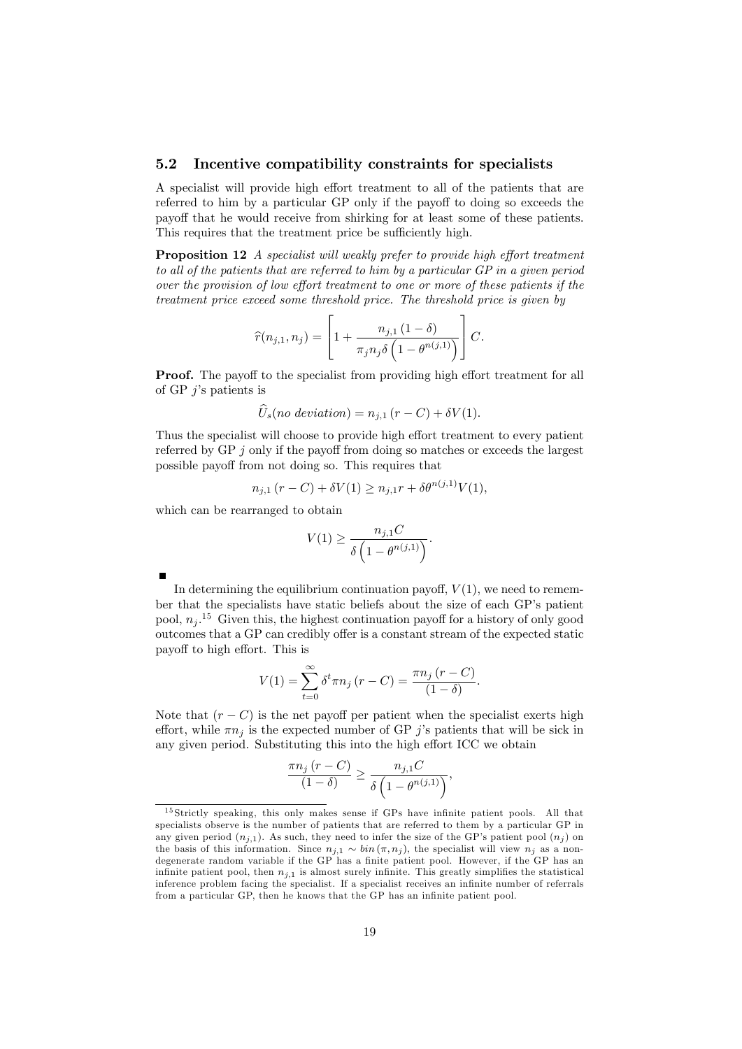### 5.2 Incentive compatibility constraints for specialists

A specialist will provide high effort treatment to all of the patients that are referred to him by a particular GP only if the payoff to doing so exceeds the payoff that he would receive from shirking for at least some of these patients. This requires that the treatment price be sufficiently high.

**Proposition 12** *A specialist will weakly prefer to provide high effort treatment to all of the patients that are referred to him by a particular GP in a given period over the provision of low effort treatment to one or more of these patients if the treatment price exceed some threshold price. The threshold price is given by*

$$\widehat{r}(n_{j,1}, n_j) = \left[1 + \frac{n_{j,1}(1-\delta)}{\pi_j n_j \delta \left(1 - \theta^{n(j,1)}\right)}\right] C.$$

**Proof.** The payoff to the specialist from providing high effort treatment for all of GP $j$'s patients is

$$\widehat{U}_s(no\ deviation) = n_{j,1}(r - C) + \delta V(1).$$

Thus the specialist will choose to provide high effort treatment to every patient referred by GP $j$ only if the payoff from doing so matches or exceeds the largest possible payoff from not doing so. This requires that

$$n_{j,1}(r - C) + \delta V(1) \geq n_{j,1} r + \delta \theta^{n(j,1)} V(1),$$

which can be rearranged to obtain

$$V(1) \geq \frac{n_{j,1} C}{\delta \left(1 - \theta^{n(j,1)}\right)}.$$

■

In determining the equilibrium continuation payoff, $V(1)$, we need to remember that the specialists have static beliefs about the size of each GP's patient pool, $n_j$.[15] Given this, the highest continuation payoff for a history of only good outcomes that a GP can credibly offer is a constant stream of the expected static payoff to high effort. This is

$$V(1) = \sum_{t=0}^{\infty} \delta^t \pi n_j (r - C) = \frac{\pi n_j (r - C)}{(1 - \delta)}.$$

Note that $(r - C)$ is the net payoff per patient when the specialist exerts high effort, while $\pi n_j$ is the expected number of GP $j$'s patients that will be sick in any given period. Substituting this into the high effort ICC we obtain

$$\frac{\pi n_j (r - C)}{(1 - \delta)} \geq \frac{n_{j,1} C}{\delta \left(1 - \theta^{n(j,1)}\right)},$$

[15] Strictly speaking, this only makes sense if GPs have infinite patient pools. All that specialists observe is the number of patients that are referred to them by a particular GP in any given period ($n_{j,1}$). As such, they need to infer the size of the GP's patient pool ($n_j$) on the basis of this information. Since $n_{j,1} \sim bin(\pi, n_j)$, the specialist will view $n_j$ as a non-degenerate random variable if the GP has a finite patient pool. However, if the GP has an infinite patient pool, then $n_{j,1}$ is almost surely infinite. This greatly simplifies the statistical inference problem facing the specialist. If a specialist receives an infinite number of referrals from a particular GP, then he knows that the GP has an infinite patient pool.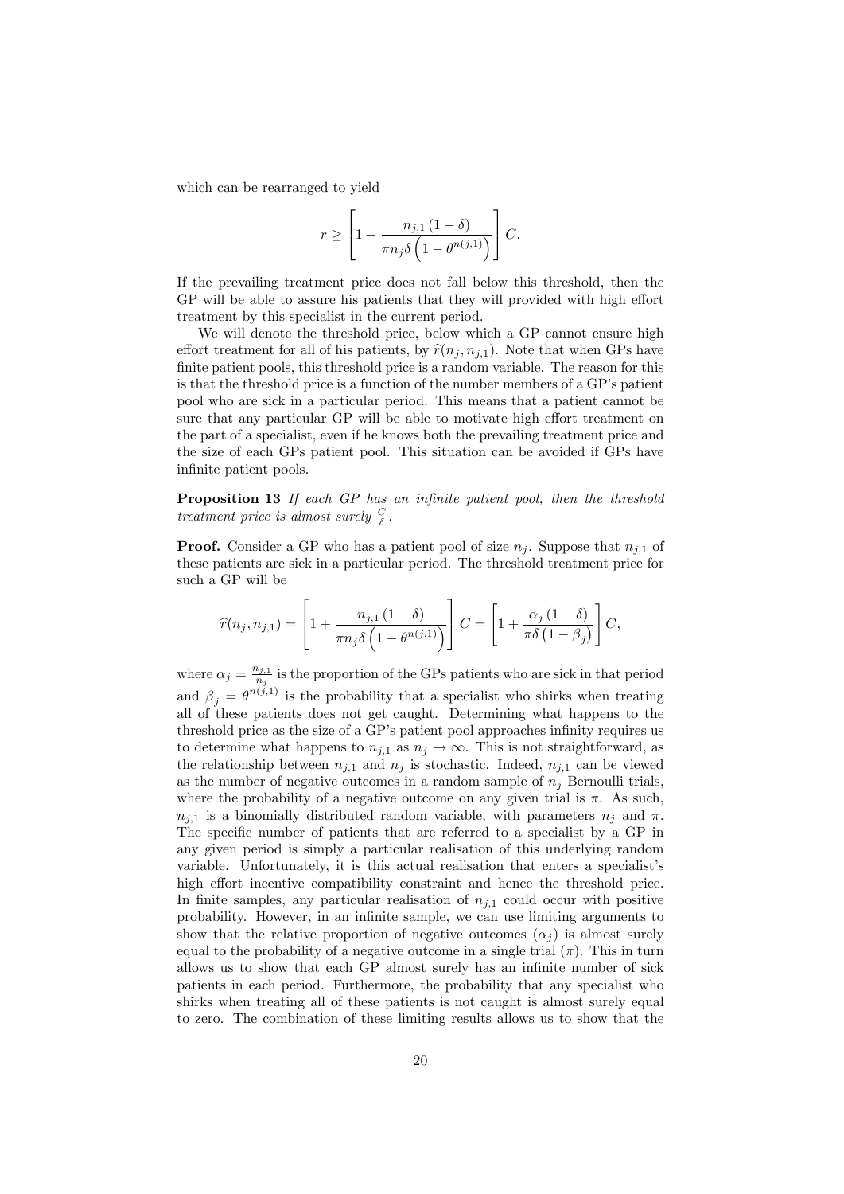which can be rearranged to yield

$$r \geq \left[1 + \frac{n_{j,1}(1-\delta)}{\pi n_j \delta \left(1 - \theta^{n(j,1)}\right)}\right] C.$$

If the prevailing treatment price does not fall below this threshold, then the GP will be able to assure his patients that they will provided with high effort treatment by this specialist in the current period.

We will denote the threshold price, below which a GP cannot ensure high effort treatment for all of his patients, by $\widehat{r}(n_j, n_{j,1})$. Note that when GPs have finite patient pools, this threshold price is a random variable. The reason for this is that the threshold price is a function of the number members of a GP's patient pool who are sick in a particular period. This means that a patient cannot be sure that any particular GP will be able to motivate high effort treatment on the part of a specialist, even if he knows both the prevailing treatment price and the size of each GPs patient pool. This situation can be avoided if GPs have infinite patient pools.

**Proposition 13** *If each GP has an infinite patient pool, then the threshold treatment price is almost surely* $\frac{C}{\delta}$.

**Proof.** Consider a GP who has a patient pool of size $n_j$. Suppose that $n_{j,1}$ of these patients are sick in a particular period. The threshold treatment price for such a GP will be

$$\widehat{r}(n_j, n_{j,1}) = \left[1 + \frac{n_{j,1}(1-\delta)}{\pi n_j \delta \left(1 - \theta^{n(j,1)}\right)}\right] C = \left[1 + \frac{\alpha_j (1-\delta)}{\pi \delta \left(1 - \beta_j\right)}\right] C,$$

where $\alpha_j = \frac{n_{j,1}}{n_j}$ is the proportion of the GPs patients who are sick in that period and $\beta_j = \theta^{n(j,1)}$ is the probability that a specialist who shirks when treating all of these patients does not get caught. Determining what happens to the threshold price as the size of a GP's patient pool approaches infinity requires us to determine what happens to $n_{j,1}$ as $n_j \to \infty$. This is not straightforward, as the relationship between $n_{j,1}$ and $n_j$ is stochastic. Indeed, $n_{j,1}$ can be viewed as the number of negative outcomes in a random sample of $n_j$ Bernoulli trials, where the probability of a negative outcome on any given trial is $\pi$. As such, $n_{j,1}$ is a binomially distributed random variable, with parameters $n_j$ and $\pi$. The specific number of patients that are referred to a specialist by a GP in any given period is simply a particular realisation of this underlying random variable. Unfortunately, it is this actual realisation that enters a specialist's high effort incentive compatibility constraint and hence the threshold price. In finite samples, any particular realisation of $n_{j,1}$ could occur with positive probability. However, in an infinite sample, we can use limiting arguments to show that the relative proportion of negative outcomes ($\alpha_j$) is almost surely equal to the probability of a negative outcome in a single trial ($\pi$). This in turn allows us to show that each GP almost surely has an infinite number of sick patients in each period. Furthermore, the probability that any specialist who shirks when treating all of these patients is not caught is almost surely equal to zero. The combination of these limiting results allows us to show that the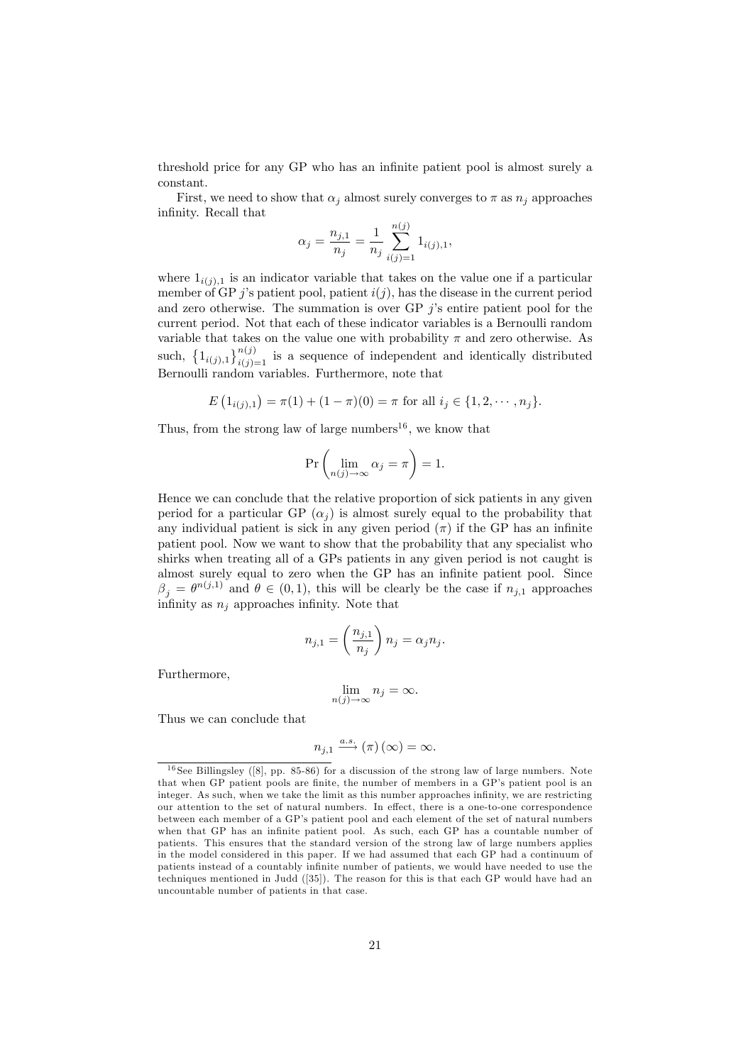threshold price for any GP who has an infinite patient pool is almost surely a constant.

First, we need to show that $\alpha_j$ almost surely converges to $\pi$ as $n_j$ approaches infinity. Recall that

$$\alpha_j = \frac{n_{j,1}}{n_j} = \frac{1}{n_j} \sum_{i(j)=1}^{n(j)} 1_{i(j),1},$$

where $1_{i(j),1}$ is an indicator variable that takes on the value one if a particular member of GP $j$'s patient pool, patient $i(j)$, has the disease in the current period and zero otherwise. The summation is over GP $j$'s entire patient pool for the current period. Not that each of these indicator variables is a Bernoulli random variable that takes on the value one with probability $\pi$ and zero otherwise. As such, $\left\{1_{i(j),1}\right\}_{i(j)=1}^{n(j)}$ is a sequence of independent and identically distributed Bernoulli random variables. Furthermore, note that

$$E\left(1_{i(j),1}\right) = \pi(1) + (1-\pi)(0) = \pi \text{ for all } i_j \in \{1, 2, \cdots, n_j\}.$$

Thus, from the strong law of large numbers[16], we know that

$$\Pr\left(\lim_{n(j)\to\infty} \alpha_j = \pi\right) = 1.$$

Hence we can conclude that the relative proportion of sick patients in any given period for a particular GP ($\alpha_j$) is almost surely equal to the probability that any individual patient is sick in any given period ($\pi$) if the GP has an infinite patient pool. Now we want to show that the probability that any specialist who shirks when treating all of a GPs patients in any given period is not caught is almost surely equal to zero when the GP has an infinite patient pool. Since $\beta_j = \theta^{n(j,1)}$ and $\theta \in (0, 1)$, this will be clearly be the case if $n_{j,1}$ approaches infinity as $n_j$ approaches infinity. Note that

$$n_{j,1} = \left(\frac{n_{j,1}}{n_j}\right) n_j = \alpha_j n_j.$$

Furthermore,

$$\lim_{n(j)\to\infty} n_j = \infty.$$

Thus we can conclude that

$$n_{j,1} \xrightarrow{a.s.} (\pi)(\infty) = \infty.$$

[16] See Billingsley ([8], pp. 85-86) for a discussion of the strong law of large numbers. Note that when GP patient pools are finite, the number of members in a GP's patient pool is an integer. As such, when we take the limit as this number approaches infinity, we are restricting our attention to the set of natural numbers. In effect, there is a one-to-one correspondence between each member of a GP's patient pool and each element of the set of natural numbers when that GP has an infinite patient pool. As such, each GP has a countable number of patients. This ensures that the standard version of the strong law of large numbers applies in the model considered in this paper. If we had assumed that each GP had a continuum of patients instead of a countably infinite number of patients, we would have needed to use the techniques mentioned in Judd ([35]). The reason for this is that each GP would have had an uncountable number of patients in that case.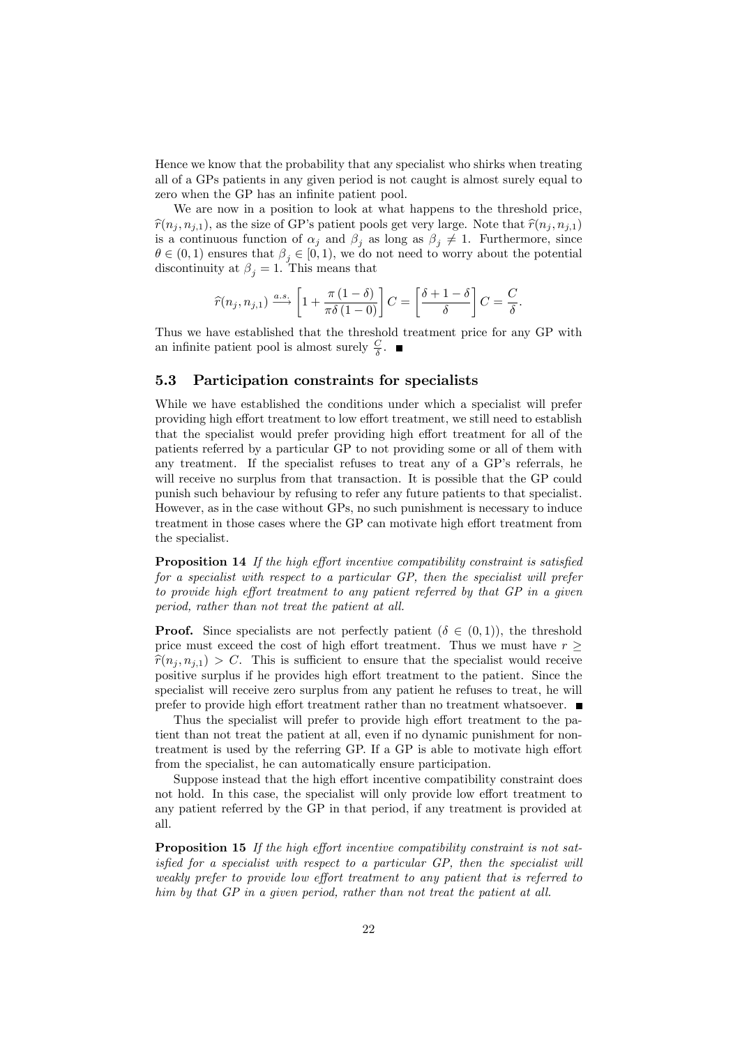Hence we know that the probability that any specialist who shirks when treating all of a GPs patients in any given period is not caught is almost surely equal to zero when the GP has an infinite patient pool.

We are now in a position to look at what happens to the threshold price, $\widehat{r}(n_j, n_{j,1})$, as the size of GP's patient pools get very large. Note that $\widehat{r}(n_j, n_{j,1})$ is a continuous function of $\alpha_j$ and $\beta_j$ as long as $\beta_j \neq 1$. Furthermore, since $\theta \in (0,1)$ ensures that $\beta_j \in [0,1)$, we do not need to worry about the potential discontinuity at $\beta_j = 1$. This means that

$$\widehat{r}(n_j, n_{j,1}) \xrightarrow{a.s.} \left[1 + \frac{\pi(1-\delta)}{\pi\delta(1-0)}\right] C = \left[\frac{\delta + 1 - \delta}{\delta}\right] C = \frac{C}{\delta}.$$

Thus we have established that the threshold treatment price for any GP with an infinite patient pool is almost surely $\frac{C}{\delta}$. ■

### 5.3 Participation constraints for specialists

While we have established the conditions under which a specialist will prefer providing high effort treatment to low effort treatment, we still need to establish that the specialist would prefer providing high effort treatment for all of the patients referred by a particular GP to not providing some or all of them with any treatment. If the specialist refuses to treat any of a GP's referrals, he will receive no surplus from that transaction. It is possible that the GP could punish such behaviour by refusing to refer any future patients to that specialist. However, as in the case without GPs, no such punishment is necessary to induce treatment in those cases where the GP can motivate high effort treatment from the specialist.

**Proposition 14** *If the high effort incentive compatibility constraint is satisfied for a specialist with respect to a particular GP, then the specialist will prefer to provide high effort treatment to any patient referred by that GP in a given period, rather than not treat the patient at all.*

**Proof.** Since specialists are not perfectly patient ($\delta \in (0,1)$), the threshold price must exceed the cost of high effort treatment. Thus we must have $r \geq \widehat{r}(n_j, n_{j,1}) > C$. This is sufficient to ensure that the specialist would receive positive surplus if he provides high effort treatment to the patient. Since the specialist will receive zero surplus from any patient he refuses to treat, he will prefer to provide high effort treatment rather than no treatment whatsoever. ■

Thus the specialist will prefer to provide high effort treatment to the patient than not treat the patient at all, even if no dynamic punishment for non-treatment is used by the referring GP. If a GP is able to motivate high effort from the specialist, he can automatically ensure participation.

Suppose instead that the high effort incentive compatibility constraint does not hold. In this case, the specialist will only provide low effort treatment to any patient referred by the GP in that period, if any treatment is provided at all.

**Proposition 15** *If the high effort incentive compatibility constraint is not satisfied for a specialist with respect to a particular GP, then the specialist will weakly prefer to provide low effort treatment to any patient that is referred to him by that GP in a given period, rather than not treat the patient at all.*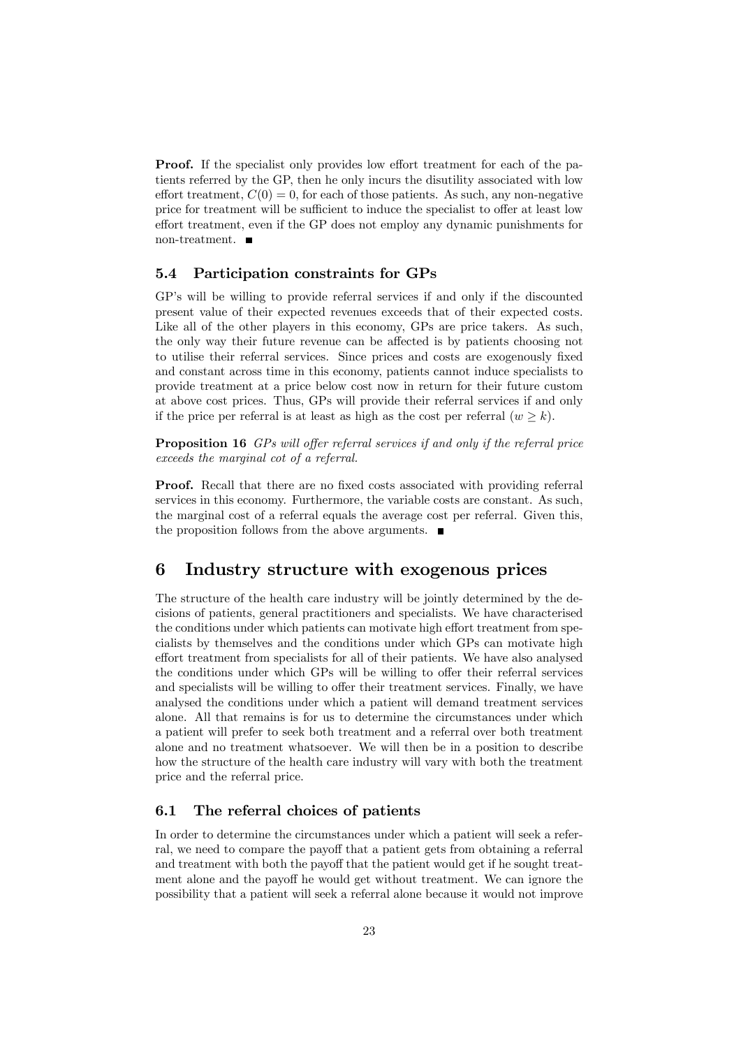**Proof.** If the specialist only provides low effort treatment for each of the patients referred by the GP, then he only incurs the disutility associated with low effort treatment, $C(0) = 0$, for each of those patients. As such, any non-negative price for treatment will be sufficient to induce the specialist to offer at least low effort treatment, even if the GP does not employ any dynamic punishments for non-treatment. ■

### 5.4 Participation constraints for GPs

GP's will be willing to provide referral services if and only if the discounted present value of their expected revenues exceeds that of their expected costs. Like all of the other players in this economy, GPs are price takers. As such, the only way their future revenue can be affected is by patients choosing not to utilise their referral services. Since prices and costs are exogenously fixed and constant across time in this economy, patients cannot induce specialists to provide treatment at a price below cost now in return for their future custom at above cost prices. Thus, GPs will provide their referral services if and only if the price per referral is at least as high as the cost per referral ($w \geq k$).

**Proposition 16** *GPs will offer referral services if and only if the referral price exceeds the marginal cot of a referral.*

**Proof.** Recall that there are no fixed costs associated with providing referral services in this economy. Furthermore, the variable costs are constant. As such, the marginal cost of a referral equals the average cost per referral. Given this, the proposition follows from the above arguments. ■

## 6 Industry structure with exogenous prices

The structure of the health care industry will be jointly determined by the decisions of patients, general practitioners and specialists. We have characterised the conditions under which patients can motivate high effort treatment from specialists by themselves and the conditions under which GPs can motivate high effort treatment from specialists for all of their patients. We have also analysed the conditions under which GPs will be willing to offer their referral services and specialists will be willing to offer their treatment services. Finally, we have analysed the conditions under which a patient will demand treatment services alone. All that remains is for us to determine the circumstances under which a patient will prefer to seek both treatment and a referral over both treatment alone and no treatment whatsoever. We will then be in a position to describe how the structure of the health care industry will vary with both the treatment price and the referral price.

### 6.1 The referral choices of patients

In order to determine the circumstances under which a patient will seek a referral, we need to compare the payoff that a patient gets from obtaining a referral and treatment with both the payoff that the patient would get if he sought treatment alone and the payoff he would get without treatment. We can ignore the possibility that a patient will seek a referral alone because it would not improve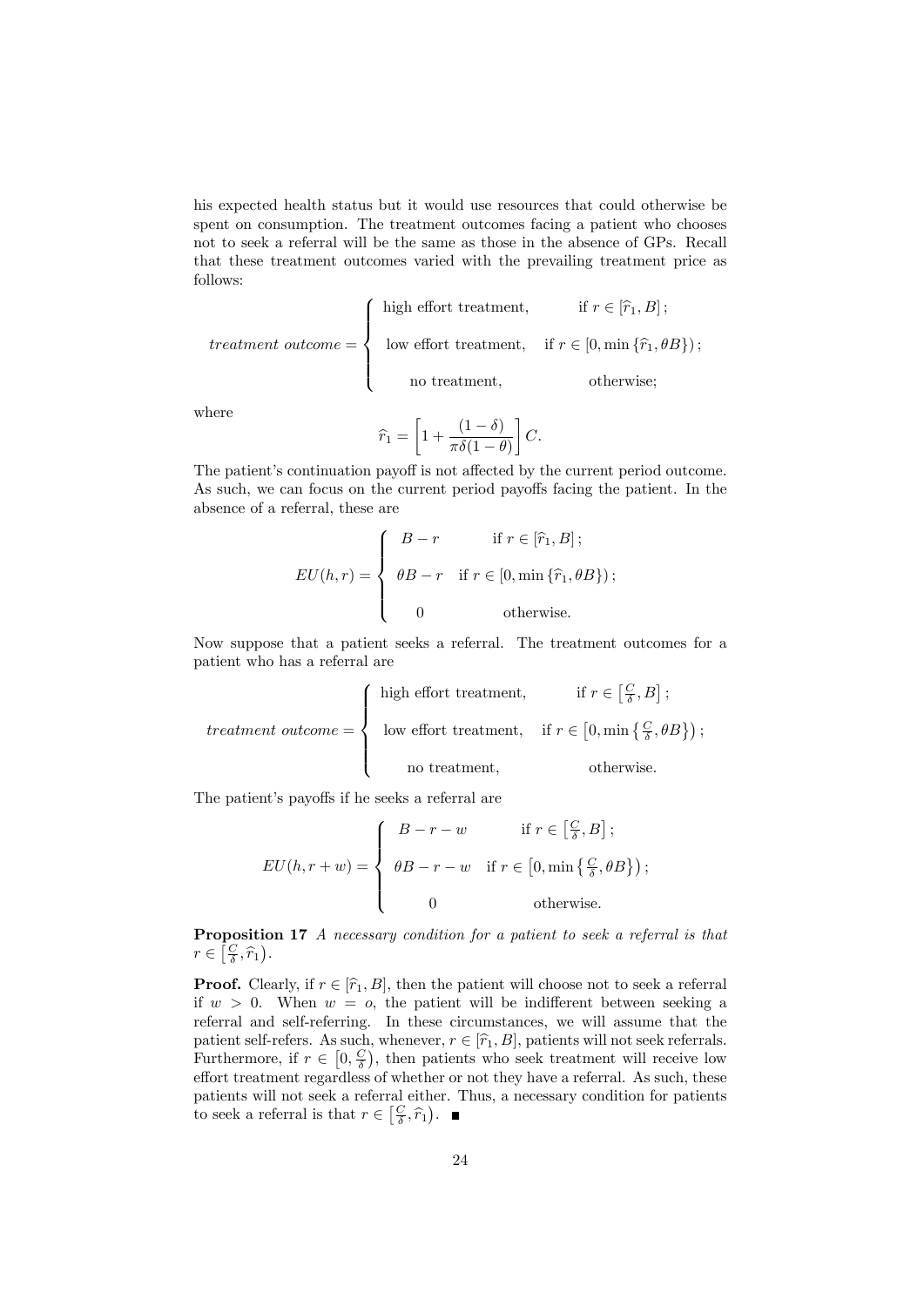his expected health status but it would use resources that could otherwise be spent on consumption. The treatment outcomes facing a patient who chooses not to seek a referral will be the same as those in the absence of GPs. Recall that these treatment outcomes varied with the prevailing treatment price as follows:

$$
\textit{treatment outcome} = \begin{cases} \text{high effort treatment,} & \text{if } r \in [\widehat{r}_1, B]\,; \\ \text{low effort treatment,} & \text{if } r \in [0, \min\{\widehat{r}_1, \theta B\})\,; \\ \text{no treatment,} & \text{otherwise;} \end{cases}
$$

where

$$
\widehat{r}_1 = \left[1 + \frac{(1-\delta)}{\pi\delta(1-\theta)}\right] C.
$$

The patient's continuation payoff is not affected by the current period outcome. As such, we can focus on the current period payoffs facing the patient. In the absence of a referral, these are

$$
EU(h, r) = \begin{cases} B - r & \text{if } r \in [\widehat{r}_1, B]\,; \\ \theta B - r & \text{if } r \in [0, \min\{\widehat{r}_1, \theta B\})\,; \\ 0 & \text{otherwise.} \end{cases}
$$

Now suppose that a patient seeks a referral. The treatment outcomes for a patient who has a referral are

$$
\textit{treatment outcome} = \begin{cases} \text{high effort treatment,} & \text{if } r \in \left[\frac{C}{\delta}, B\right]; \\ \text{low effort treatment,} & \text{if } r \in \left[0, \min\left\{\frac{C}{\delta}, \theta B\right\}\right); \\ \text{no treatment,} & \text{otherwise.} \end{cases}
$$

The patient's payoffs if he seeks a referral are

$$
EU(h, r + w) = \begin{cases} B - r - w & \text{if } r \in \left[\frac{C}{\delta}, B\right]; \\ \theta B - r - w & \text{if } r \in \left[0, \min\left\{\frac{C}{\delta}, \theta B\right\}\right); \\ 0 & \text{otherwise.} \end{cases}
$$

**Proposition 17** *A necessary condition for a patient to seek a referral is that* $r \in \left[\frac{C}{\delta}, \widehat{r}_1\right)$.

**Proof.** Clearly, if $r \in [\widehat{r}_1, B]$, then the patient will choose not to seek a referral if $w > 0$. When $w = o$, the patient will be indifferent between seeking a referral and self-referring. In these circumstances, we will assume that the patient self-refers. As such, whenever, $r \in [\widehat{r}_1, B]$, patients will not seek referrals. Furthermore, if $r \in \left[0, \frac{C}{\delta}\right)$, then patients who seek treatment will receive low effort treatment regardless of whether or not they have a referral. As such, these patients will not seek a referral either. Thus, a necessary condition for patients to seek a referral is that $r \in \left[\frac{C}{\delta}, \widehat{r}_1\right)$. ■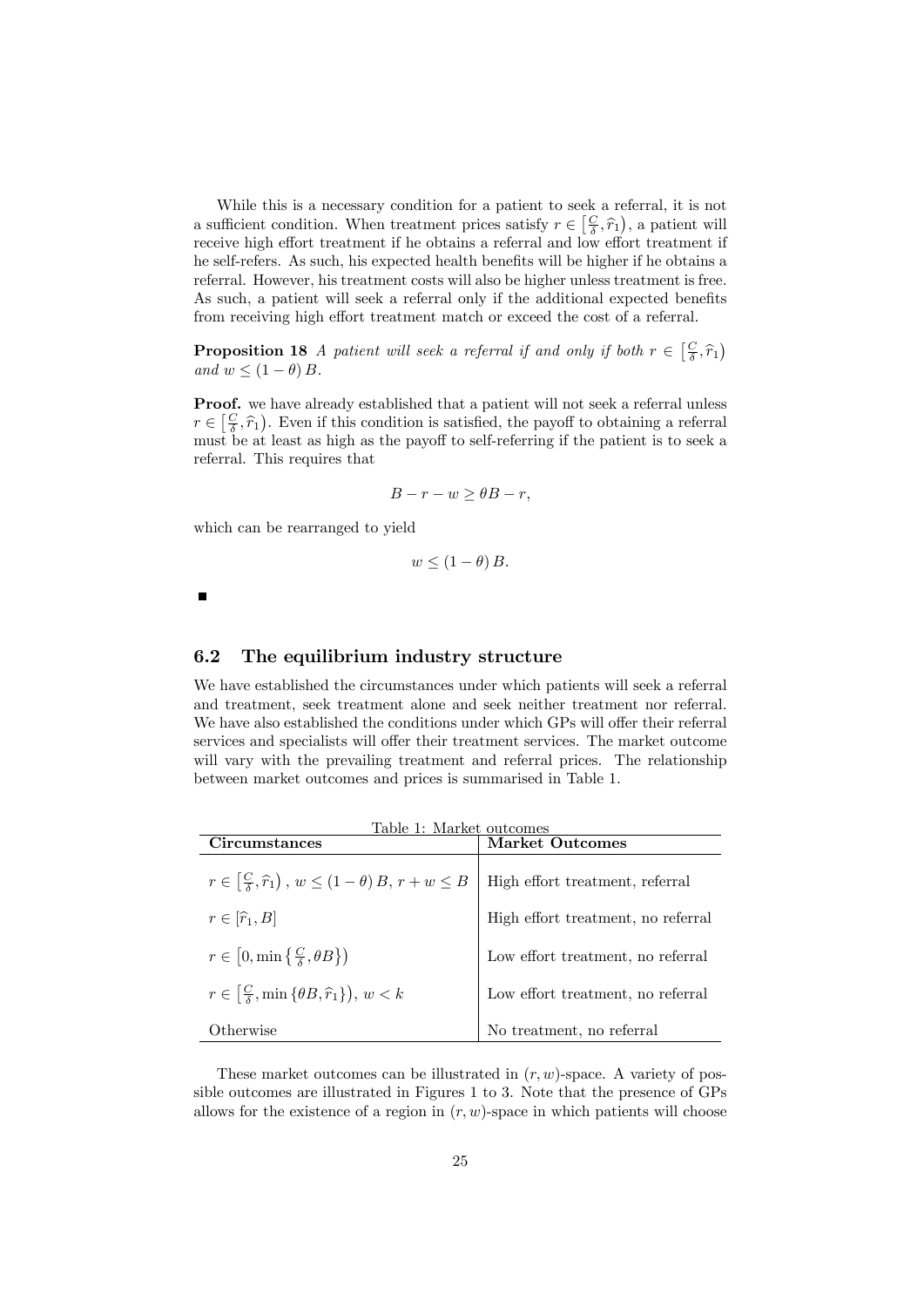While this is a necessary condition for a patient to seek a referral, it is not a sufficient condition. When treatment prices satisfy $r \in \left[\frac{C}{\delta}, \widehat{r}_1\right)$, a patient will receive high effort treatment if he obtains a referral and low effort treatment if he self-refers. As such, his expected health benefits will be higher if he obtains a referral. However, his treatment costs will also be higher unless treatment is free. As such, a patient will seek a referral only if the additional expected benefits from receiving high effort treatment match or exceed the cost of a referral.

**Proposition 18** *A patient will seek a referral if and only if both $r \in \left[\frac{C}{\delta}, \widehat{r}_1\right)$ and $w \leq (1 - \theta) B$.*

**Proof.** we have already established that a patient will not seek a referral unless $r \in \left[\frac{C}{\delta}, \widehat{r}_1\right)$. Even if this condition is satisfied, the payoff to obtaining a referral must be at least as high as the payoff to self-referring if the patient is to seek a referral. This requires that

$$B - r - w \geq \theta B - r,$$

which can be rearranged to yield

$$w \leq (1 - \theta) B.$$

■

## 6.2 The equilibrium industry structure

We have established the circumstances under which patients will seek a referral and treatment, seek treatment alone and seek neither treatment nor referral. We have also established the conditions under which GPs will offer their referral services and specialists will offer their treatment services. The market outcome will vary with the prevailing treatment and referral prices. The relationship between market outcomes and prices is summarised in Table 1.

Table 1: Market outcomes

| **Circumstances** | **Market Outcomes** |
|---|---|
| $r \in \left[\frac{C}{\delta}, \widehat{r}_1\right)$, $w \leq (1 - \theta) B$, $r + w \leq B$ | High effort treatment, referral |
| $r \in [\widehat{r}_1, B]$ | High effort treatment, no referral |
| $r \in \left[0, \min\left\{\frac{C}{\delta}, \theta B\right\}\right)$ | Low effort treatment, no referral |
| $r \in \left[\frac{C}{\delta}, \min\left\{\theta B, \widehat{r}_1\right\}\right)$, $w < k$ | Low effort treatment, no referral |
| Otherwise | No treatment, no referral |

These market outcomes can be illustrated in $(r, w)$-space. A variety of possible outcomes are illustrated in Figures 1 to 3. Note that the presence of GPs allows for the existence of a region in $(r, w)$-space in which patients will choose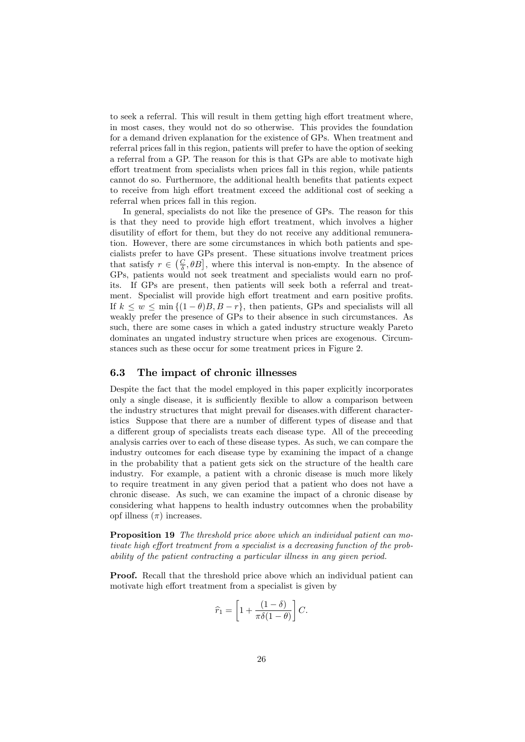to seek a referral. This will result in them getting high effort treatment where, in most cases, they would not do so otherwise. This provides the foundation for a demand driven explanation for the existence of GPs. When treatment and referral prices fall in this region, patients will prefer to have the option of seeking a referral from a GP. The reason for this is that GPs are able to motivate high effort treatment from specialists when prices fall in this region, while patients cannot do so. Furthermore, the additional health benefits that patients expect to receive from high effort treatment exceed the additional cost of seeking a referral when prices fall in this region.

In general, specialists do not like the presence of GPs. The reason for this is that they need to provide high effort treatment, which involves a higher disutility of effort for them, but they do not receive any additional remuneration. However, there are some circumstances in which both patients and specialists prefer to have GPs present. These situations involve treatment prices that satisfy $r \in \left(\frac{C}{\delta}, \theta B\right]$, where this interval is non-empty. In the absence of GPs, patients would not seek treatment and specialists would earn no profits. If GPs are present, then patients will seek both a referral and treatment. Specialist will provide high effort treatment and earn positive profits. If $k \leq w \leq \min\{(1-\theta)B, B-r\}$, then patients, GPs and specialists will all weakly prefer the presence of GPs to their absence in such circumstances. As such, there are some cases in which a gated industry structure weakly Pareto dominates an ungated industry structure when prices are exogenous. Circumstances such as these occur for some treatment prices in Figure 2.

## 6.3 The impact of chronic illnesses

Despite the fact that the model employed in this paper explicitly incorporates only a single disease, it is sufficiently flexible to allow a comparison between the industry structures that might prevail for diseases.with different characteristics Suppose that there are a number of different types of disease and that a different group of specialists treats each disease type. All of the preceeding analysis carries over to each of these disease types. As such, we can compare the industry outcomes for each disease type by examining the impact of a change in the probability that a patient gets sick on the structure of the health care industry. For example, a patient with a chronic disease is much more likely to require treatment in any given period that a patient who does not have a chronic disease. As such, we can examine the impact of a chronic disease by considering what happens to health industry outcomnes when the probability opf illness ($\pi$) increases.

**Proposition 19** *The threshold price above which an individual patient can motivate high effort treatment from a specialist is a decreasing function of the probability of the patient contracting a particular illness in any given period.*

**Proof.** Recall that the threshold price above which an individual patient can motivate high effort treatment from a specialist is given by

$$\widehat{r}_1 = \left[1 + \frac{(1-\delta)}{\pi\delta(1-\theta)}\right] C.$$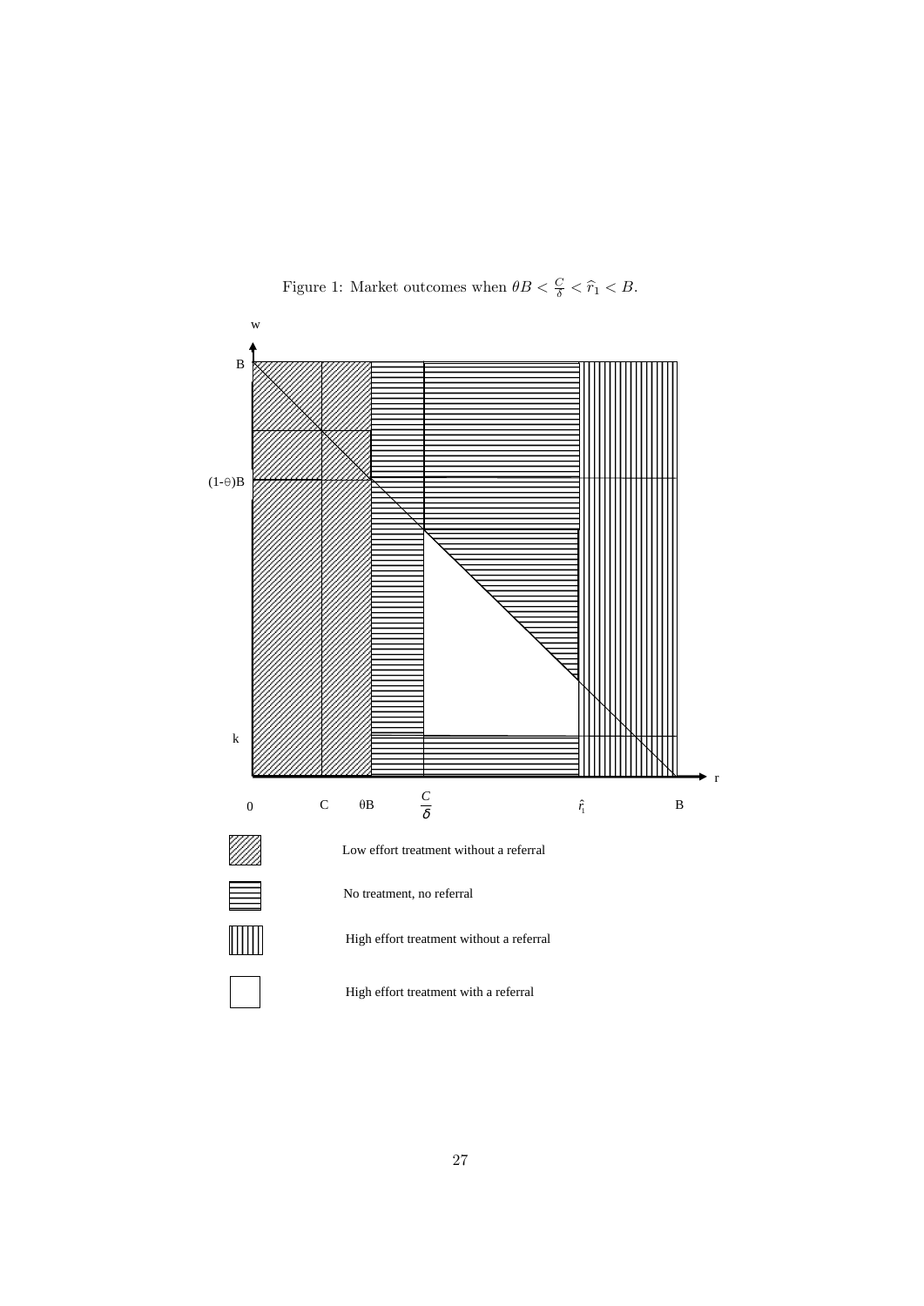Figure 1: Market outcomes when $\theta B < \frac{C}{\delta} < \widehat{r}_1 < B$.

w

B

$(1\text{-}\theta)B$

k

0 C $\theta$B $\frac{C}{\delta}$ $\hat{r}_1$ B

r

Low effort treatment without a referral

No treatment, no referral

High effort treatment without a referral

High effort treatment with a referral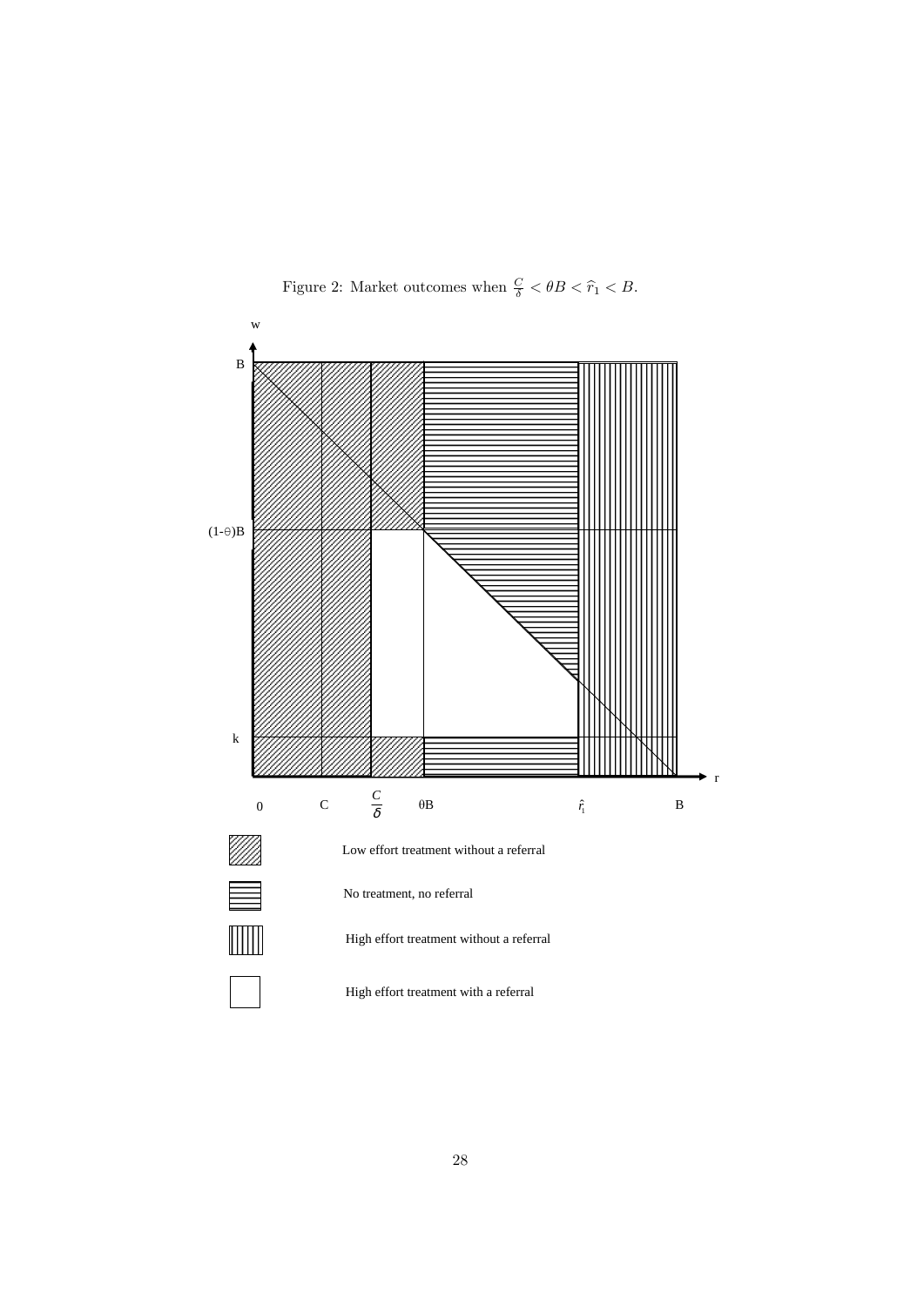Figure 2: Market outcomes when $\frac{C}{\delta} < \theta B < \widehat{r}_1 < B$.

Low effort treatment without a referral

No treatment, no referral

High effort treatment without a referral

High effort treatment with a referral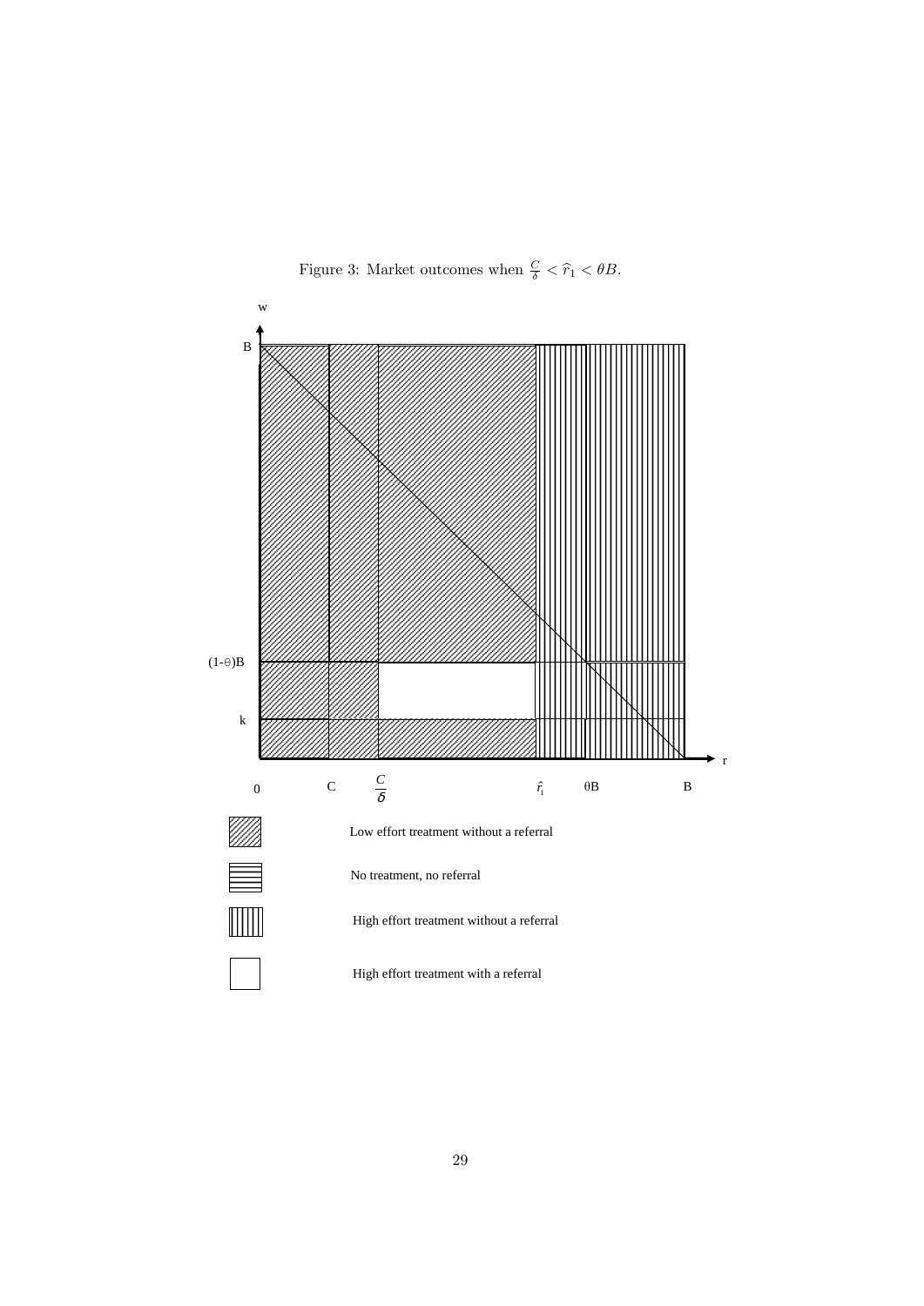Figure 3: Market outcomes when $\frac{C}{\delta} < \widehat{r}_1 < \theta B$.

w

B

$(1-\theta)B$

k

0 C $\frac{C}{\delta}$ $\hat{r}_1$ $\theta B$ B r

Low effort treatment without a referral

No treatment, no referral

High effort treatment without a referral

High effort treatment with a referral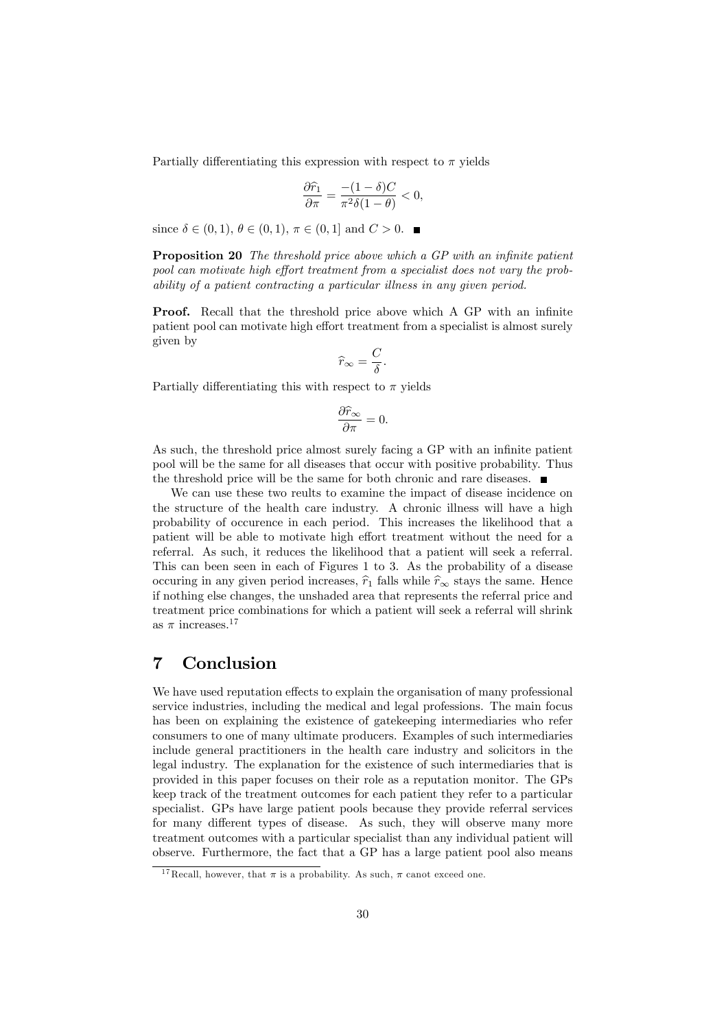Partially differentiating this expression with respect to $\pi$ yields

$$\frac{\partial \widehat{r}_1}{\partial \pi} = \frac{-(1-\delta)C}{\pi^2 \delta (1-\theta)} < 0,$$

since $\delta \in (0,1)$, $\theta \in (0,1)$, $\pi \in (0,1]$ and $C > 0$. ■

**Proposition 20** *The threshold price above which a GP with an infinite patient pool can motivate high effort treatment from a specialist does not vary the probability of a patient contracting a particular illness in any given period.*

**Proof.** Recall that the threshold price above which A GP with an infinite patient pool can motivate high effort treatment from a specialist is almost surely given by

$$\widehat{r}_\infty = \frac{C}{\delta}.$$

Partially differentiating this with respect to $\pi$ yields

$$\frac{\partial \widehat{r}_\infty}{\partial \pi} = 0.$$

As such, the threshold price almost surely facing a GP with an infinite patient pool will be the same for all diseases that occur with positive probability. Thus the threshold price will be the same for both chronic and rare diseases. ■

We can use these two reults to examine the impact of disease incidence on the structure of the health care industry. A chronic illness will have a high probability of occurence in each period. This increases the likelihood that a patient will be able to motivate high effort treatment without the need for a referral. As such, it reduces the likelihood that a patient will seek a referral. This can been seen in each of Figures 1 to 3. As the probability of a disease occuring in any given period increases, $\widehat{r}_1$ falls while $\widehat{r}_\infty$ stays the same. Hence if nothing else changes, the unshaded area that represents the referral price and treatment price combinations for which a patient will seek a referral will shrink as $\pi$ increases.[17]

# 7 Conclusion

We have used reputation effects to explain the organisation of many professional service industries, including the medical and legal professions. The main focus has been on explaining the existence of gatekeeping intermediaries who refer consumers to one of many ultimate producers. Examples of such intermediaries include general practitioners in the health care industry and solicitors in the legal industry. The explanation for the existence of such intermediaries that is provided in this paper focuses on their role as a reputation monitor. The GPs keep track of the treatment outcomes for each patient they refer to a particular specialist. GPs have large patient pools because they provide referral services for many different types of disease. As such, they will observe many more treatment outcomes with a particular specialist than any individual patient will observe. Furthermore, the fact that a GP has a large patient pool also means

[17] Recall, however, that $\pi$ is a probability. As such, $\pi$ canot exceed one.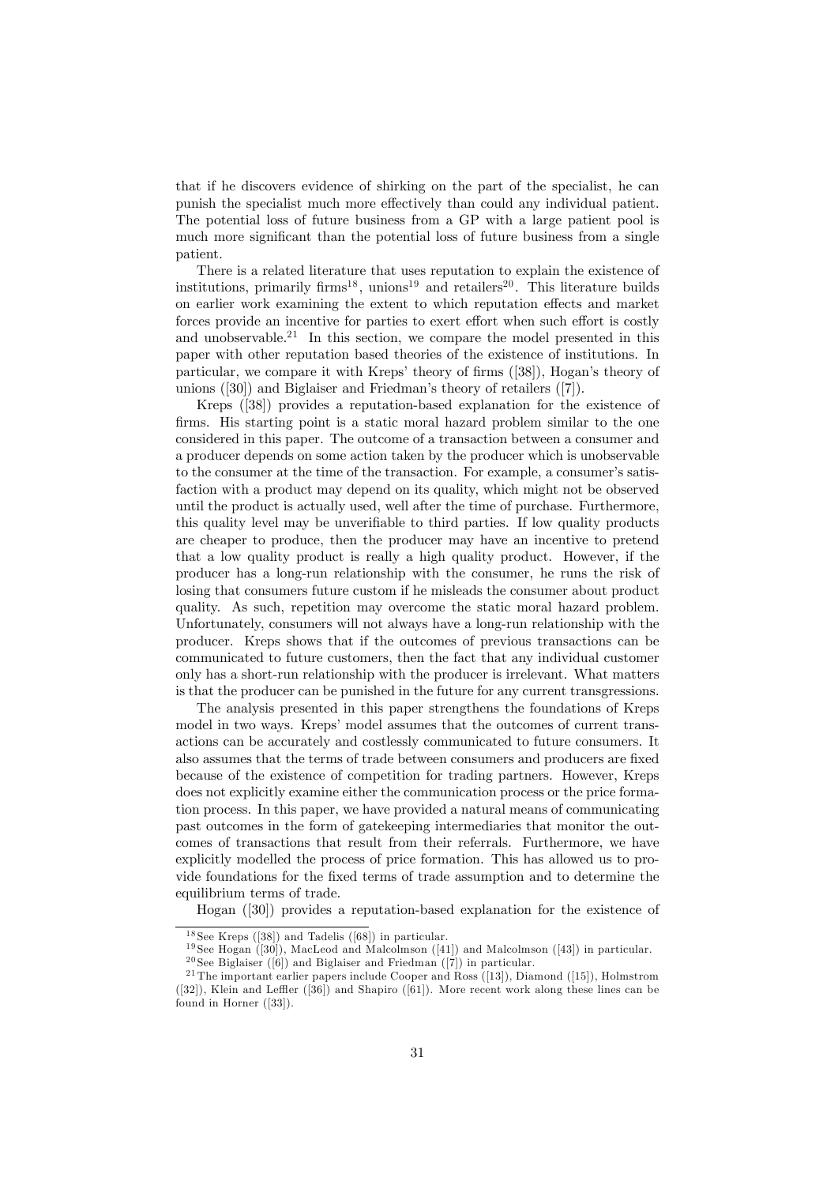that if he discovers evidence of shirking on the part of the specialist, he can punish the specialist much more effectively than could any individual patient. The potential loss of future business from a GP with a large patient pool is much more significant than the potential loss of future business from a single patient.

There is a related literature that uses reputation to explain the existence of institutions, primarily firms[18], unions[19] and retailers[20]. This literature builds on earlier work examining the extent to which reputation effects and market forces provide an incentive for parties to exert effort when such effort is costly and unobservable.[21] In this section, we compare the model presented in this paper with other reputation based theories of the existence of institutions. In particular, we compare it with Kreps' theory of firms ([38]), Hogan's theory of unions ([30]) and Biglaiser and Friedman's theory of retailers ([7]).

Kreps ([38]) provides a reputation-based explanation for the existence of firms. His starting point is a static moral hazard problem similar to the one considered in this paper. The outcome of a transaction between a consumer and a producer depends on some action taken by the producer which is unobservable to the consumer at the time of the transaction. For example, a consumer's satisfaction with a product may depend on its quality, which might not be observed until the product is actually used, well after the time of purchase. Furthermore, this quality level may be unverifiable to third parties. If low quality products are cheaper to produce, then the producer may have an incentive to pretend that a low quality product is really a high quality product. However, if the producer has a long-run relationship with the consumer, he runs the risk of losing that consumers future custom if he misleads the consumer about product quality. As such, repetition may overcome the static moral hazard problem. Unfortunately, consumers will not always have a long-run relationship with the producer. Kreps shows that if the outcomes of previous transactions can be communicated to future customers, then the fact that any individual customer only has a short-run relationship with the producer is irrelevant. What matters is that the producer can be punished in the future for any current transgressions.

The analysis presented in this paper strengthens the foundations of Kreps model in two ways. Kreps' model assumes that the outcomes of current transactions can be accurately and costlessly communicated to future consumers. It also assumes that the terms of trade between consumers and producers are fixed because of the existence of competition for trading partners. However, Kreps does not explicitly examine either the communication process or the price formation process. In this paper, we have provided a natural means of communicating past outcomes in the form of gatekeeping intermediaries that monitor the outcomes of transactions that result from their referrals. Furthermore, we have explicitly modelled the process of price formation. This has allowed us to provide foundations for the fixed terms of trade assumption and to determine the equilibrium terms of trade.

Hogan ([30]) provides a reputation-based explanation for the existence of

[18] See Kreps ([38]) and Tadelis ([68]) in particular.

[19] See Hogan ([30]), MacLeod and Malcolmson ([41]) and Malcolmson ([43]) in particular.

[20] See Biglaiser ([6]) and Biglaiser and Friedman ([7]) in particular.

[21] The important earlier papers include Cooper and Ross ([13]), Diamond ([15]), Holmstrom ([32]), Klein and Leffler ([36]) and Shapiro ([61]). More recent work along these lines can be found in Horner ([33]).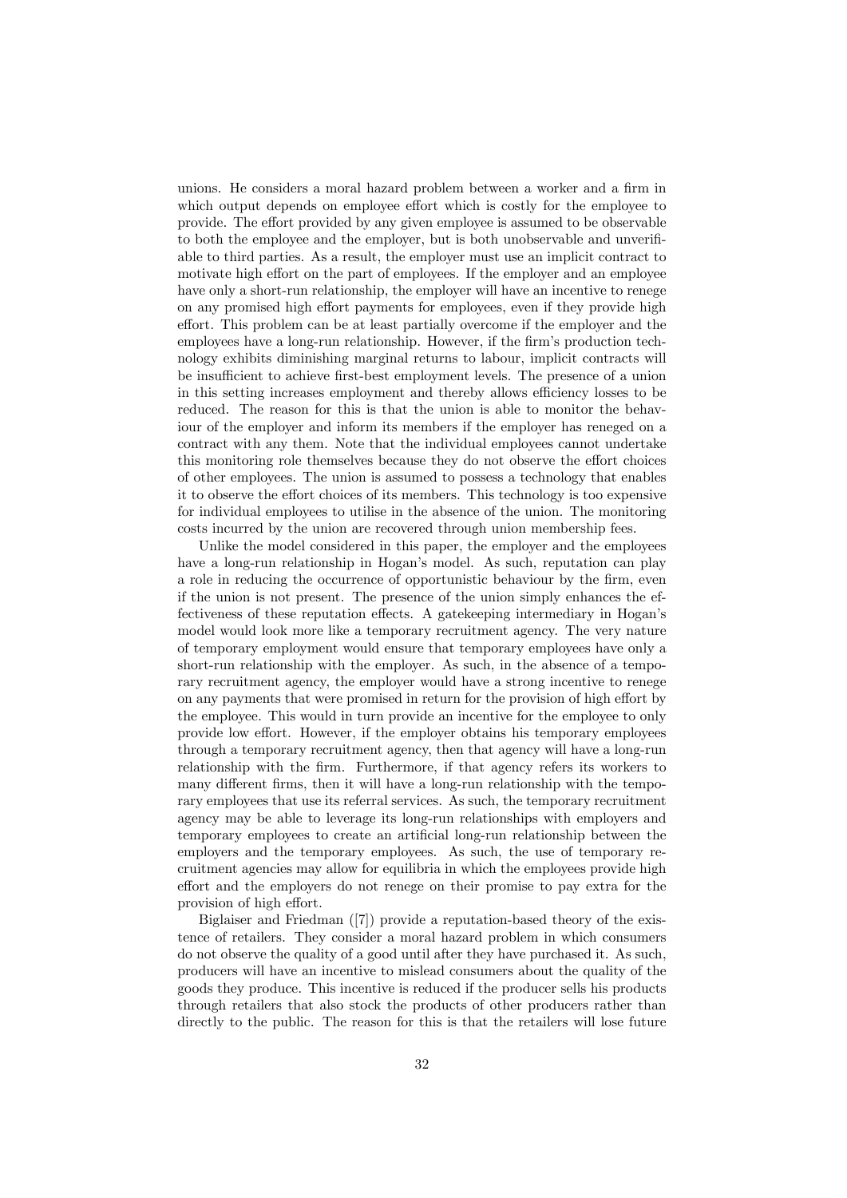unions. He considers a moral hazard problem between a worker and a firm in which output depends on employee effort which is costly for the employee to provide. The effort provided by any given employee is assumed to be observable to both the employee and the employer, but is both unobservable and unverifiable to third parties. As a result, the employer must use an implicit contract to motivate high effort on the part of employees. If the employer and an employee have only a short-run relationship, the employer will have an incentive to renege on any promised high effort payments for employees, even if they provide high effort. This problem can be at least partially overcome if the employer and the employees have a long-run relationship. However, if the firm's production technology exhibits diminishing marginal returns to labour, implicit contracts will be insufficient to achieve first-best employment levels. The presence of a union in this setting increases employment and thereby allows efficiency losses to be reduced. The reason for this is that the union is able to monitor the behaviour of the employer and inform its members if the employer has reneged on a contract with any them. Note that the individual employees cannot undertake this monitoring role themselves because they do not observe the effort choices of other employees. The union is assumed to possess a technology that enables it to observe the effort choices of its members. This technology is too expensive for individual employees to utilise in the absence of the union. The monitoring costs incurred by the union are recovered through union membership fees.

Unlike the model considered in this paper, the employer and the employees have a long-run relationship in Hogan's model. As such, reputation can play a role in reducing the occurrence of opportunistic behaviour by the firm, even if the union is not present. The presence of the union simply enhances the effectiveness of these reputation effects. A gatekeeping intermediary in Hogan's model would look more like a temporary recruitment agency. The very nature of temporary employment would ensure that temporary employees have only a short-run relationship with the employer. As such, in the absence of a temporary recruitment agency, the employer would have a strong incentive to renege on any payments that were promised in return for the provision of high effort by the employee. This would in turn provide an incentive for the employee to only provide low effort. However, if the employer obtains his temporary employees through a temporary recruitment agency, then that agency will have a long-run relationship with the firm. Furthermore, if that agency refers its workers to many different firms, then it will have a long-run relationship with the temporary employees that use its referral services. As such, the temporary recruitment agency may be able to leverage its long-run relationships with employers and temporary employees to create an artificial long-run relationship between the employers and the temporary employees. As such, the use of temporary recruitment agencies may allow for equilibria in which the employees provide high effort and the employers do not renege on their promise to pay extra for the provision of high effort.

Biglaiser and Friedman ([7]) provide a reputation-based theory of the existence of retailers. They consider a moral hazard problem in which consumers do not observe the quality of a good until after they have purchased it. As such, producers will have an incentive to mislead consumers about the quality of the goods they produce. This incentive is reduced if the producer sells his products through retailers that also stock the products of other producers rather than directly to the public. The reason for this is that the retailers will lose future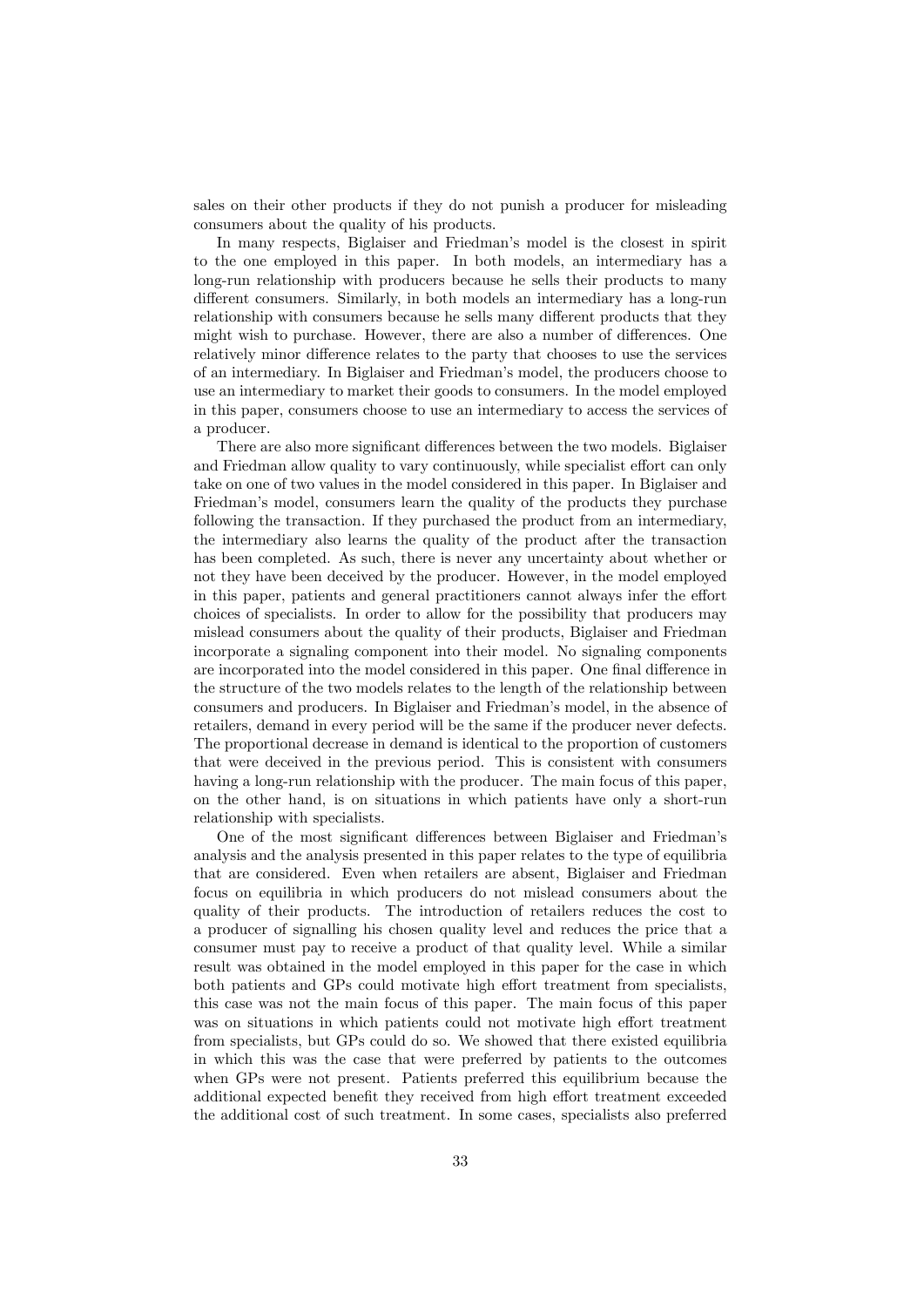sales on their other products if they do not punish a producer for misleading consumers about the quality of his products.

In many respects, Biglaiser and Friedman's model is the closest in spirit to the one employed in this paper. In both models, an intermediary has a long-run relationship with producers because he sells their products to many different consumers. Similarly, in both models an intermediary has a long-run relationship with consumers because he sells many different products that they might wish to purchase. However, there are also a number of differences. One relatively minor difference relates to the party that chooses to use the services of an intermediary. In Biglaiser and Friedman's model, the producers choose to use an intermediary to market their goods to consumers. In the model employed in this paper, consumers choose to use an intermediary to access the services of a producer.

There are also more significant differences between the two models. Biglaiser and Friedman allow quality to vary continuously, while specialist effort can only take on one of two values in the model considered in this paper. In Biglaiser and Friedman's model, consumers learn the quality of the products they purchase following the transaction. If they purchased the product from an intermediary, the intermediary also learns the quality of the product after the transaction has been completed. As such, there is never any uncertainty about whether or not they have been deceived by the producer. However, in the model employed in this paper, patients and general practitioners cannot always infer the effort choices of specialists. In order to allow for the possibility that producers may mislead consumers about the quality of their products, Biglaiser and Friedman incorporate a signaling component into their model. No signaling components are incorporated into the model considered in this paper. One final difference in the structure of the two models relates to the length of the relationship between consumers and producers. In Biglaiser and Friedman's model, in the absence of retailers, demand in every period will be the same if the producer never defects. The proportional decrease in demand is identical to the proportion of customers that were deceived in the previous period. This is consistent with consumers having a long-run relationship with the producer. The main focus of this paper, on the other hand, is on situations in which patients have only a short-run relationship with specialists.

One of the most significant differences between Biglaiser and Friedman's analysis and the analysis presented in this paper relates to the type of equilibria that are considered. Even when retailers are absent, Biglaiser and Friedman focus on equilibria in which producers do not mislead consumers about the quality of their products. The introduction of retailers reduces the cost to a producer of signalling his chosen quality level and reduces the price that a consumer must pay to receive a product of that quality level. While a similar result was obtained in the model employed in this paper for the case in which both patients and GPs could motivate high effort treatment from specialists, this case was not the main focus of this paper. The main focus of this paper was on situations in which patients could not motivate high effort treatment from specialists, but GPs could do so. We showed that there existed equilibria in which this was the case that were preferred by patients to the outcomes when GPs were not present. Patients preferred this equilibrium because the additional expected benefit they received from high effort treatment exceeded the additional cost of such treatment. In some cases, specialists also preferred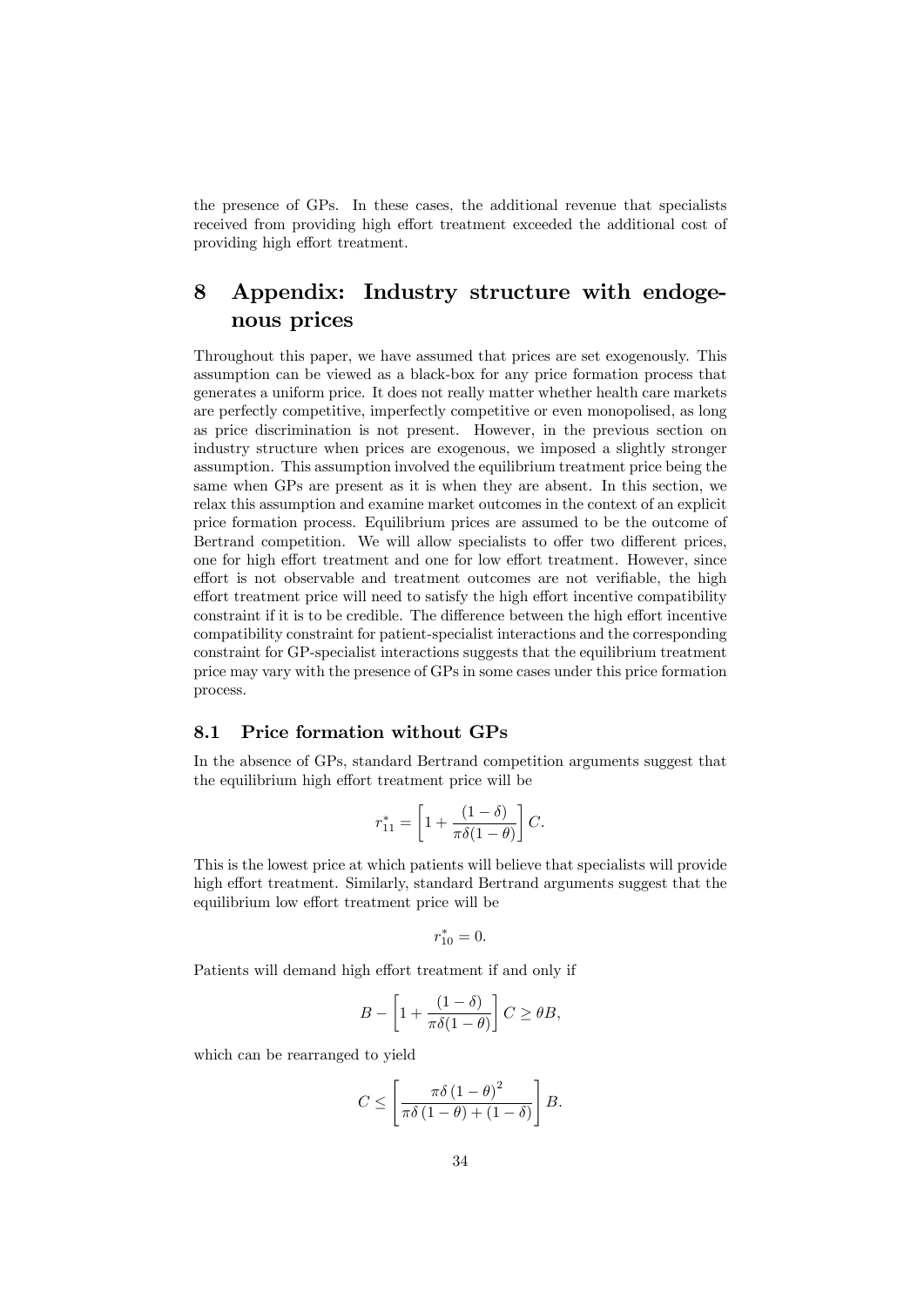the presence of GPs. In these cases, the additional revenue that specialists received from providing high effort treatment exceeded the additional cost of providing high effort treatment.

# 8 Appendix: Industry structure with endogenous prices

Throughout this paper, we have assumed that prices are set exogenously. This assumption can be viewed as a black-box for any price formation process that generates a uniform price. It does not really matter whether health care markets are perfectly competitive, imperfectly competitive or even monopolised, as long as price discrimination is not present. However, in the previous section on industry structure when prices are exogenous, we imposed a slightly stronger assumption. This assumption involved the equilibrium treatment price being the same when GPs are present as it is when they are absent. In this section, we relax this assumption and examine market outcomes in the context of an explicit price formation process. Equilibrium prices are assumed to be the outcome of Bertrand competition. We will allow specialists to offer two different prices, one for high effort treatment and one for low effort treatment. However, since effort is not observable and treatment outcomes are not verifiable, the high effort treatment price will need to satisfy the high effort incentive compatibility constraint if it is to be credible. The difference between the high effort incentive compatibility constraint for patient-specialist interactions and the corresponding constraint for GP-specialist interactions suggests that the equilibrium treatment price may vary with the presence of GPs in some cases under this price formation process.

## 8.1 Price formation without GPs

In the absence of GPs, standard Bertrand competition arguments suggest that the equilibrium high effort treatment price will be

$$r_{11}^{*} = \left[1 + \frac{(1-\delta)}{\pi\delta(1-\theta)}\right] C.$$

This is the lowest price at which patients will believe that specialists will provide high effort treatment. Similarly, standard Bertrand arguments suggest that the equilibrium low effort treatment price will be

$$r_{10}^{*} = 0.$$

Patients will demand high effort treatment if and only if

$$B - \left[1 + \frac{(1-\delta)}{\pi\delta(1-\theta)}\right] C \geq \theta B,$$

which can be rearranged to yield

$$C \leq \left[\frac{\pi\delta\,(1-\theta)^{2}}{\pi\delta\,(1-\theta) + (1-\delta)}\right] B.$$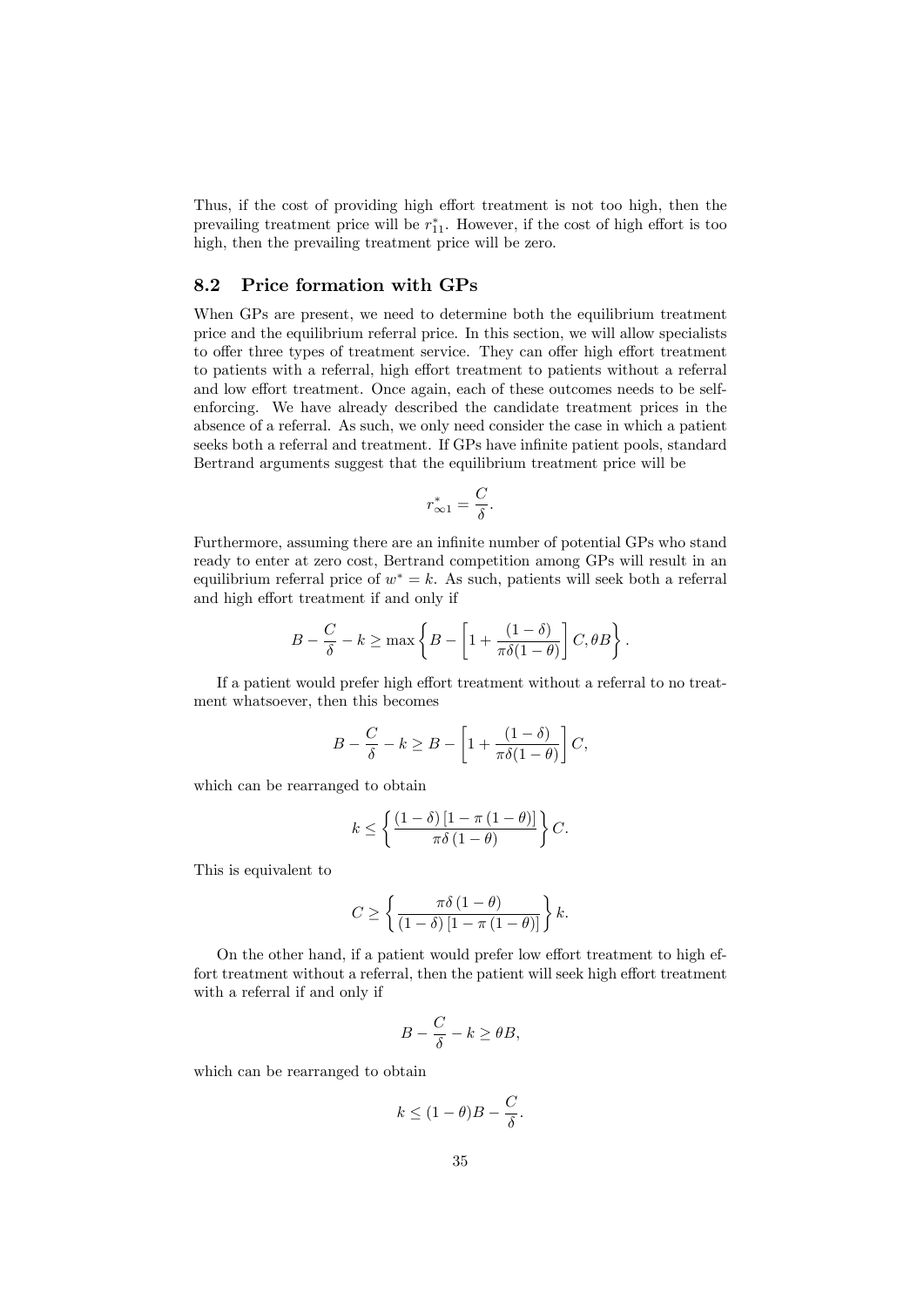Thus, if the cost of providing high effort treatment is not too high, then the prevailing treatment price will be $r^*_{11}$. However, if the cost of high effort is too high, then the prevailing treatment price will be zero.

## 8.2 Price formation with GPs

When GPs are present, we need to determine both the equilibrium treatment price and the equilibrium referral price. In this section, we will allow specialists to offer three types of treatment service. They can offer high effort treatment to patients with a referral, high effort treatment to patients without a referral and low effort treatment. Once again, each of these outcomes needs to be self-enforcing. We have already described the candidate treatment prices in the absence of a referral. As such, we only need consider the case in which a patient seeks both a referral and treatment. If GPs have infinite patient pools, standard Bertrand arguments suggest that the equilibrium treatment price will be

$$r^*_{\infty 1} = \frac{C}{\delta}.$$

Furthermore, assuming there are an infinite number of potential GPs who stand ready to enter at zero cost, Bertrand competition among GPs will result in an equilibrium referral price of $w^* = k$. As such, patients will seek both a referral and high effort treatment if and only if

$$B - \frac{C}{\delta} - k \geq \max\left\{B - \left[1 + \frac{(1-\delta)}{\pi\delta(1-\theta)}\right]C, \theta B\right\}.$$

If a patient would prefer high effort treatment without a referral to no treatment whatsoever, then this becomes

$$B - \frac{C}{\delta} - k \geq B - \left[1 + \frac{(1-\delta)}{\pi\delta(1-\theta)}\right]C,$$

which can be rearranged to obtain

$$k \leq \left\{\frac{(1-\delta)\left[1-\pi\left(1-\theta\right)\right]}{\pi\delta\left(1-\theta\right)}\right\}C.$$

This is equivalent to

$$C \geq \left\{\frac{\pi\delta\left(1-\theta\right)}{(1-\delta)\left[1-\pi\left(1-\theta\right)\right]}\right\}k.$$

On the other hand, if a patient would prefer low effort treatment to high effort treatment without a referral, then the patient will seek high effort treatment with a referral if and only if

$$B - \frac{C}{\delta} - k \geq \theta B,$$

which can be rearranged to obtain

$$k \leq (1-\theta)B - \frac{C}{\delta}.$$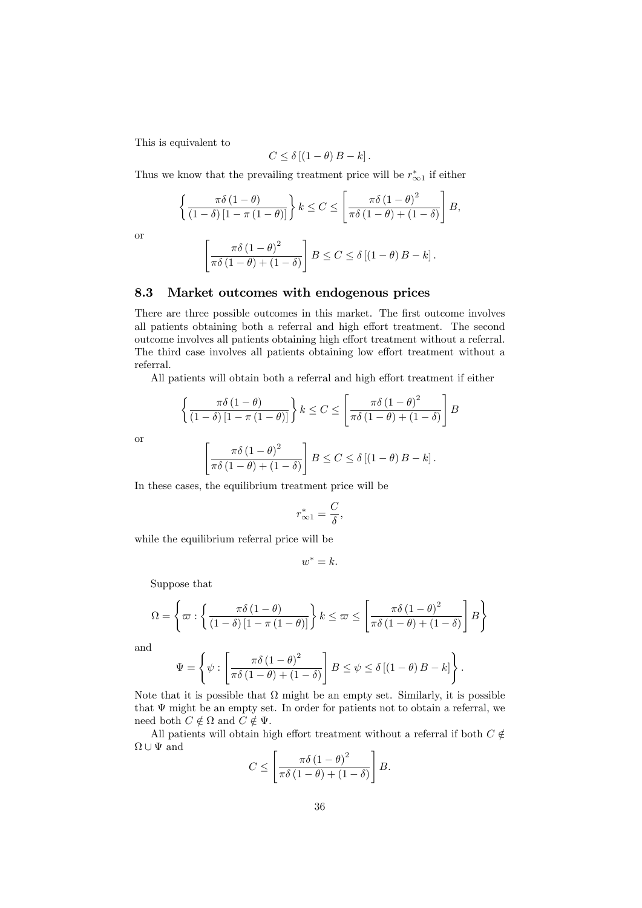This is equivalent to

$$C \leq \delta \left[ (1-\theta) B - k \right].$$

Thus we know that the prevailing treatment price will be $r^*_{\infty 1}$ if either

$$\left\{ \frac{\pi \delta (1-\theta)}{(1-\delta)\left[1-\pi (1-\theta)\right]} \right\} k \leq C \leq \left[ \frac{\pi \delta (1-\theta)^2}{\pi \delta (1-\theta) + (1-\delta)} \right] B,$$

or

$$\left[ \frac{\pi \delta (1-\theta)^2}{\pi \delta (1-\theta) + (1-\delta)} \right] B \leq C \leq \delta \left[ (1-\theta) B - k \right].$$

### 8.3 Market outcomes with endogenous prices

There are three possible outcomes in this market. The first outcome involves all patients obtaining both a referral and high effort treatment. The second outcome involves all patients obtaining high effort treatment without a referral. The third case involves all patients obtaining low effort treatment without a referral.

All patients will obtain both a referral and high effort treatment if either

$$\left\{ \frac{\pi \delta (1-\theta)}{(1-\delta)\left[1-\pi (1-\theta)\right]} \right\} k \leq C \leq \left[ \frac{\pi \delta (1-\theta)^2}{\pi \delta (1-\theta) + (1-\delta)} \right] B$$

or

$$\left[ \frac{\pi \delta (1-\theta)^2}{\pi \delta (1-\theta) + (1-\delta)} \right] B \leq C \leq \delta \left[ (1-\theta) B - k \right].$$

In these cases, the equilibrium treatment price will be

$$r^*_{\infty 1} = \frac{C}{\delta},$$

while the equilibrium referral price will be

$$w^* = k.$$

Suppose that

$$\Omega = \left\{ \varpi : \left\{ \frac{\pi \delta (1-\theta)}{(1-\delta)\left[1-\pi (1-\theta)\right]} \right\} k \leq \varpi \leq \left[ \frac{\pi \delta (1-\theta)^2}{\pi \delta (1-\theta) + (1-\delta)} \right] B \right\}$$

and

$$\Psi = \left\{ \psi : \left[ \frac{\pi \delta (1-\theta)^2}{\pi \delta (1-\theta) + (1-\delta)} \right] B \leq \psi \leq \delta \left[ (1-\theta) B - k \right] \right\}.$$

Note that it is possible that $\Omega$ might be an empty set. Similarly, it is possible that $\Psi$ might be an empty set. In order for patients not to obtain a referral, we need both $C \notin \Omega$ and $C \notin \Psi$.

All patients will obtain high effort treatment without a referral if both $C \notin \Omega \cup \Psi$ and

$$C \leq \left[ \frac{\pi \delta (1-\theta)^2}{\pi \delta (1-\theta) + (1-\delta)} \right] B.$$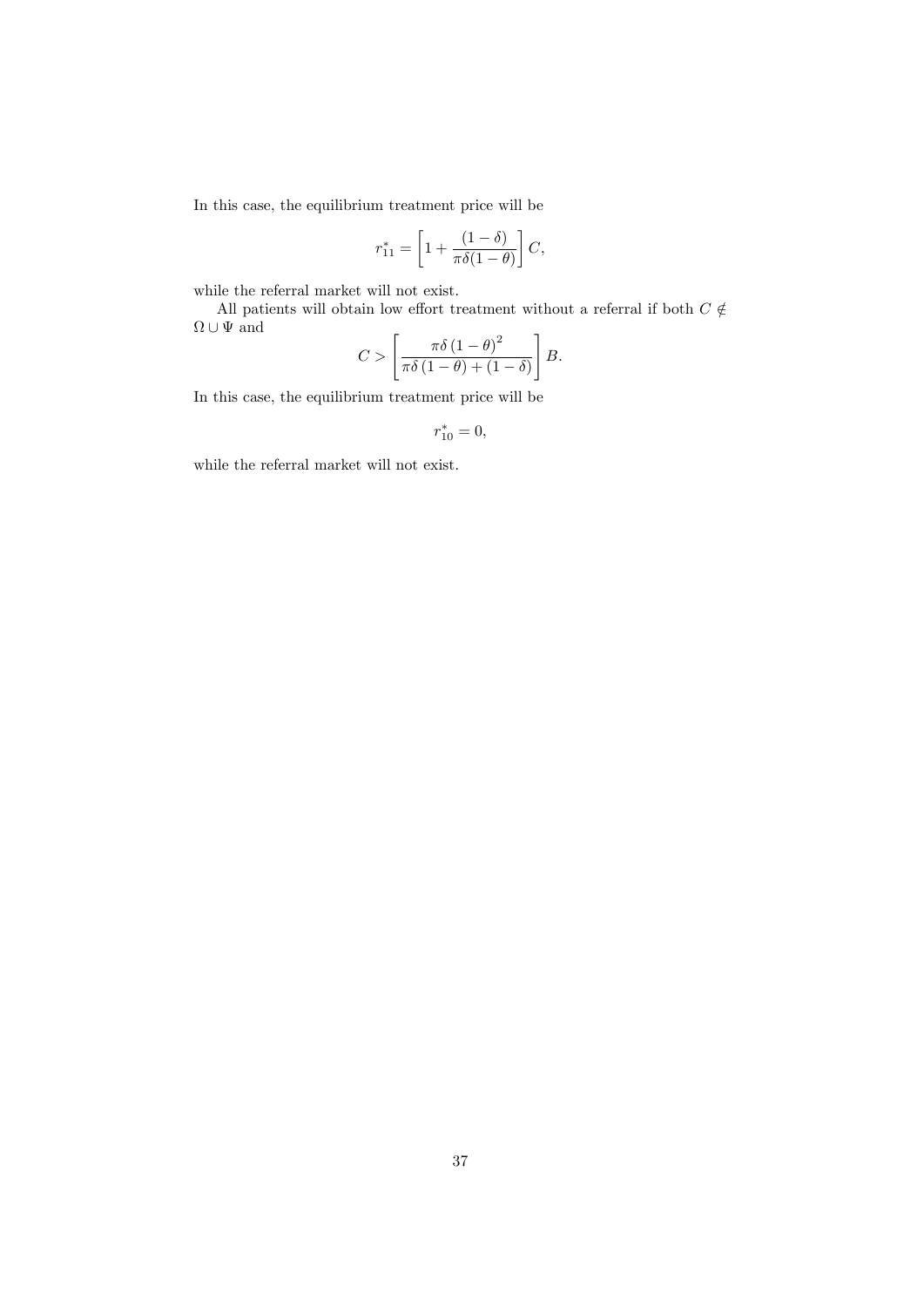In this case, the equilibrium treatment price will be

$$r_{11}^{*}=\left[1+\frac{(1-\delta)}{\pi\delta(1-\theta)}\right]C,$$

while the referral market will not exist.

All patients will obtain low effort treatment without a referral if both $C\notin\Omega\cup\Psi$ and

$$C>\left[\frac{\pi\delta\left(1-\theta\right)^{2}}{\pi\delta\left(1-\theta\right)+\left(1-\delta\right)}\right]B.$$

In this case, the equilibrium treatment price will be

$$r_{10}^{*}=0,$$

while the referral market will not exist.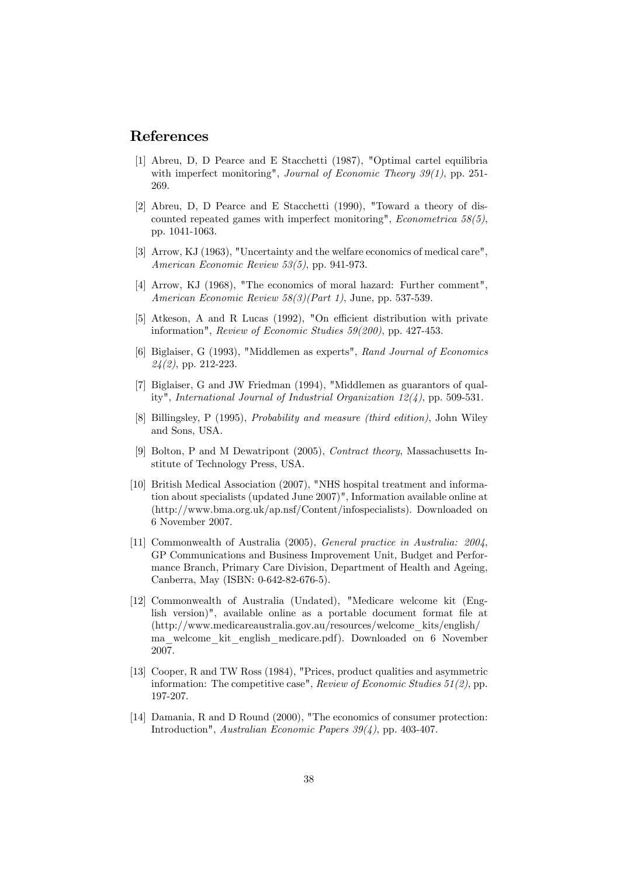## References

[1] Abreu, D, D Pearce and E Stacchetti (1987), "Optimal cartel equilibria with imperfect monitoring", *Journal of Economic Theory 39(1)*, pp. 251-269.

[2] Abreu, D, D Pearce and E Stacchetti (1990), "Toward a theory of discounted repeated games with imperfect monitoring", *Econometrica 58(5)*, pp. 1041-1063.

[3] Arrow, KJ (1963), "Uncertainty and the welfare economics of medical care", *American Economic Review 53(5)*, pp. 941-973.

[4] Arrow, KJ (1968), "The economics of moral hazard: Further comment", *American Economic Review 58(3)(Part 1)*, June, pp. 537-539.

[5] Atkeson, A and R Lucas (1992), "On efficient distribution with private information", *Review of Economic Studies 59(200)*, pp. 427-453.

[6] Biglaiser, G (1993), "Middlemen as experts", *Rand Journal of Economics 24(2)*, pp. 212-223.

[7] Biglaiser, G and JW Friedman (1994), "Middlemen as guarantors of quality", *International Journal of Industrial Organization 12(4)*, pp. 509-531.

[8] Billingsley, P (1995), *Probability and measure (third edition)*, John Wiley and Sons, USA.

[9] Bolton, P and M Dewatripont (2005), *Contract theory*, Massachusetts Institute of Technology Press, USA.

[10] British Medical Association (2007), "NHS hospital treatment and information about specialists (updated June 2007)", Information available online at (http://www.bma.org.uk/ap.nsf/Content/infospecialists). Downloaded on 6 November 2007.

[11] Commonwealth of Australia (2005), *General practice in Australia: 2004*, GP Communications and Business Improvement Unit, Budget and Performance Branch, Primary Care Division, Department of Health and Ageing, Canberra, May (ISBN: 0-642-82-676-5).

[12] Commonwealth of Australia (Undated), "Medicare welcome kit (English version)", available online as a portable document format file at (http://www.medicareaustralia.gov.au/resources/welcome_kits/english/ma_welcome_kit_english_medicare.pdf). Downloaded on 6 November 2007.

[13] Cooper, R and TW Ross (1984), "Prices, product qualities and asymmetric information: The competitive case", *Review of Economic Studies 51(2)*, pp. 197-207.

[14] Damania, R and D Round (2000), "The economics of consumer protection: Introduction", *Australian Economic Papers 39(4)*, pp. 403-407.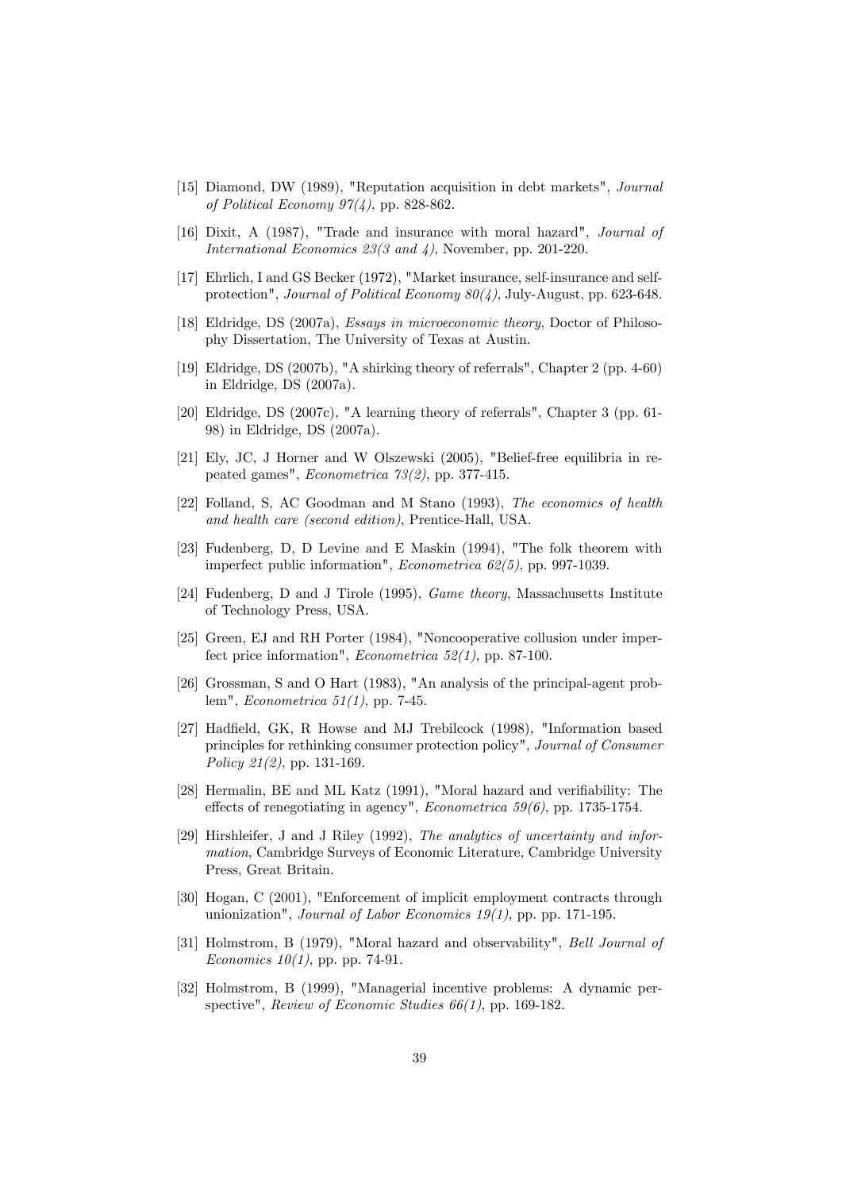[15] Diamond, DW (1989), "Reputation acquisition in debt markets", *Journal of Political Economy 97(4)*, pp. 828-862.

[16] Dixit, A (1987), "Trade and insurance with moral hazard", *Journal of International Economics 23(3 and 4)*, November, pp. 201-220.

[17] Ehrlich, I and GS Becker (1972), "Market insurance, self-insurance and self-protection", *Journal of Political Economy 80(4)*, July-August, pp. 623-648.

[18] Eldridge, DS (2007a), *Essays in microeconomic theory*, Doctor of Philosophy Dissertation, The University of Texas at Austin.

[19] Eldridge, DS (2007b), "A shirking theory of referrals", Chapter 2 (pp. 4-60) in Eldridge, DS (2007a).

[20] Eldridge, DS (2007c), "A learning theory of referrals", Chapter 3 (pp. 61-98) in Eldridge, DS (2007a).

[21] Ely, JC, J Horner and W Olszewski (2005), "Belief-free equilibria in repeated games", *Econometrica 73(2)*, pp. 377-415.

[22] Folland, S, AC Goodman and M Stano (1993), *The economics of health and health care (second edition)*, Prentice-Hall, USA.

[23] Fudenberg, D, D Levine and E Maskin (1994), "The folk theorem with imperfect public information", *Econometrica 62(5)*, pp. 997-1039.

[24] Fudenberg, D and J Tirole (1995), *Game theory*, Massachusetts Institute of Technology Press, USA.

[25] Green, EJ and RH Porter (1984), "Noncooperative collusion under imperfect price information", *Econometrica 52(1)*, pp. 87-100.

[26] Grossman, S and O Hart (1983), "An analysis of the principal-agent problem", *Econometrica 51(1)*, pp. 7-45.

[27] Hadfield, GK, R Howse and MJ Trebilcock (1998), "Information based principles for rethinking consumer protection policy", *Journal of Consumer Policy 21(2)*, pp. 131-169.

[28] Hermalin, BE and ML Katz (1991), "Moral hazard and verifiability: The effects of renegotiating in agency", *Econometrica 59(6)*, pp. 1735-1754.

[29] Hirshleifer, J and J Riley (1992), *The analytics of uncertainty and information*, Cambridge Surveys of Economic Literature, Cambridge University Press, Great Britain.

[30] Hogan, C (2001), "Enforcement of implicit employment contracts through unionization", *Journal of Labor Economics 19(1)*, pp. pp. 171-195.

[31] Holmstrom, B (1979), "Moral hazard and observability", *Bell Journal of Economics 10(1)*, pp. pp. 74-91.

[32] Holmstrom, B (1999), "Managerial incentive problems: A dynamic perspective", *Review of Economic Studies 66(1)*, pp. 169-182.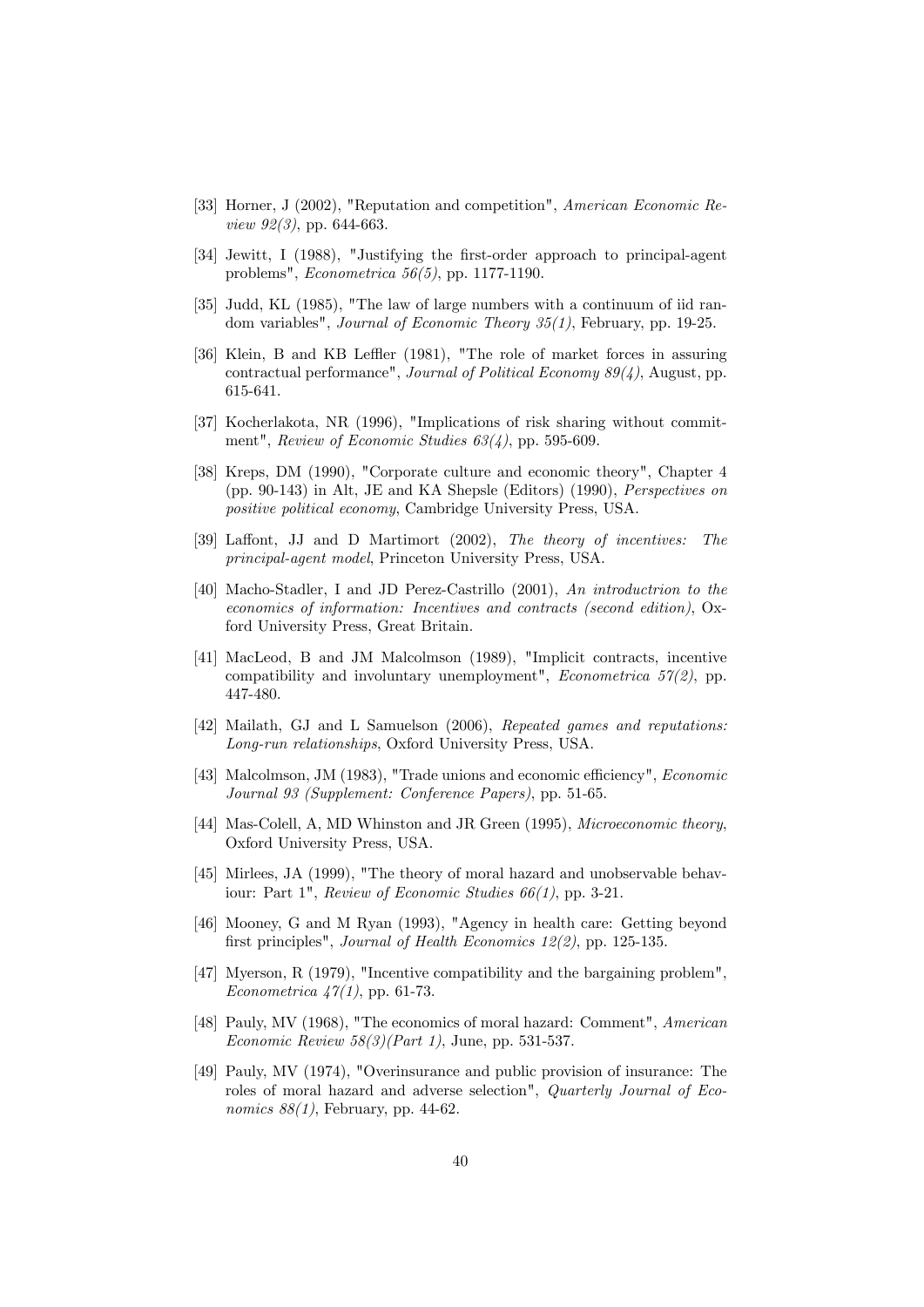[33] Horner, J (2002), "Reputation and competition", *American Economic Review 92(3)*, pp. 644-663.

[34] Jewitt, I (1988), "Justifying the first-order approach to principal-agent problems", *Econometrica 56(5)*, pp. 1177-1190.

[35] Judd, KL (1985), "The law of large numbers with a continuum of iid random variables", *Journal of Economic Theory 35(1)*, February, pp. 19-25.

[36] Klein, B and KB Leffler (1981), "The role of market forces in assuring contractual performance", *Journal of Political Economy 89(4)*, August, pp. 615-641.

[37] Kocherlakota, NR (1996), "Implications of risk sharing without commitment", *Review of Economic Studies 63(4)*, pp. 595-609.

[38] Kreps, DM (1990), "Corporate culture and economic theory", Chapter 4 (pp. 90-143) in Alt, JE and KA Shepsle (Editors) (1990), *Perspectives on positive political economy*, Cambridge University Press, USA.

[39] Laffont, JJ and D Martimort (2002), *The theory of incentives: The principal-agent model*, Princeton University Press, USA.

[40] Macho-Stadler, I and JD Perez-Castrillo (2001), *An introductrion to the economics of information: Incentives and contracts (second edition)*, Oxford University Press, Great Britain.

[41] MacLeod, B and JM Malcolmson (1989), "Implicit contracts, incentive compatibility and involuntary unemployment", *Econometrica 57(2)*, pp. 447-480.

[42] Mailath, GJ and L Samuelson (2006), *Repeated games and reputations: Long-run relationships*, Oxford University Press, USA.

[43] Malcolmson, JM (1983), "Trade unions and economic efficiency", *Economic Journal 93 (Supplement: Conference Papers)*, pp. 51-65.

[44] Mas-Colell, A, MD Whinston and JR Green (1995), *Microeconomic theory*, Oxford University Press, USA.

[45] Mirlees, JA (1999), "The theory of moral hazard and unobservable behaviour: Part 1", *Review of Economic Studies 66(1)*, pp. 3-21.

[46] Mooney, G and M Ryan (1993), "Agency in health care: Getting beyond first principles", *Journal of Health Economics 12(2)*, pp. 125-135.

[47] Myerson, R (1979), "Incentive compatibility and the bargaining problem", *Econometrica 47(1)*, pp. 61-73.

[48] Pauly, MV (1968), "The economics of moral hazard: Comment", *American Economic Review 58(3)(Part 1)*, June, pp. 531-537.

[49] Pauly, MV (1974), "Overinsurance and public provision of insurance: The roles of moral hazard and adverse selection", *Quarterly Journal of Economics 88(1)*, February, pp. 44-62.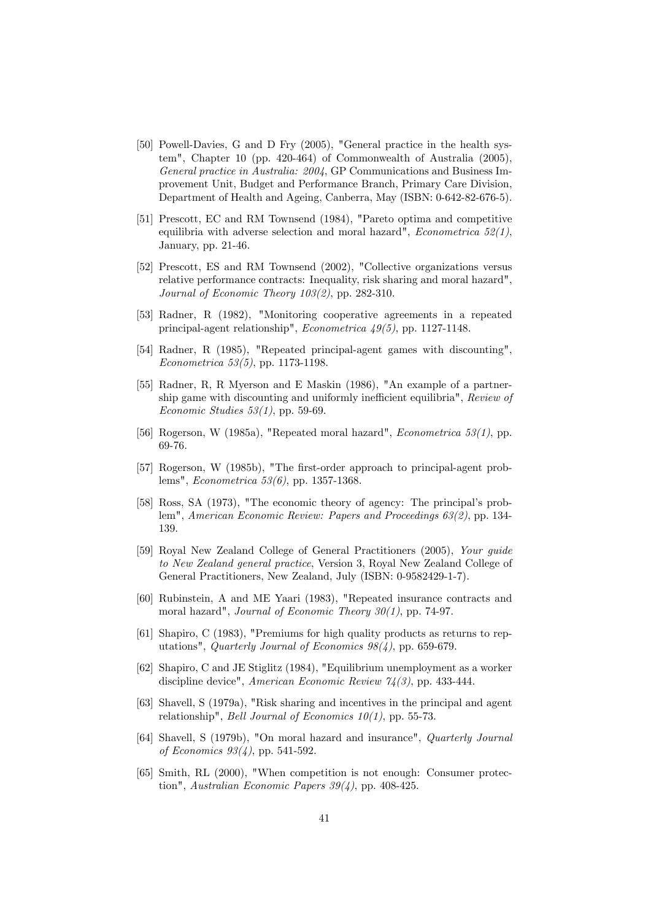[50] Powell-Davies, G and D Fry (2005), "General practice in the health system", Chapter 10 (pp. 420-464) of Commonwealth of Australia (2005), *General practice in Australia: 2004*, GP Communications and Business Improvement Unit, Budget and Performance Branch, Primary Care Division, Department of Health and Ageing, Canberra, May (ISBN: 0-642-82-676-5).

[51] Prescott, EC and RM Townsend (1984), "Pareto optima and competitive equilibria with adverse selection and moral hazard", *Econometrica 52(1)*, January, pp. 21-46.

[52] Prescott, ES and RM Townsend (2002), "Collective organizations versus relative performance contracts: Inequality, risk sharing and moral hazard", *Journal of Economic Theory 103(2)*, pp. 282-310.

[53] Radner, R (1982), "Monitoring cooperative agreements in a repeated principal-agent relationship", *Econometrica 49(5)*, pp. 1127-1148.

[54] Radner, R (1985), "Repeated principal-agent games with discounting", *Econometrica 53(5)*, pp. 1173-1198.

[55] Radner, R, R Myerson and E Maskin (1986), "An example of a partnership game with discounting and uniformly inefficient equilibria", *Review of Economic Studies 53(1)*, pp. 59-69.

[56] Rogerson, W (1985a), "Repeated moral hazard", *Econometrica 53(1)*, pp. 69-76.

[57] Rogerson, W (1985b), "The first-order approach to principal-agent problems", *Econometrica 53(6)*, pp. 1357-1368.

[58] Ross, SA (1973), "The economic theory of agency: The principal's problem", *American Economic Review: Papers and Proceedings 63(2)*, pp. 134-139.

[59] Royal New Zealand College of General Practitioners (2005), *Your guide to New Zealand general practice*, Version 3, Royal New Zealand College of General Practitioners, New Zealand, July (ISBN: 0-9582429-1-7).

[60] Rubinstein, A and ME Yaari (1983), "Repeated insurance contracts and moral hazard", *Journal of Economic Theory 30(1)*, pp. 74-97.

[61] Shapiro, C (1983), "Premiums for high quality products as returns to reputations", *Quarterly Journal of Economics 98(4)*, pp. 659-679.

[62] Shapiro, C and JE Stiglitz (1984), "Equilibrium unemployment as a worker discipline device", *American Economic Review 74(3)*, pp. 433-444.

[63] Shavell, S (1979a), "Risk sharing and incentives in the principal and agent relationship", *Bell Journal of Economics 10(1)*, pp. 55-73.

[64] Shavell, S (1979b), "On moral hazard and insurance", *Quarterly Journal of Economics 93(4)*, pp. 541-592.

[65] Smith, RL (2000), "When competition is not enough: Consumer protection", *Australian Economic Papers 39(4)*, pp. 408-425.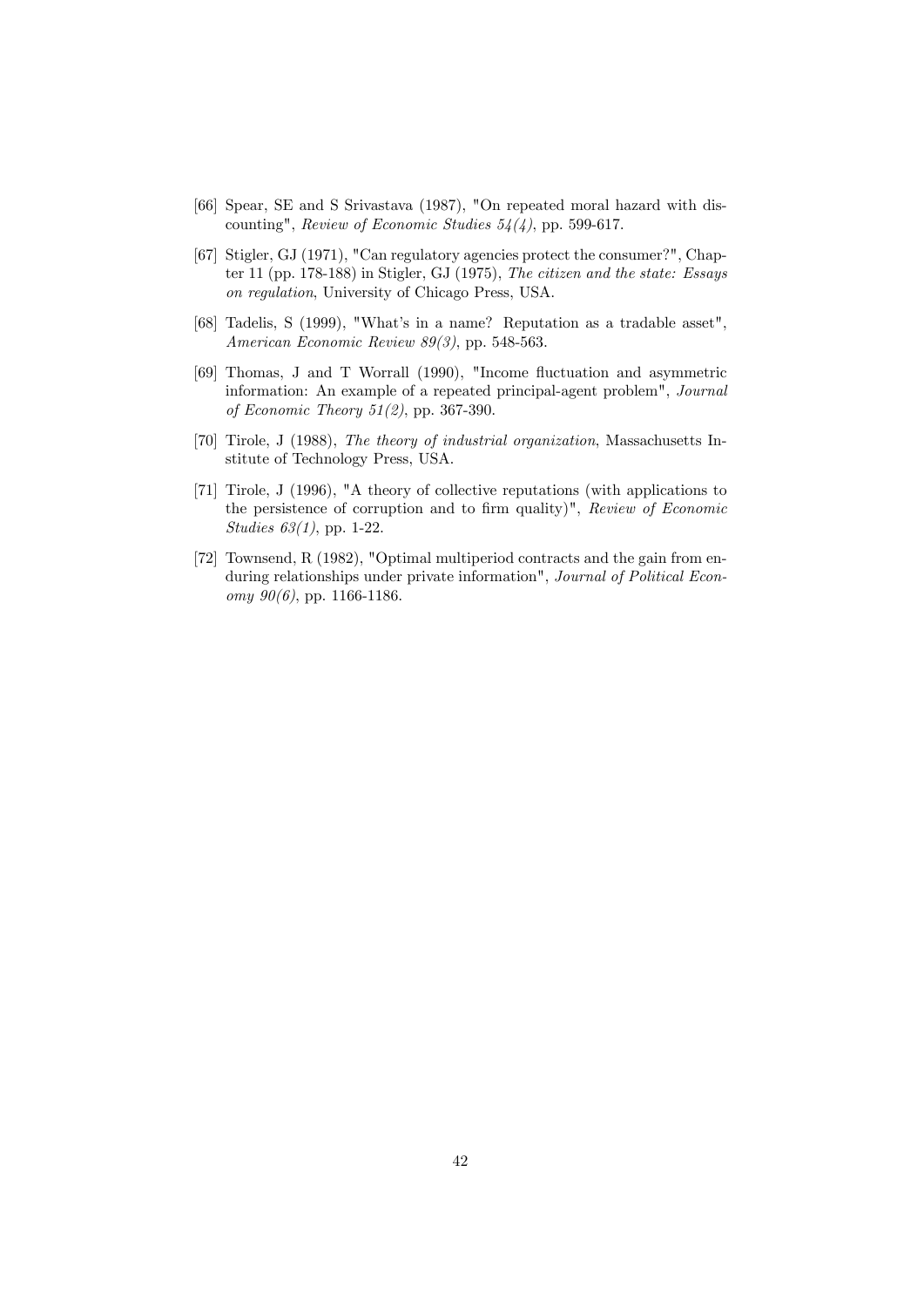[66] Spear, SE and S Srivastava (1987), "On repeated moral hazard with discounting", *Review of Economic Studies 54(4)*, pp. 599-617.

[67] Stigler, GJ (1971), "Can regulatory agencies protect the consumer?", Chapter 11 (pp. 178-188) in Stigler, GJ (1975), *The citizen and the state: Essays on regulation*, University of Chicago Press, USA.

[68] Tadelis, S (1999), "What's in a name? Reputation as a tradable asset", *American Economic Review 89(3)*, pp. 548-563.

[69] Thomas, J and T Worrall (1990), "Income fluctuation and asymmetric information: An example of a repeated principal-agent problem", *Journal of Economic Theory 51(2)*, pp. 367-390.

[70] Tirole, J (1988), *The theory of industrial organization*, Massachusetts Institute of Technology Press, USA.

[71] Tirole, J (1996), "A theory of collective reputations (with applications to the persistence of corruption and to firm quality)", *Review of Economic Studies 63(1)*, pp. 1-22.

[72] Townsend, R (1982), "Optimal multiperiod contracts and the gain from enduring relationships under private information", *Journal of Political Economy 90(6)*, pp. 1166-1186.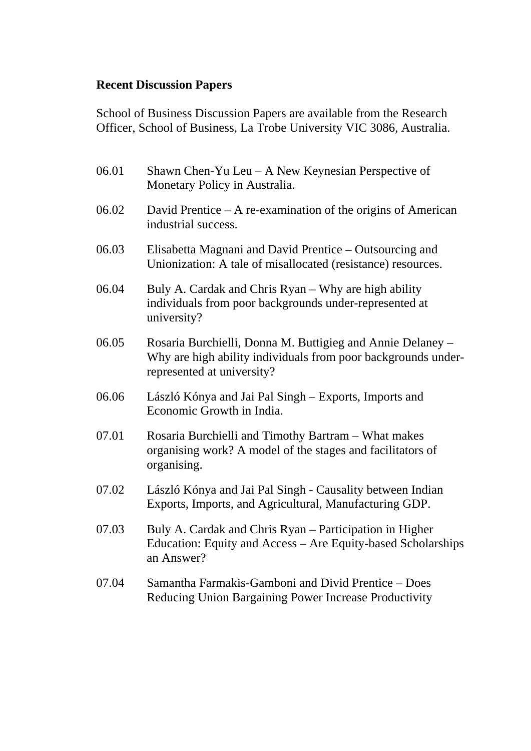**Recent Discussion Papers**

School of Business Discussion Papers are available from the Research Officer, School of Business, La Trobe University VIC 3086, Australia.

06.01 Shawn Chen-Yu Leu – A New Keynesian Perspective of Monetary Policy in Australia.

06.02 David Prentice – A re-examination of the origins of American industrial success.

06.03 Elisabetta Magnani and David Prentice – Outsourcing and Unionization: A tale of misallocated (resistance) resources.

06.04 Buly A. Cardak and Chris Ryan – Why are high ability individuals from poor backgrounds under-represented at university?

06.05 Rosaria Burchielli, Donna M. Buttigieg and Annie Delaney – Why are high ability individuals from poor backgrounds under-represented at university?

06.06 László Kónya and Jai Pal Singh – Exports, Imports and Economic Growth in India.

07.01 Rosaria Burchielli and Timothy Bartram – What makes organising work? A model of the stages and facilitators of organising.

07.02 László Kónya and Jai Pal Singh - Causality between Indian Exports, Imports, and Agricultural, Manufacturing GDP.

07.03 Buly A. Cardak and Chris Ryan – Participation in Higher Education: Equity and Access – Are Equity-based Scholarships an Answer?

07.04 Samantha Farmakis-Gamboni and Divid Prentice – Does Reducing Union Bargaining Power Increase Productivity